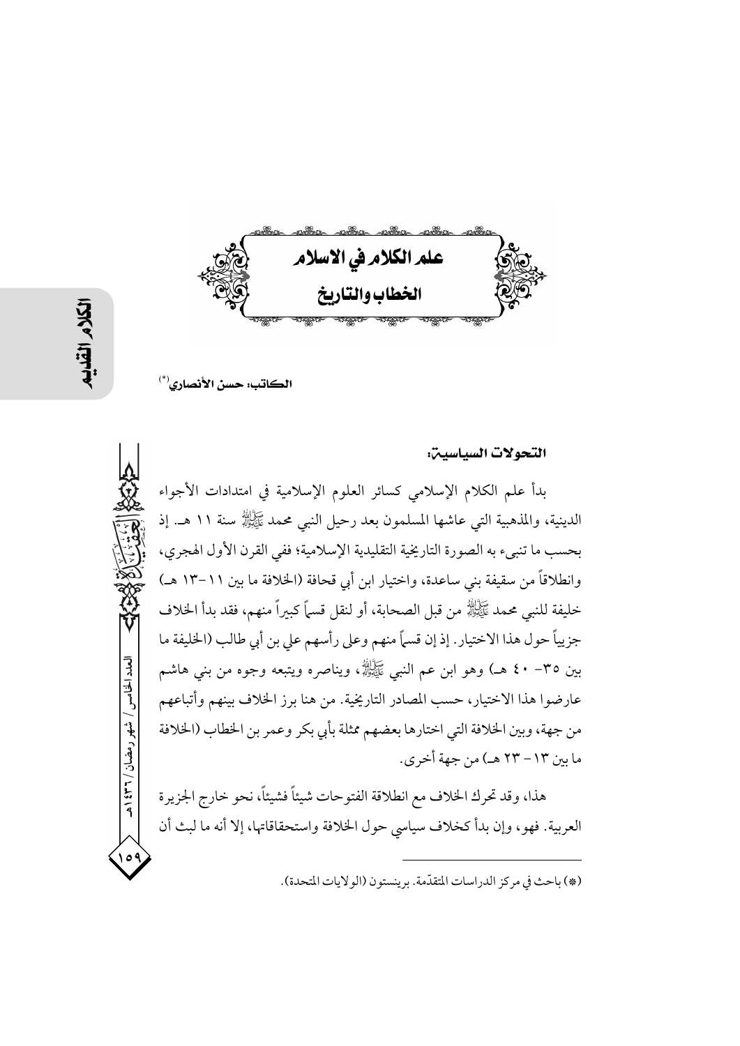# علم الكلام في الاسلام
## الخطاب والتاريخ

الكاتب: حسن الأنصاري(*)

### التحولات السياسية:

بدأ علم الكلام الإسلامي كسائر العلوم الإسلامية في امتدادات الأجواء الدينية، والمذهبية التي عاشها المسلمون بعد رحيل النبي محمد ﷺ سنة ١١ هـ. إذ بحسب ما تنبىء به الصورة التاريخية التقليدية الإسلامية؛ ففي القرن الأول الهجري، وانطلاقاً من سقيفة بني ساعدة، واختيار ابن أبي قحافة (الخلافة ما بين ١١-١٣ هـ) خليفة للنبي محمد ﷺ من قبل الصحابة، أو لنقل قسماً كبيراً منهم، فقد بدأ الخلاف جزيئاً حول هذا الاختيار. إذ إن قسماً منهم وعلى رأسهم علي بن أبي طالب (الخليفة ما بين ٣٥- ٤٠ هـ) وهو ابن عم النبي ﷺ، ويناصره ويتبعه وجوه من بني هاشم عارضوا هذا الاختيار، حسب المصادر التاريخية. من هنا برز الخلاف بينهم وأتباعهم من جهة، وبين الخلافة التي اختارها بعضهم ممثلة بأبي بكر وعمر بن الخطاب (الخلافة ما بين ١٣- ٢٣ هـ) من جهة أخرى.

هذا، وقد تحرك الخلاف مع انطلاقة الفتوحات شيئاً فشيئاً، نحو خارج الجزيرة العربية. فهو، وإن بدأ كخلاف سياسي حول الخلافة واستحقاقاتها، إلا أنه ما لبث أن

(*) باحث في مركز الدراسات المتقدّمة. برينستون (الولايات المتحدة).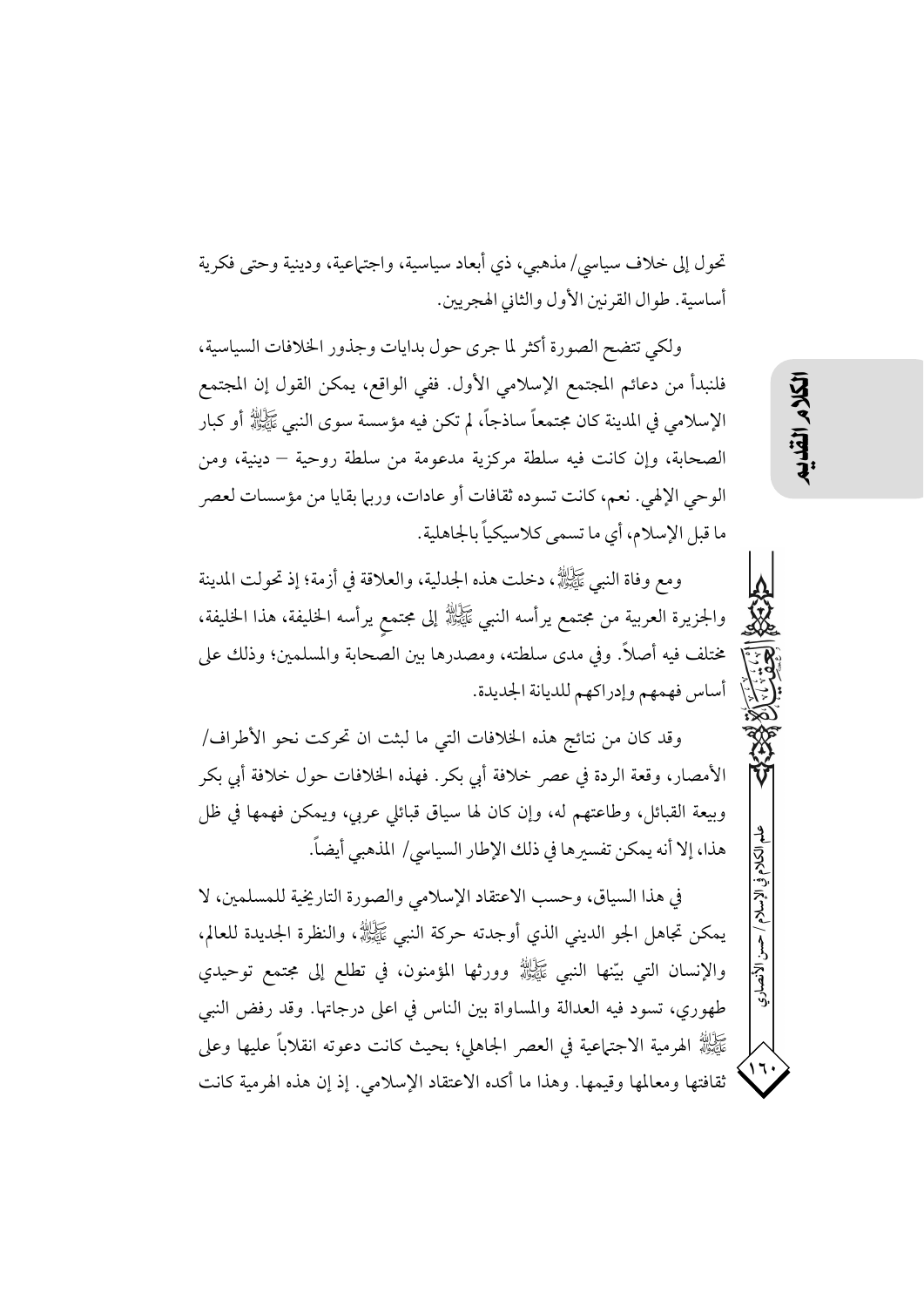تحول إلى خلاف سياسي/ مذهبي، ذي أبعاد سياسية، واجتماعية، ودينية وحتى فكرية أساسية. طوال القرنين الأول والثاني الهجريين.

ولكي تتضح الصورة أكثر لما جرى حول بدايات وجذور الخلافات السياسية، فلنبدأ من دعائم المجتمع الإسلامي الأول. ففي الواقع، يمكن القول إن المجتمع الإسلامي في المدينة كان مجتمعاً ساذجاً، لم تكن فيه مؤسسة سوى النبي ﷺ أو كبار الصحابة، وإن كانت فيه سلطة مركزية مدعومة من سلطة روحية – دينية، ومن الوحي الإلهي. نعم، كانت تسوده ثقافات أو عادات، وربما بقايا من مؤسسات لعصر ما قبل الإسلام، أي ما تسمى كلاسيكياً بالجاهلية.

ومع وفاة النبي ﷺ، دخلت هذه الجدلية، والعلاقة في أزمة؛ إذ تحولت المدينة والجزيرة العربية من مجتمع يرأسه النبي ﷺ إلى مجتمعٍ يرأسه الخليفة، هذا الخليفة، مختلف فيه أصلاً. وفي مدى سلطته، ومصدرها بين الصحابة والمسلمين؛ وذلك على أساس فهمهم وإدراكهم للديانة الجديدة.

وقد كان من نتائج هذه الخلافات التي ما لبثت ان تحركت نحو الأطراف/ الأمصار، وقعة الردة في عصر خلافة أبي بكر. فهذه الخلافات حول خلافة أبي بكر وبيعة القبائل، وطاعتهم له، وإن كان لها سياق قبائلي عربي، ويمكن فهمها في ظل هذا، إلا أنه يمكن تفسيرها في ذلك الإطار السياسي/ المذهبي أيضاً.

في هذا السياق، وحسب الاعتقاد الإسلامي والصورة التاريخية للمسلمين، لا يمكن تجاهل الجو الديني الذي أوجدته حركة النبي ﷺ، والنظرة الجديدة للعالم، والإنسان التي بيّنها النبي ﷺ وورثها المؤمنون، في تطلع إلى مجتمع توحيدي طهوري، تسود فيه العدالة والمساواة بين الناس في اعلى درجاتها. وقد رفض النبي ﷺ الهرمية الاجتماعية في العصر الجاهلي؛ بحيث كانت دعوته انقلاباً عليها وعلى ثقافتها ومعالمها وقيمها. وهذا ما أكده الاعتقاد الإسلامي. إذ إن هذه الهرمية كانت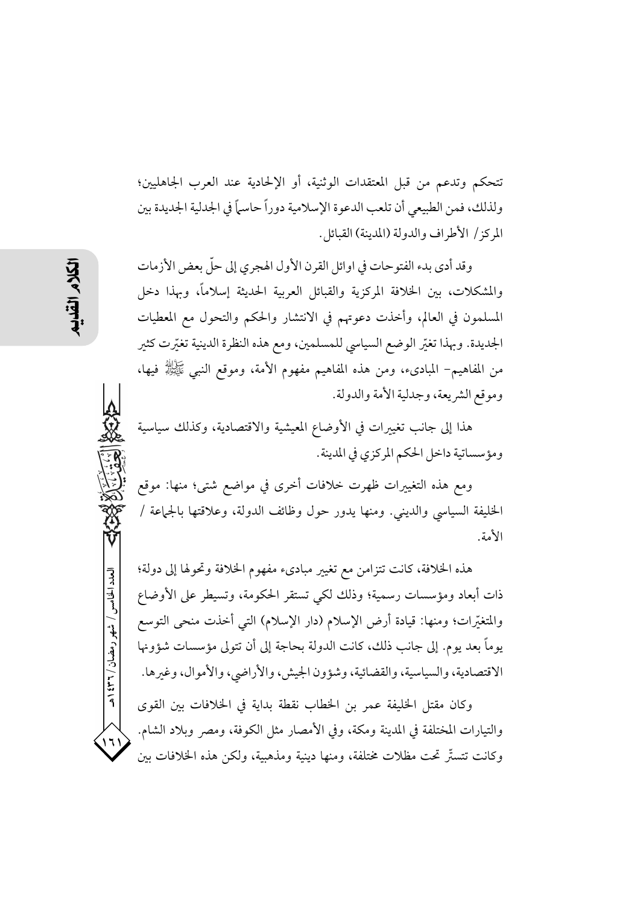تتحكم وتدعم من قبل المعتقدات الوثنية، أو الإلحادية عند العرب الجاهليين؛ ولذلك، فمن الطبيعي أن تلعب الدعوة الإسلامية دوراً حاسماً في الجدلية الجديدة بين المركز/ الأطراف والدولة (المدينة) القبائل.

وقد أدى بدء الفتوحات في اوائل القرن الأول الهجري إلى حلّ بعض الأزمات والمشكلات، بين الخلافة المركزية والقبائل العربية الحديثة إسلاماً، وبهذا دخل المسلمون في العالم، وأخذت دعوتهم في الانتشار والحكم والتحول مع المعطيات الجديدة. وبهذا تغيّر الوضع السياسي للمسلمين، ومع هذه النظرة الدينية تغيّرت كثير من المفاهيم- المبادىء، ومن هذه المفاهيم مفهوم الأمة، وموقع النبي ﷺ فيها، وموقع الشريعة، وجدلية الأمة والدولة.

هذا إلى جانب تغييرات في الأوضاع المعيشية والاقتصادية، وكذلك سياسية ومؤسساتية داخل الحكم المركزي في المدينة.

ومع هذه التغييرات ظهرت خلافات أخرى في مواضع شتى؛ منها: موقع الخليفة السياسي والديني. ومنها يدور حول وظائف الدولة، وعلاقتها بالجماعة / الأمة.

هذه الخلافة، كانت تتزامن مع تغيير مبادىء مفهوم الخلافة وتحولها إلى دولة؛ ذات أبعاد ومؤسسات رسمية؛ وذلك لكي تستقر الحكومة، وتسيطر على الأوضاع والمتغيّرات؛ ومنها: قيادة أرض الإسلام (دار الإسلام) التي أخذت منحى التوسع يوماً بعد يوم. إلى جانب ذلك، كانت الدولة بحاجة إلى أن تتولى مؤسسات شؤونها الاقتصادية، والسياسية، والقضائية، وشؤون الجيش، والأراضي، والأموال، وغيرها.

وكان مقتل الخليفة عمر بن الخطاب نقطة بداية في الخلافات بين القوى والتيارات المختلفة في المدينة ومكة، وفي الأمصار مثل الكوفة، ومصر وبلاد الشام. وكانت تتستّر تحت مظلات مختلفة، ومنها دينية ومذهبية، ولكن هذه الخلافات بين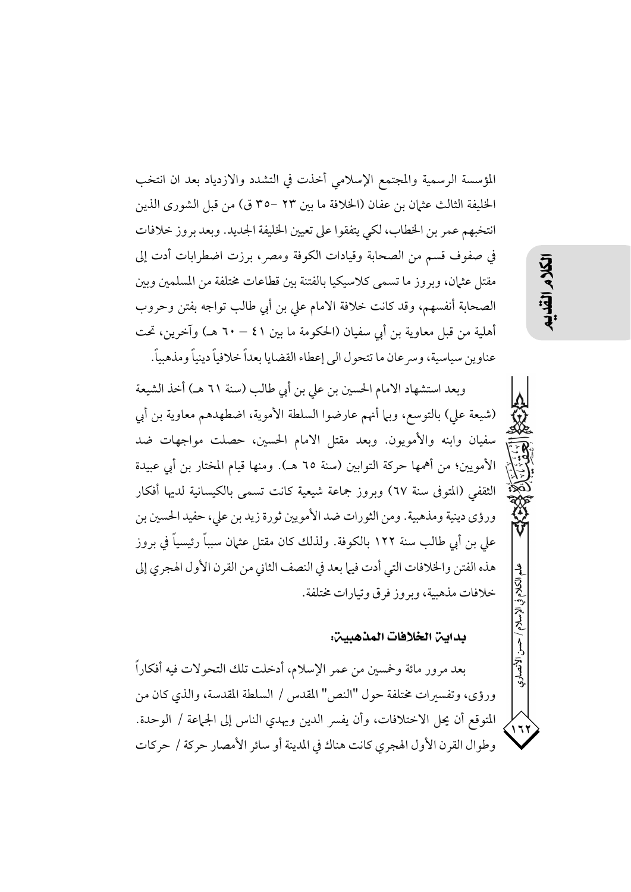المؤسسة الرسمية والمجتمع الإسلامي أخذت في التشدد والازدياد بعد ان انتخب الخليفة الثالث عثمان بن عفان (الخلافة ما بين ٢٣ -٣٥ ق) من قبل الشورى الذين انتخبهم عمر بن الخطاب، لكي يتفقوا على تعيين الخليفة الجديد. وبعد بروز خلافات في صفوف قسم من الصحابة وقيادات الكوفة ومصر، برزت اضطرابات أدت إلى مقتل عثمان، وبروز ما تسمى كلاسيكيا بالفتنة بين قطاعات مختلفة من المسلمين وبين الصحابة أنفسهم، وقد كانت خلافة الامام علي بن أبي طالب تواجه بفتن وحروب أهلية من قبل معاوية بن أبي سفيان (الحكومة ما بين ٤١ – ٦٠ هـ) وآخرين، تحت عناوين سياسية، وسرعان ما تتحول الى إعطاء القضايا بعداً خلافياً دينياً ومذهبياً.

وبعد استشهاد الامام الحسين بن علي بن أبي طالب (سنة ٦١ هـ) أخذ الشيعة (شيعة علي) بالتوسع، وبما أنهم عارضوا السلطة الأموية، اضطهدهم معاوية بن أبي سفيان وابنه والأمويون. وبعد مقتل الامام الحسين، حصلت مواجهات ضد الأمويين؛ من أهمها حركة التوابين (سنة ٦٥ هـ). ومنها قيام المختار بن أبي عبيدة الثقفي (المتوفى سنة ٦٧) وبروز جماعة شيعية كانت تسمى بالكيسانية لديها أفكار ورؤى دينية ومذهبية. ومن الثورات ضد الأمويين ثورة زيد بن علي، حفيد الحسين بن علي بن أبي طالب سنة ١٢٢ بالكوفة. ولذلك كان مقتل عثمان سبباً رئيسياً في بروز هذه الفتن والخلافات التي أدت فيما بعد في النصف الثاني من القرن الأول الهجري إلى خلافات مذهبية، وبروز فرق وتيارات مختلفة.

### بداية الخلافات المذهبية:

بعد مرور مائة وخمسين من عمر الإسلام، أدخلت تلك التحولات فيه أفكاراً ورؤى، وتفسيرات مختلفة حول "النص" المقدس / السلطة المقدسة، والذي كان من المتوقع أن يحل الاختلافات، وأن يفسر الدين ويهدي الناس إلى الجماعة / الوحدة. وطوال القرن الأول الهجري كانت هناك في المدينة أو سائر الأمصار حركة / حركات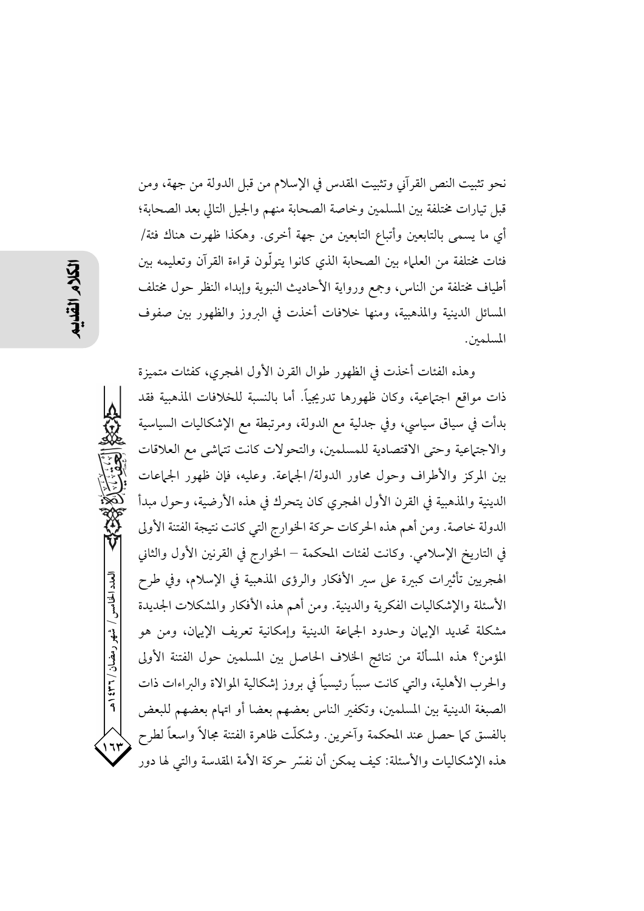نحو تثبيت النص القرآني وتثبيت المقدس في الإسلام من قبل الدولة من جهة، ومن قبل تيارات مختلفة بين المسلمين وخاصة الصحابة منهم والجيل التالي بعد الصحابة؛ أي ما يسمى بالتابعين وأتباع التابعين من جهة أخرى. وهكذا ظهرت هناك فئة/ فئات مختلفة من العلماء بين الصحابة الذي كانوا يتولّون قراءة القرآن وتعليمه بين أطياف مختلفة من الناس، وجمع ورواية الأحاديث النبوية وإبداء النظر حول مختلف المسائل الدينية والمذهبية، ومنها خلافات أخذت في البروز والظهور بين صفوف المسلمين.

وهذه الفئات أخذت في الظهور طوال القرن الأول الهجري، كفئات متميزة ذات مواقع اجتماعية، وكان ظهورها تدريجياً. أما بالنسبة للخلافات المذهبية فقد بدأت في سياق سياسي، وفي جدلية مع الدولة، ومرتبطة مع الإشكاليات السياسية والاجتماعية وحتى الاقتصادية للمسلمين، والتحولات كانت تتماشى مع العلاقات بين المركز والأطراف وحول محاور الدولة/ الجماعة. وعليه، فإن ظهور الجماعات الدينية والمذهبية في القرن الأول الهجري كان يتحرك في هذه الأرضية، وحول مبدأ الدولة خاصة. ومن أهم هذه الحركات حركة الخوارج التي كانت نتيجة الفتنة الأولى في التاريخ الإسلامي. وكانت لفئات المحكمة – الخوارج في القرنين الأول والثاني الهجريين تأثيرات كبيرة على سير الأفكار والرؤى المذهبية في الإسلام، وفي طرح الأسئلة والإشكاليات الفكرية والدينية. ومن أهم هذه الأفكار والمشكلات الجديدة مشكلة تحديد الإيمان وحدود الجماعة الدينية وإمكانية تعريف الإيمان، ومن هو المؤمن؟ هذه المسألة من نتائج الخلاف الحاصل بين المسلمين حول الفتنة الأولى والحرب الأهلية، والتي كانت سبباً رئيسياً في بروز إشكالية الموالاة والبراءات ذات الصبغة الدينية بين المسلمين، وتكفير الناس بعضهم بعضا أو اتهام بعضهم للبعض بالفسق كما حصل عند المحكمة وآخرين. وشكلّت ظاهرة الفتنة مجالاً واسعاً لطرح هذه الإشكاليات والأسئلة: كيف يمكن أن نفسّر حركة الأمة المقدسة والتي لها دور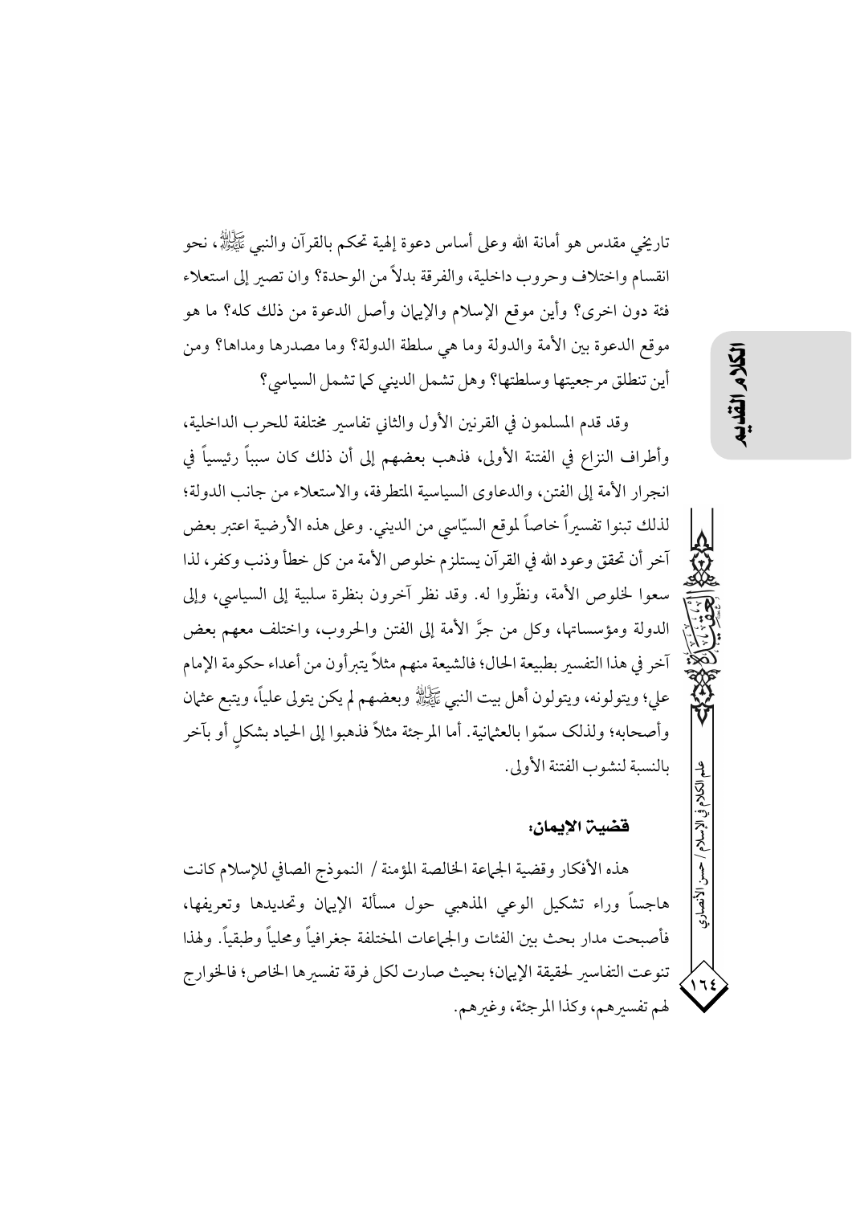تاريخي مقدس هو أمانة الله وعلى أساس دعوة إلهية تحكم بالقرآن والنبي ﷺ، نحو انقسام واختلاف وحروب داخلية، والفرقة بدلاً من الوحدة؟ وان تصير إلى استعلاء فئة دون اخرى؟ وأين موقع الإسلام والإيمان وأصل الدعوة من ذلك كله؟ ما هو موقع الدعوة بين الأمة والدولة وما هي سلطة الدولة؟ وما مصدرها ومداها؟ ومن أين تنطلق مرجعيتها وسلطتها؟ وهل تشمل الديني كما تشمل السياسي؟

وقد قدم المسلمون في القرنين الأول والثاني تفاسير مختلفة للحرب الداخلية، وأطراف النزاع في الفتنة الأولى، فذهب بعضهم إلى أن ذلك كان سبباً رئيسياً في انجرار الأمة إلى الفتن، والدعاوى السياسية المتطرفة، والاستعلاء من جانب الدولة؛ لذلك تبنوا تفسيراً خاصاً لموقع السيّاسي من الديني. وعلى هذه الأرضية اعتبر بعض آخر أن تحقق وعود الله في القرآن يستلزم خلوص الأمة من كل خطأ وذنب وكفر، لذا سعوا لخلوص الأمة، ونظّروا له. وقد نظر آخرون بنظرة سلبية إلى السياسي، وإلى الدولة ومؤسساتها، وكل من جرَّ الأمة إلى الفتن والحروب، واختلف معهم بعض آخر في هذا التفسير بطبيعة الحال؛ فالشيعة منهم مثلاً يتبرأون من أعداء حكومة الإمام علي؛ ويتولونه، ويتولون أهل بيت النبي ﷺ وبعضهم لم يكن يتولى علياً، ويتبع عثمان وأصحابه؛ ولذلک سمّوا بالعثمانية. أما المرجئة مثلاً فذهبوا إلى الحياد بشكلٍ أو بآخر بالنسبة لنشوب الفتنة الأولى.

### قضية الإيمان:

هذه الأفكار وقضية الجماعة الخالصة المؤمنة / النموذج الصافي للإسلام كانت هاجساً وراء تشكيل الوعي المذهبي حول مسألة الإيمان وتحديدها وتعريفها، فأصبحت مدار بحث بين الفئات والجماعات المختلفة جغرافياً ومحلياً وطبقياً. ولهذا تنوعت التفاسير لحقيقة الإيمان؛ بحيث صارت لكل فرقة تفسيرها الخاص؛ فالخوارج لهم تفسيرهم، وكذا المرجئة، وغيرهم.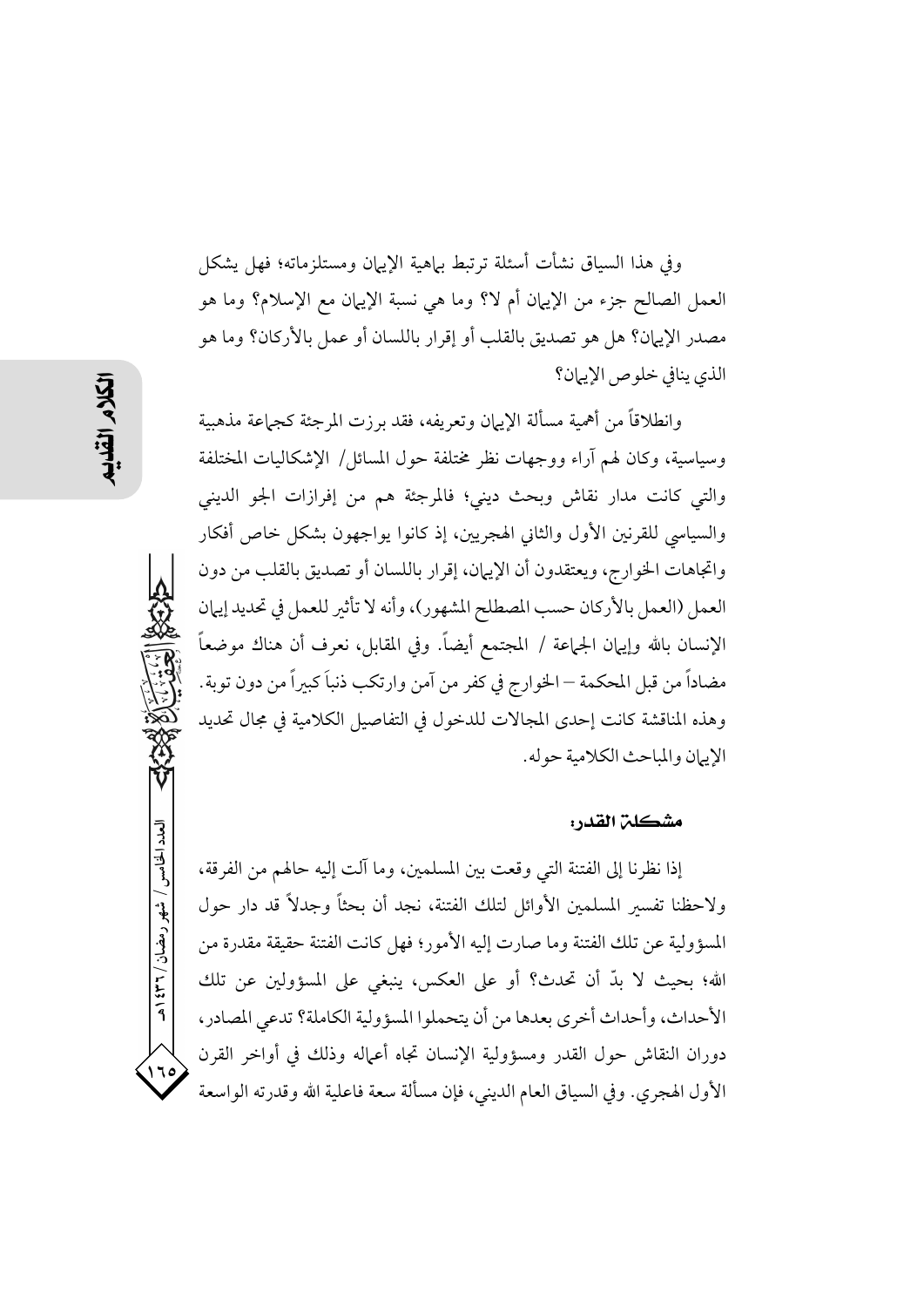وفي هذا السياق نشأت أسئلة ترتبط بماهية الإيمان ومستلزماته؛ فهل يشكل العمل الصالح جزء من الإيمان أم لا؟ وما هي نسبة الإيمان مع الإسلام؟ وما هو مصدر الإيمان؟ هل هو تصديق بالقلب أو إقرار باللسان أو عمل بالأركان؟ وما هو الذي ينافي خلوص الإيمان؟

وانطلاقاً من أهمية مسألة الإيمان وتعريفه، فقد برزت المرجئة كجماعة مذهبية وسياسية، وكان لهم آراء ووجهات نظر مختلفة حول المسائل/ الإشكاليات المختلفة والتي كانت مدار نقاش وبحث ديني؛ فالمرجئة هم من إفرازات الجو الديني والسياسي للقرنين الأول والثاني الهجريين، إذ كانوا يواجهون بشكل خاص أفكار واتجاهات الخوارج، ويعتقدون أن الإيمان، إقرار باللسان أو تصديق بالقلب من دون العمل (العمل بالأركان حسب المصطلح المشهور)، وأنه لا تأثير للعمل في تحديد إيمان الإنسان بالله وإيمان الجماعة / المجتمع أيضاً. وفي المقابل، نعرف أن هناك موضعاً مضاداً من قبل المحكمة – الخوارج في كفر من آمن وارتكب ذنباً كبيراً من دون توبة. وهذه المناقشة كانت إحدى المجالات للدخول في التفاصيل الكلامية في مجال تحديد الإيمان والمباحث الكلامية حوله.

### مشكلة القدر:

إذا نظرنا إلى الفتنة التي وقعت بين المسلمين، وما آلت إليه حالهم من الفرقة، ولاحظنا تفسير المسلمين الأوائل لتلك الفتنة، نجد أن بحثاً وجدلاً قد دار حول المسؤولية عن تلك الفتنة وما صارت إليه الأمور؛ فهل كانت الفتنة حقيقة مقدرة من الله؛ بحيث لا بدّ أن تحدث؟ أو على العكس، ينبغي على المسؤولين عن تلك الأحداث، وأحداث أخرى بعدها من أن يتحملوا المسؤولية الكاملة؟ تدعي المصادر، دوران النقاش حول القدر ومسؤولية الإنسان تجاه أعماله وذلك في أواخر القرن الأول الهجري. وفي السياق العام الديني، فإن مسألة سعة فاعلية الله وقدرته الواسعة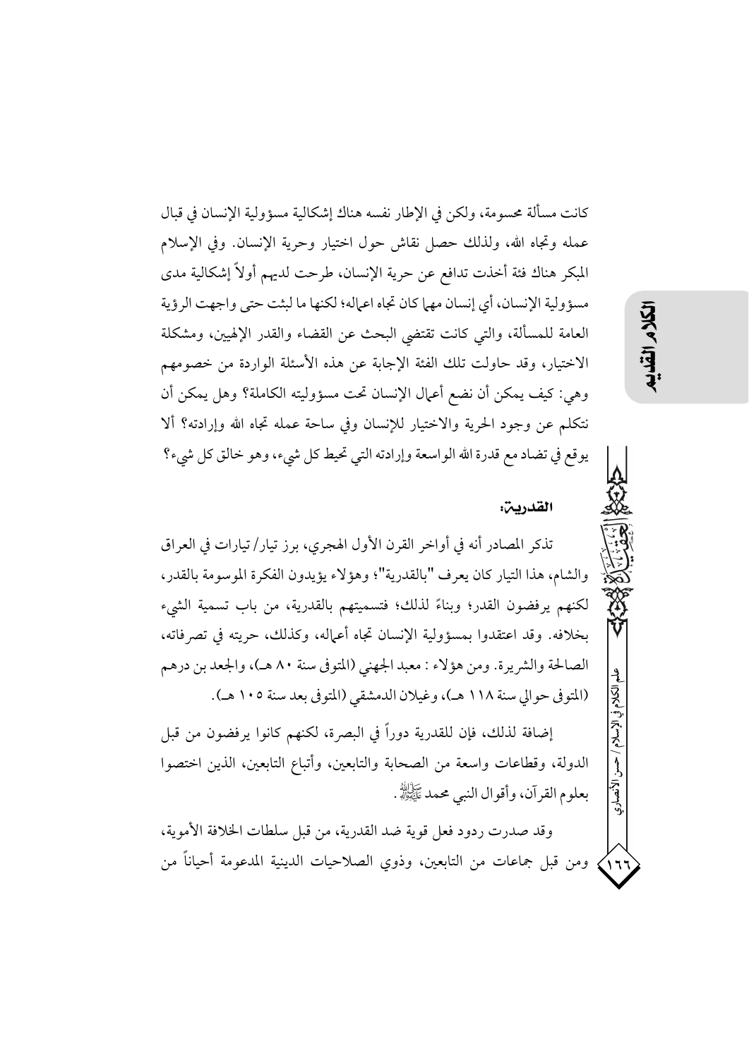كانت مسألة محسومة، ولكن في الإطار نفسه هناك إشكالية مسؤولية الإنسان في قبال عمله وتجاه الله، ولذلك حصل نقاش حول اختيار وحرية الإنسان. وفي الإسلام المبكر هناك فئة أخذت تدافع عن حرية الإنسان، طرحت لديهم أولاً إشكالية مدى مسؤولية الإنسان، أي إنسان مهما كان تجاه اعماله؛ لكنها ما لبثت حتى واجهت الرؤية العامة للمسألة، والتي كانت تقتضي البحث عن القضاء والقدر الإلهيين، ومشكلة الاختيار، وقد حاولت تلك الفئة الإجابة عن هذه الأسئلة الواردة من خصومهم وهي: كيف يمكن أن نضع أعمال الإنسان تحت مسؤوليته الكاملة؟ وهل يمكن أن نتكلم عن وجود الحرية والاختيار للإنسان وفي ساحة عمله تجاه الله وإرادته؟ ألا يوقع في تضاد مع قدرة الله الواسعة وإرادته التي تحيط كل شيء، وهو خالق كل شيء؟

### القدرية:

تذكر المصادر أنه في أواخر القرن الأول الهجري، برز تيار/ تيارات في العراق والشام، هذا التيار كان يعرف "بالقدرية"؛ وهؤلاء يؤيدون الفكرة الموسومة بالقدر، لكنهم يرفضون القدر؛ وبناءً لذلك؛ فتسميتهم بالقدرية، من باب تسمية الشيء بخلافه. وقد اعتقدوا بمسؤولية الإنسان تجاه أعماله، وكذلك، حريته في تصرفاته، الصالحة والشريرة. ومن هؤلاء: معبد الجهني (المتوفى سنة ٨٠ هـ)، والجعد بن درهم (المتوفى حوالي سنة ١١٨ هـ)، وغيلان الدمشقي (المتوفى بعد سنة ١٠٥ هـ).

إضافة لذلك، فإن للقدرية دوراً في البصرة، لكنهم كانوا يرفضون من قبل الدولة، وقطاعات واسعة من الصحابة والتابعين، وأتباع التابعين، الذين اختصوا بعلوم القرآن، وأقوال النبي محمد ﷺ.

وقد صدرت ردود فعل قوية ضد القدرية، من قبل سلطات الخلافة الأموية، ومن قبل جماعات من التابعين، وذوي الصلاحيات الدينية المدعومة أحياناً من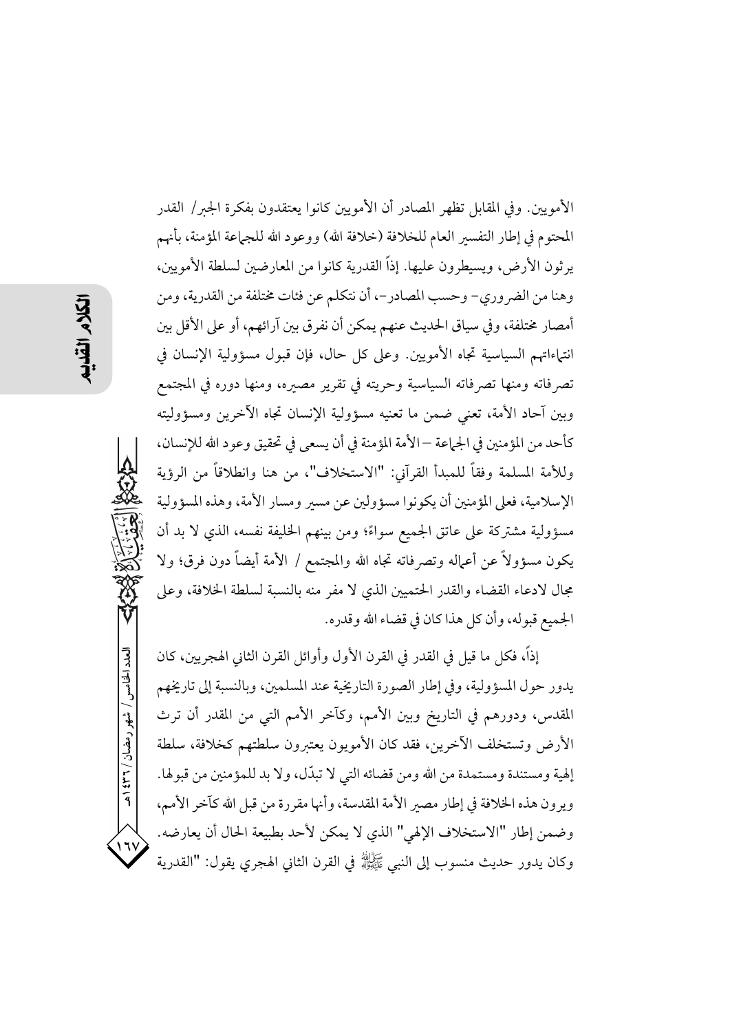الأمويين. وفي المقابل تظهر المصادر أن الأمويين كانوا يعتقدون بفكرة الجبر/ القدر المحتوم في إطار التفسير العام للخلافة (خلافة الله) ووعود الله للجماعة المؤمنة، بأنهم يرثون الأرض، ويسيطرون عليها. إذاً القدرية كانوا من المعارضين لسلطة الأمويين، وهنا من الضروري- وحسب المصادر-، أن نتكلم عن فئات مختلفة من القدرية، ومن أمصار مختلفة، وفي سياق الحديث عنهم يمكن أن نفرق بين آرائهم، أو على الأقل بين انتماءاتهم السياسية تجاه الأمويين. وعلى كل حال، فإن قبول مسؤولية الإنسان في تصرفاته ومنها تصرفاته السياسية وحريته في تقرير مصيره، ومنها دوره في المجتمع وبين آحاد الأمة، تعني ضمن ما تعنيه مسؤولية الإنسان تجاه الآخرين ومسؤوليته كأحد من المؤمنين في الجماعة –الأمة المؤمنة في أن يسعى في تحقيق وعود الله للإنسان، وللأمة المسلمة وفقاً للمبدأ القرآني: "الاستخلاف"، من هنا وانطلاقاً من الرؤية الإسلامية، فعلى المؤمنين أن يكونوا مسؤولين عن مسير ومسار الأمة، وهذه المسؤولية مسؤولية مشتركة على عاتق الجميع سواءً؛ ومن بينهم الخليفة نفسه، الذي لا بد أن يكون مسؤولاً عن أعماله وتصرفاته تجاه الله والمجتمع / الأمة أيضاً دون فرق؛ ولا مجال لادعاء القضاء والقدر الحتميين الذي لا مفر منه بالنسبة لسلطة الخلافة، وعلى الجميع قبوله، وأن كل هذا كان في قضاء الله وقدره.

إذاً، فكل ما قيل في القدر في القرن الأول وأوائل القرن الثاني الهجريين، كان يدور حول المسؤولية، وفي إطار الصورة التاريخية عند المسلمين، وبالنسبة إلى تاريخهم المقدس، ودورهم في التاريخ وبين الأمم، وكآخر الأمم التي من المقدر أن ترث الأرض وتستخلف الآخرين، فقد كان الأمويون يعتبرون سلطتهم كخلافة، سلطة إلهية ومستندة ومستمدة من الله ومن قضائه التي لا تبدّل، ولا بد للمؤمنين من قبولها. ويرون هذه الخلافة في إطار مصير الأمة المقدسة، وأنها مقررة من قبل الله كآخر الأمم، وضمن إطار "الاستخلاف الإلهي" الذي لا يمكن لأحد بطبيعة الحال أن يعارضه. وكان يدور حديث منسوب إلى النبي ﷺ في القرن الثاني الهجري يقول: "القدرية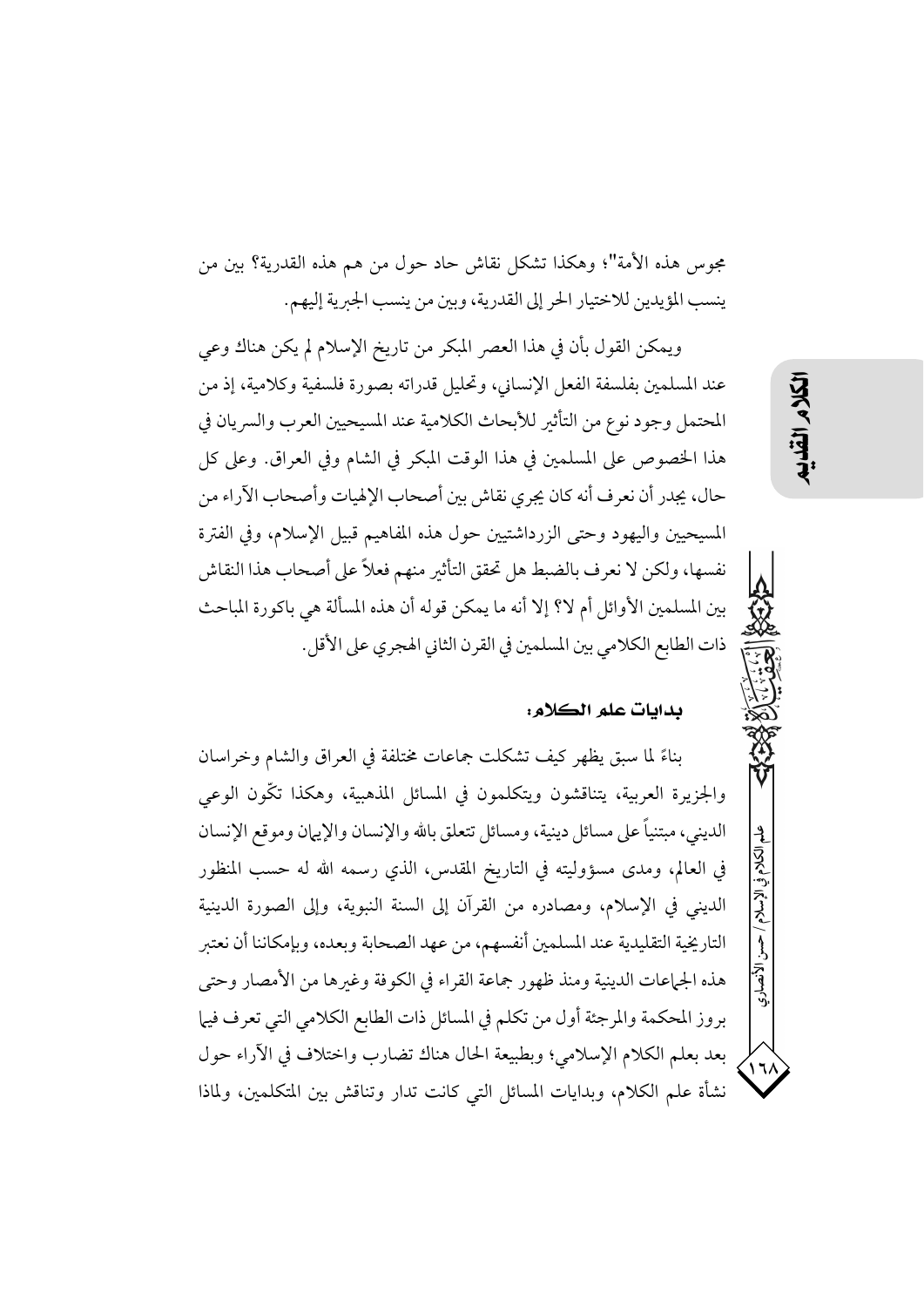مجوس هذه الأمة"؛ وهكذا تشكل نقاش حاد حول من هم هذه القدرية؟ بين من ينسب المؤيدين للاختيار الحر إلى القدرية، وبين من ينسب الجبرية إليهم.

ويمكن القول بأن في هذا العصر المبكر من تاريخ الإسلام لم يكن هناك وعي عند المسلمين بفلسفة الفعل الإنساني، وتحليل قدراته بصورة فلسفية وكلامية، إذ من المحتمل وجود نوع من التأثير للأبحاث الكلامية عند المسيحيين العرب والسريان في هذا الخصوص على المسلمين في هذا الوقت المبكر في الشام وفي العراق. وعلى كل حال، يجدر أن نعرف أنه كان يجري نقاش بين أصحاب الإلهيات وأصحاب الآراء من المسيحيين واليهود وحتى الزرداشتيين حول هذه المفاهيم قبيل الإسلام، وفي الفترة نفسها، ولكن لا نعرف بالضبط هل تحقق التأثير منهم فعلاً على أصحاب هذا النقاش بين المسلمين الأوائل أم لا؟ إلا أنه ما يمكن قوله أن هذه المسألة هي باكورة المباحث ذات الطابع الكلامي بين المسلمين في القرن الثاني الهجري على الأقل.

### بدايات علم الكلام:

بناءً لما سبق يظهر كيف تشكلت جماعات مختلفة في العراق والشام وخراسان والجزيرة العربية، يتناقشون ويتكلمون في المسائل المذهبية، وهكذا تكّون الوعي الديني، مبتنياً على مسائل دينية، ومسائل تتعلق بالله والإنسان والإيمان وموقع الإنسان في العالم، ومدى مسؤوليته في التاريخ المقدس، الذي رسمه الله له حسب المنظور الديني في الإسلام، ومصادره من القرآن إلى السنة النبوية، وإلى الصورة الدينية التاريخية التقليدية عند المسلمين أنفسهم، من عهد الصحابة وبعده، وبإمكاننا أن نعتبر هذه الجماعات الدينية ومنذ ظهور جماعة القراء في الكوفة وغيرها من الأمصار وحتى بروز المحكمة والمرجئة أول من تكلم في المسائل ذات الطابع الكلامي التي تعرف فيما بعد بعلم الكلام الإسلامي؛ وبطبيعة الحال هناك تضارب واختلاف في الآراء حول نشأة علم الكلام، وبدايات المسائل التي كانت تدار وتناقش بين المتكلمين، ولماذا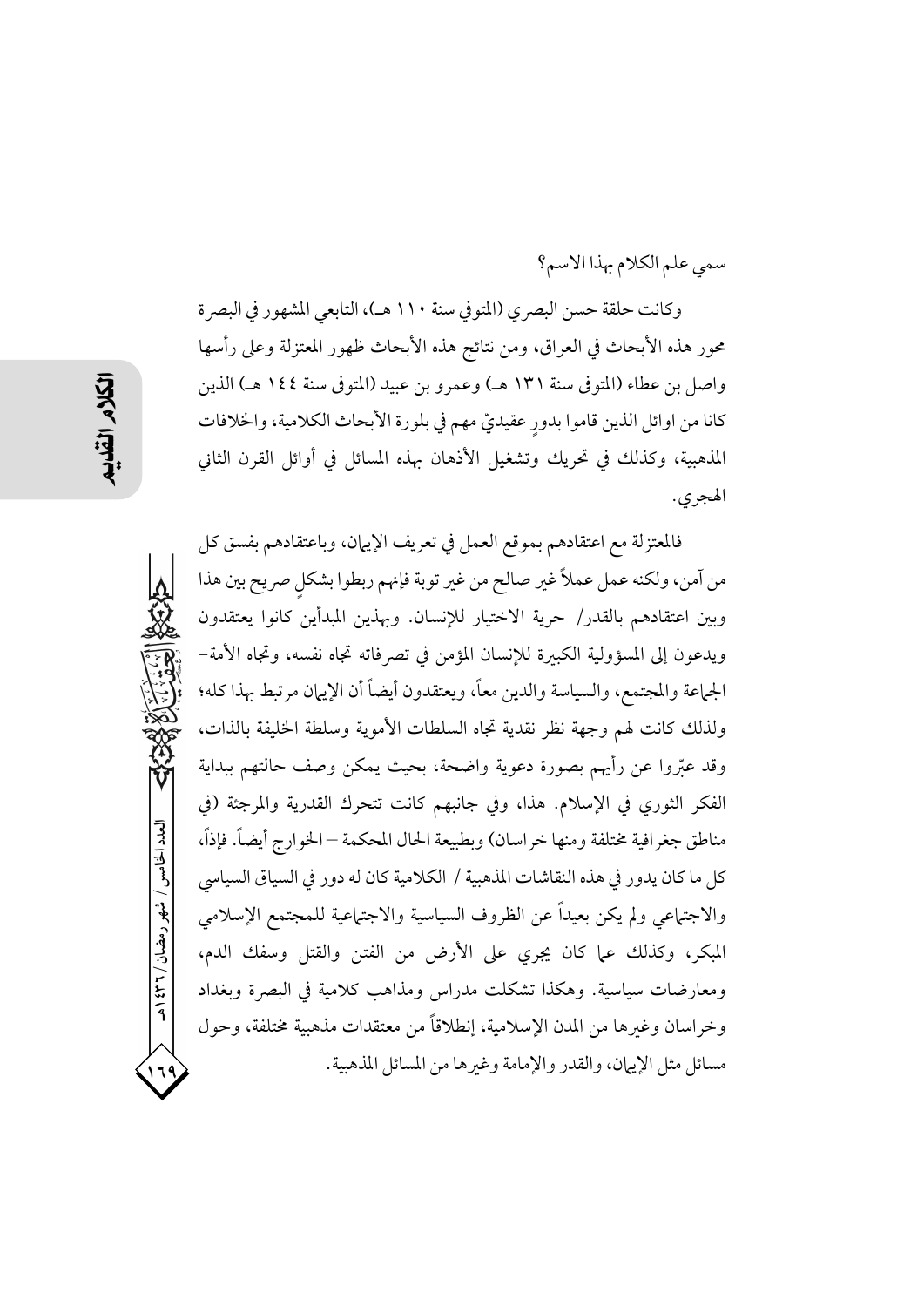سمي علم الكلام بهذا الاسم؟

وكانت حلقة حسن البصري (المتوفى سنة ١١٠ هـ)، التابعي المشهور في البصرة محور هذه الأبحاث في العراق، ومن نتائج هذه الأبحاث ظهور المعتزلة وعلى رأسها واصل بن عطاء (المتوفى سنة ١٣١ هـ) وعمرو بن عبيد (المتوفى سنة ١٤٤ هـ) الذين كانا من اوائل الذين قاموا بدورٍ عقيديّ مهم في بلورة الأبحاث الكلامية، والخلافات المذهبية، وكذلك في تحريك وتشغيل الأذهان بهذه المسائل في أوائل القرن الثاني الهجري.

فالمعتزلة مع اعتقادهم بموقع العمل في تعريف الإيمان، وباعتقادهم بفسق كل من آمن، ولكنه عمل عملاً غير صالح من غير توبة فإنهم ربطوا بشكلٍ صريح بين هذا وبين اعتقادهم بالقدر/ حرية الاختيار للإنسان. وبهذين المبدأين كانوا يعتقدون ويدعون إلى المسؤولية الكبيرة للإنسان المؤمن في تصرفاته تجاه نفسه، وتجاه الأمة- الجماعة والمجتمع، والسياسة والدين معاً، ويعتقدون أيضاً أن الإيمان مرتبط بهذا كله؛ ولذلك كانت لهم وجهة نظر نقدية تجاه السلطات الأموية وسلطة الخليفة بالذات، وقد عبّروا عن رأيهم بصورة دعوية واضحة، بحيث يمكن وصف حالتهم ببداية الفكر الثوري في الإسلام. هذا، وفي جانبهم كانت تتحرك القدرية والمرجئة (في مناطق جغرافية مختلفة ومنها خراسان) وبطبيعة الحال المحكمة – الخوارج أيضاً. فإذاً، كل ما كان يدور في هذه النقاشات المذهبية / الكلامية كان له دور في السياق السياسي والاجتماعي ولم يكن بعيداً عن الظروف السياسية والاجتماعية للمجتمع الإسلامي المبكر، وكذلك عما كان يجري على الأرض من الفتن والقتل وسفك الدم، ومعارضات سياسية. وهكذا تشكلت مدارس ومذاهب كلامية في البصرة وبغداد وخراسان وغيرها من المدن الإسلامية، إنطلاقاً من معتقدات مذهبية مختلفة، وحول مسائل مثل الإيمان، والقدر والإمامة وغيرها من المسائل المذهبية.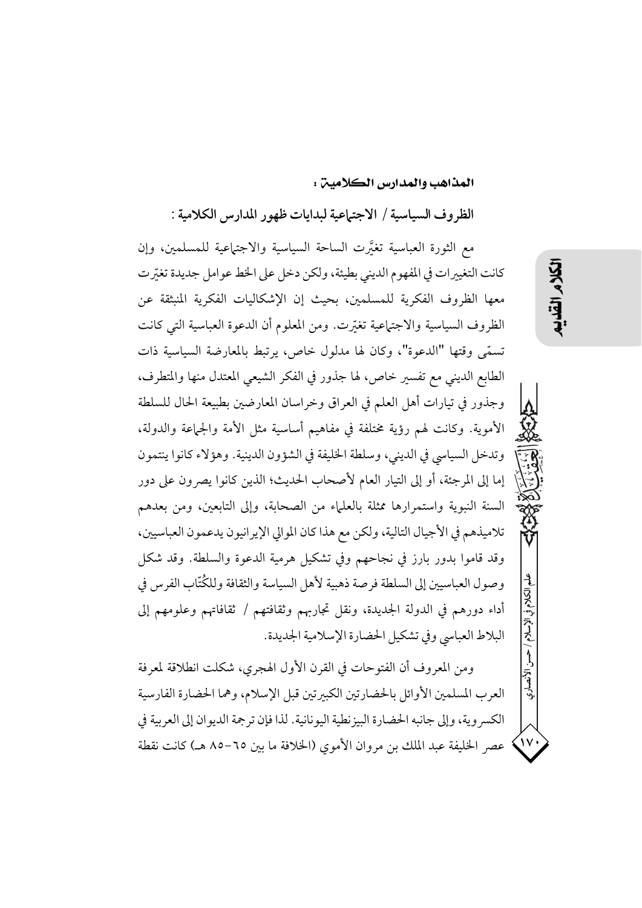### المذاهب والمدارس الكلامية :

#### الظروف السياسية / الاجتماعية لبدايات ظهور المدارس الكلامية :

مع الثورة العباسية تغيَّرت الساحة السياسية والاجتماعية للمسلمين، وإن كانت التغييرات في المفهوم الديني بطيئة، ولكن دخل على الخط عوامل جديدة تغيّرت معها الظروف الفكرية للمسلمين، بحيث إن الإشكاليات الفكرية المنبثقة عن الظروف السياسية والاجتماعية تغيّرت. ومن المعلوم أن الدعوة العباسية التي كانت تسمّى وقتها "الدعوة"، وكان لها مدلول خاص، يرتبط بالمعارضة السياسية ذات الطابع الديني مع تفسير خاص، لها جذور في الفكر الشيعي المعتدل منها والمتطرف، وجذور في تيارات أهل العلم في العراق وخراسان المعارضين بطبيعة الحال للسلطة الأموية. وكانت لهم رؤية مختلفة في مفاهيم أساسية مثل الأمة والجماعة والدولة، وتدخل السياسي في الديني، وسلطة الخليفة في الشؤون الدينية. وهؤلاء كانوا ينتمون إما إلى المرجئة، أو إلى التيار العام لأصحاب الحديث؛ الذين كانوا يصرون على دور السنة النبوية واستمرارها ممثلة بالعلماء من الصحابة، وإلى التابعين، ومن بعدهم تلاميذهم في الأجيال التالية، ولكن مع هذا كان الموالي الإيرانيون يدعمون العباسيين، وقد قاموا بدور بارز في نجاحهم وفي تشكيل هرمية الدعوة والسلطة. وقد شكل وصول العباسيين إلى السلطة فرصة ذهبية لأهل السياسة والثقافة وللكُتّاب الفرس في أداء دورهم في الدولة الجديدة، ونقل تجاربهم وثقافتهم / ثقافاتهم وعلومهم إلى البلاط العباسي وفي تشكيل الحضارة الإسلامية الجديدة.

ومن المعروف أن الفتوحات في القرن الأول الهجري، شكلت انطلاقة لمعرفة العرب المسلمين الأوائل بالحضارتين الكبيرتين قبل الإسلام، وهما الحضارة الفارسية الكسروية، وإلى جانبه الحضارة البيزنطية اليونانية. لذا فإن ترجمة الديوان إلى العربية في عصر الخليفة عبد الملك بن مروان الأموي (الخلافة ما بين ٦٥-٨٥ هـ) كانت نقطة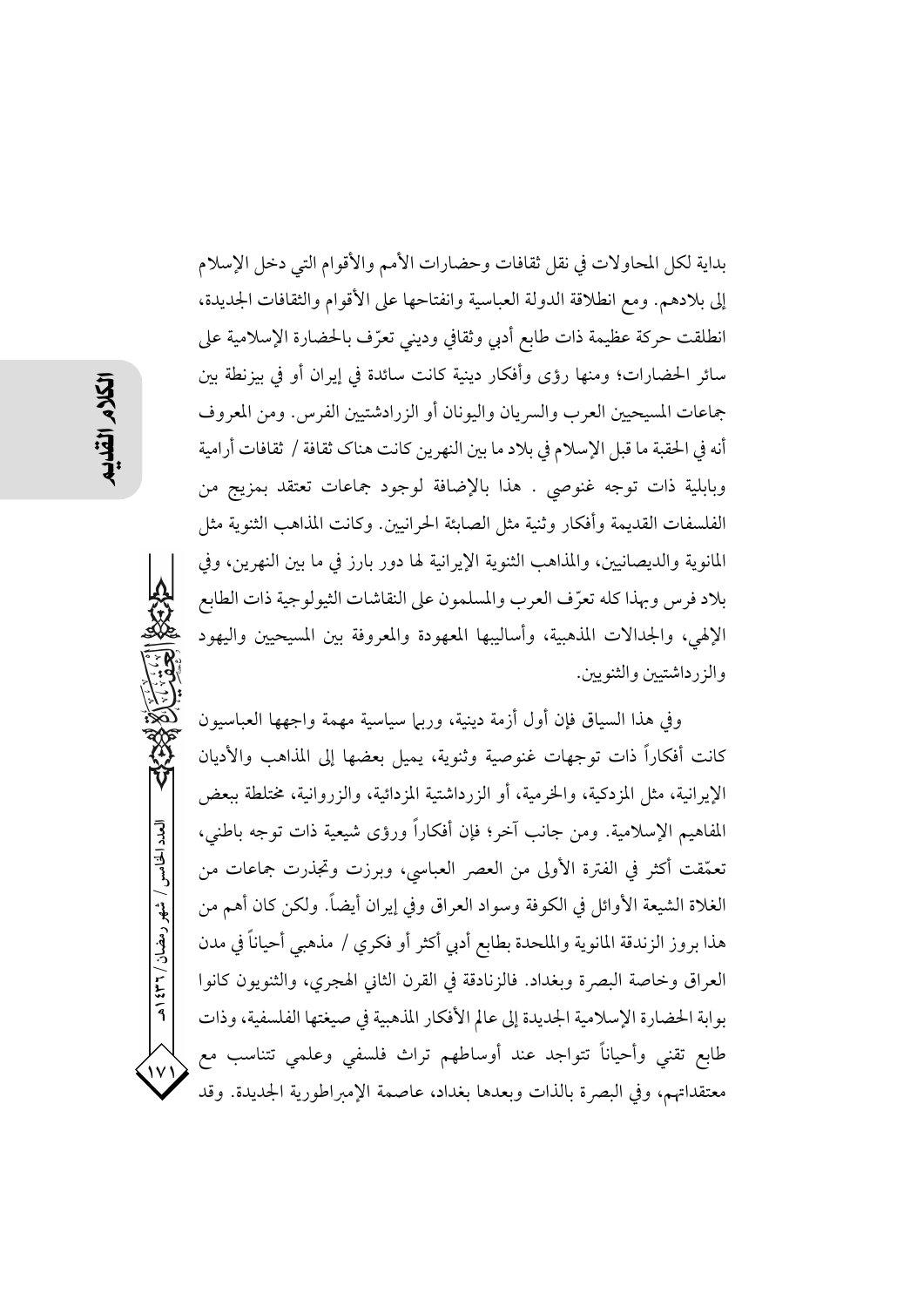بداية لكل المحاولات في نقل ثقافات وحضارات الأمم والأقوام التي دخل الإسلام إلى بلادهم. ومع انطلاقة الدولة العباسية وانفتاحها على الأقوام والثقافات الجديدة، انطلقت حركة عظيمة ذات طابع أدبي وثقافي وديني تعرّف بالحضارة الإسلامية على سائر الحضارات؛ ومنها رؤى وأفكار دينية كانت سائدة في إيران أو في بيزنطة بين جماعات المسيحيين العرب والسريان واليونان أو الزرادشتيين الفرس. ومن المعروف أنه في الحقبة ما قبل الإسلام في بلاد ما بين النهرين كانت هناك ثقافة / ثقافات أرامية وبابلية ذات توجه غنوصي . هذا بالإضافة لوجود جماعات تعتقد بمزيج من الفلسفات القديمة وأفكار وثنية مثل الصابئة الحرانيين. وكانت المذاهب الثنوية مثل المانوية والديصانيين، والمذاهب الثنوية الإيرانية لها دور بارز في ما بين النهرين، وفي بلاد فرس وبهذا كله تعرّف العرب والمسلمون على النقاشات الثيولوجية ذات الطابع الإلهي، والجدالات المذهبية، وأساليبها المعهودة والمعروفة بين المسيحيين واليهود والزرداشتيين والثنويين.

وفي هذا السياق فإن أول أزمة دينية، وربما سياسية مهمة واجهها العباسيون كانت أفكاراً ذات توجهات غنوصية وثنوية، يميل بعضها إلى المذاهب والأديان الإيرانية، مثل المزدكية، والخرمية، أو الزرداشتية المزدائية، والزروانية، مختلطة ببعض المفاهيم الإسلامية. ومن جانب آخر؛ فإن أفكاراً ورؤى شيعية ذات توجه باطني، تعمّقت أكثر في الفترة الأولى من العصر العباسي، وبرزت وتجذرت جماعات من الغلاة الشيعة الأوائل في الكوفة وسواد العراق وفي إيران أيضاً. ولكن كان أهم من هذا بروز الزندقة المانوية والملحدة بطابع أدبي أكثر أو فكري / مذهبي أحياناً في مدن العراق وخاصة البصرة وبغداد. فالزنادقة في القرن الثاني الهجري، والثنويون كانوا بوابة الحضارة الإسلامية الجديدة إلى عالم الأفكار المذهبية في صيغتها الفلسفية، وذات طابع تقني وأحياناً تتواجد عند أوساطهم تراث فلسفي وعلمي تتناسب مع معتقداتهم، وفي البصرة بالذات وبعدها بغداد، عاصمة الإمبراطورية الجديدة. وقد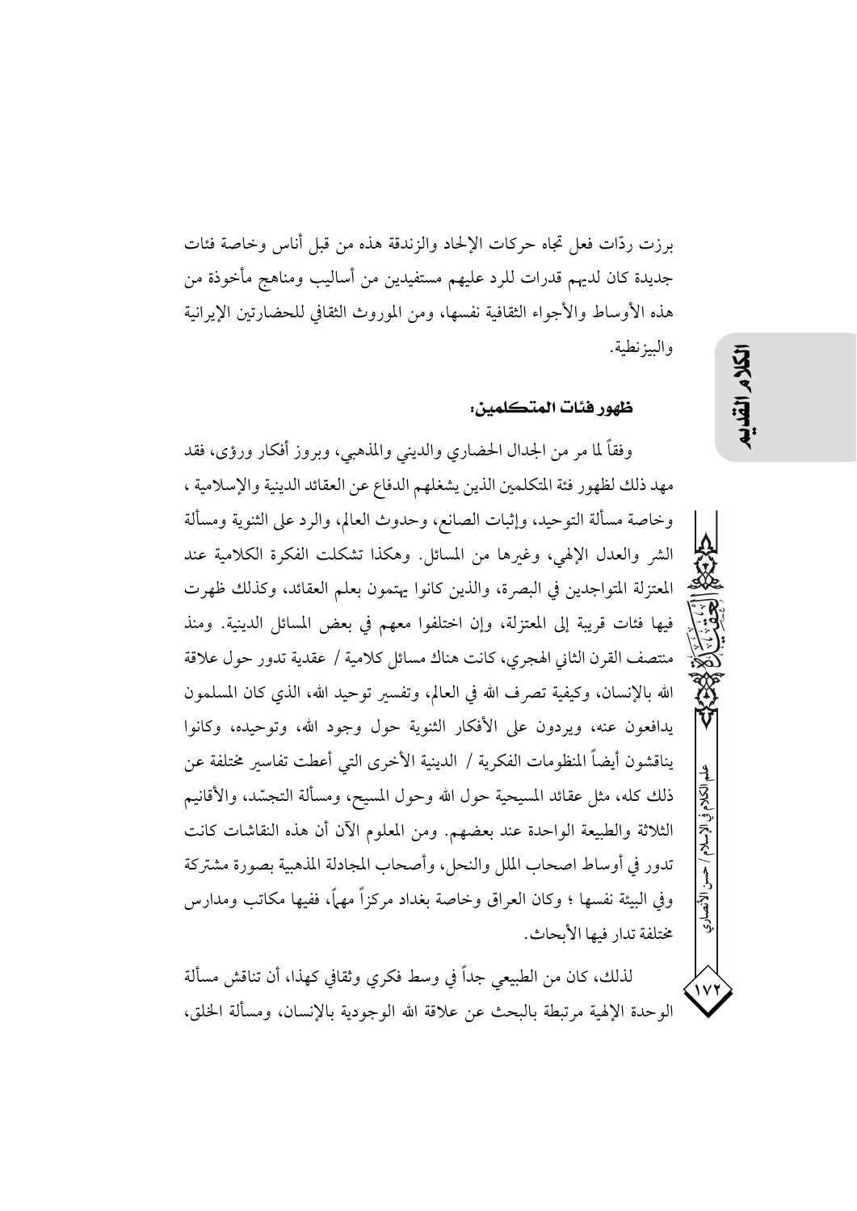برزت ردّات فعل تجاه حركات الإلحاد والزندقة هذه من قبل أناس وخاصة فئات جديدة كان لديهم قدرات للرد عليهم مستفيدين من أساليب ومناهج مأخوذة من هذه الأوساط والأجواء الثقافية نفسها، ومن الموروث الثقافي للحضارتين الإيرانية والبيزنطية.

### ظهور فئات المتكلمين:

وفقاً لما مر من الجدال الحضاري والديني والمذهبي، وبروز أفكار ورؤى، فقد مهد ذلك لظهور فئة المتكلمين الذين يشغلهم الدفاع عن العقائد الدينية والإسلامية ، وخاصة مسألة التوحيد، وإثبات الصانع، وحدوث العالم، والرد على الثنوية ومسألة الشر والعدل الإلهي، وغيرها من المسائل. وهكذا تشكلت الفكرة الكلامية عند المعتزلة المتواجدين في البصرة، والذين كانوا يهتمون بعلم العقائد، وكذلك ظهرت فيها فئات قريبة إلى المعتزلة، وإن اختلفوا معهم في بعض المسائل الدينية. ومنذ منتصف القرن الثاني الهجري، كانت هناك مسائل كلامية / عقدية تدور حول علاقة الله بالإنسان، وكيفية تصرف الله في العالم، وتفسير توحيد الله، الذي كان المسلمون يدافعون عنه، ويردون على الأفكار الثنوية حول وجود الله، وتوحيده، وكانوا يناقشون أيضاً المنظومات الفكرية / الدينية الأخرى التي أعطت تفاسير مختلفة عن ذلك كله، مثل عقائد المسيحية حول الله وحول المسيح، ومسألة التجسّد، والأقانيم الثلاثة والطبيعة الواحدة عند بعضهم. ومن المعلوم الآن أن هذه النقاشات كانت تدور في أوساط اصحاب الملل والنحل، وأصحاب المجادلة المذهبية بصورة مشتركة وفي البيئة نفسها ؛ وكان العراق وخاصة بغداد مركزاً مهماً، ففيها مكاتب ومدارس مختلفة تدار فيها الأبحاث.

لذلك، كان من الطبيعي جداً في وسط فكري وثقافي كهذا، أن تناقش مسألة الوحدة الإلهية مرتبطة بالبحث عن علاقة الله الوجودية بالإنسان، ومسألة الخلق،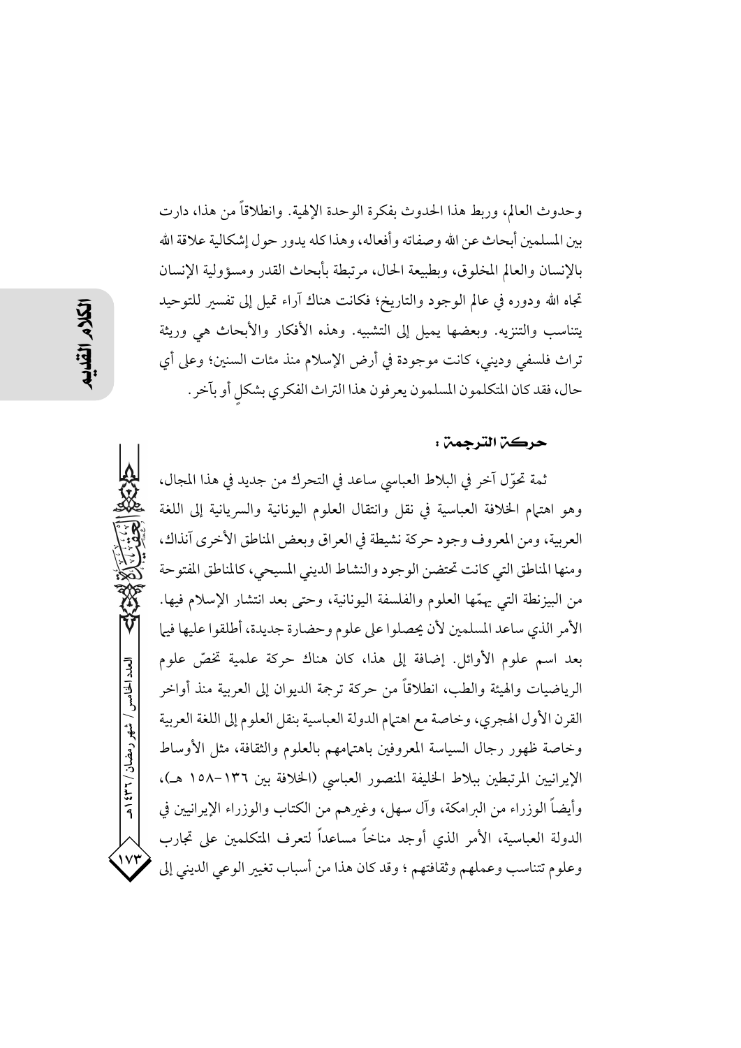وحدوث العالم، وربط هذا الحدوث بفكرة الوحدة الإلهية. وانطلاقاً من هذا، دارت بين المسلمين أبحاث عن الله وصفاته وأفعاله، وهذا كله يدور حول إشكالية علاقة الله بالإنسان والعالم المخلوق، وبطبيعة الحال، مرتبطة بأبحاث القدر ومسؤولية الإنسان تجاه الله ودوره في عالم الوجود والتاريخ؛ فكانت هناك آراء تميل إلى تفسير للتوحيد يتناسب والتنزيه. وبعضها يميل إلى التشبيه. وهذه الأفكار والأبحاث هي وريثة تراث فلسفي وديني، كانت موجودة في أرض الإسلام منذ مئات السنين؛ وعلى أي حال، فقد كان المتكلمون المسلمون يعرفون هذا التراث الفكري بشكلٍ أو بآخر.

### حركة الترجمة:

ثمة تحوّل آخر في البلاط العباسي ساعد في التحرك من جديد في هذا المجال، وهو اهتمام الخلافة العباسية في نقل وانتقال العلوم اليونانية والسريانية إلى اللغة العربية، ومن المعروف وجود حركة نشيطة في العراق وبعض المناطق الأخرى آنذاك، ومنها المناطق التي كانت تحتضن الوجود والنشاط الديني المسيحي، كالمناطق المفتوحة من البيزنطة التي كان يهمّها العلوم والفلسفة اليونانية، وحتى بعد انتشار الإسلام فيها. الأمر الذي ساعد المسلمين لأن يحصلوا على علوم وحضارة جديدة، أطلقوا عليها فيما بعد اسم علوم الأوائل. إضافة إلى هذا، كان هناك حركة علمية تخصّ علوم الرياضيات والهيئة والطب، انطلاقاً من حركة ترجمة الديوان إلى العربية منذ أواخر القرن الأول الهجري، وخاصة مع اهتمام الدولة العباسية بنقل العلوم إلى اللغة العربية وخاصة ظهور رجال السياسة المعروفين باهتمامهم بالعلوم والثقافة، مثل الأوساط الإيرانيين المرتبطين ببلاط الخليفة المنصور العباسي (الخلافة بين ١٣٦-١٥٨ هـ)، وأيضاً الوزراء من البرامكة، وآل سهل، وغيرهم من الكتاب والوزراء الإيرانيين في الدولة العباسية، الأمر الذي أوجد مناخاً مساعداً لتعرف المتكلمين على تجارب وعلوم تتناسب وعملهم وثقافتهم ؛ وقد كان هذا من أسباب تغيير الوعي الديني إلى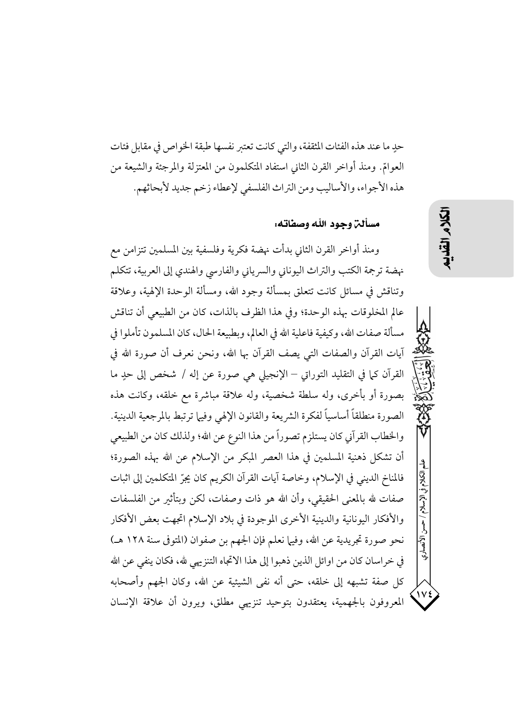حدٍ ما عند هذه الفئات المثقفة، والتي كانت تعتبر نفسها طبقة الخواص في مقابل فئات العوامّ. ومنذ أواخر القرن الثاني استفاد المتكلمون من المعتزلة والمرجئة والشيعة من هذه الأجواء، والأساليب ومن التراث الفلسفي لإعطاء زخم جديد لأبحاثهم.

### مسألة وجود الله وصفاته:

ومنذ أواخر القرن الثاني بدأت نهضة فكرية وفلسفية بين المسلمين تتزامن مع نهضة ترجمة الكتب والتراث اليوناني والسرياني والفارسي والهندي إلى العربية، تتكلم وتناقش في مسائل كانت تتعلق بمسألة وجود الله، ومسألة الوحدة الإلهية، وعلاقة عالم المخلوقات بهذه الوحدة؛ وفي هذا الظرف بالذات، كان من الطبيعي أن تناقش مسألة صفات الله، وكيفية فاعلية الله في العالم، وبطبيعة الحال، كان المسلمون تأملوا في آيات القرآن والصفات التي يصف القرآن بها الله، ونحن نعرف أن صورة الله في القرآن كما في التقليد التوراتي – الإنجيلي هي صورة عن إله / شخص إلى حدٍ ما بصورة أو بأخرى، وله سلطة شخصية، وله علاقة مباشرة مع خلقه، وكانت هذه الصورة منطلقاً أساسياً لفكرة الشريعة والقانون الإلهي وفيها ترتبط بالمرجعية الدينية. والخطاب القرآني كان يستلزم تصوراً من هذا النوع عن الله؛ ولذلك كان من الطبيعي أن تشكل ذهنية المسلمين في هذا العصر المبكر من الإسلام عن الله بهذه الصورة؛ فالمناخ الديني في الإسلام، وخاصة آيات القرآن الكريم كان يجرّ المتكلمين إلى اثبات صفات لله بالمعنى الحقيقي، وأن الله هو ذات وصفات، لكن وبتأثير من الفلسفات والأفكار اليونانية والدينية الأخرى الموجودة في بلاد الإسلام اتجهت بعض الأفكار نحو صورة تجريدية عن الله، وفيما نعلم فإن الجهم بن صفوان (المتوفى سنة ١٢٨ هـ) في خراسان كان من اوائل الذين ذهبوا إلى هذا الاتجاه التنزيهي لله، فكان ينفي عن الله كل صفة تشبهه إلى خلقه، حتى أنه نفى الشيئية عن الله، وكان الجهم وأصحابه المعروفون بالجهمية، يعتقدون بتوحيد تنزيهي مطلق، ويرون أن علاقة الإنسان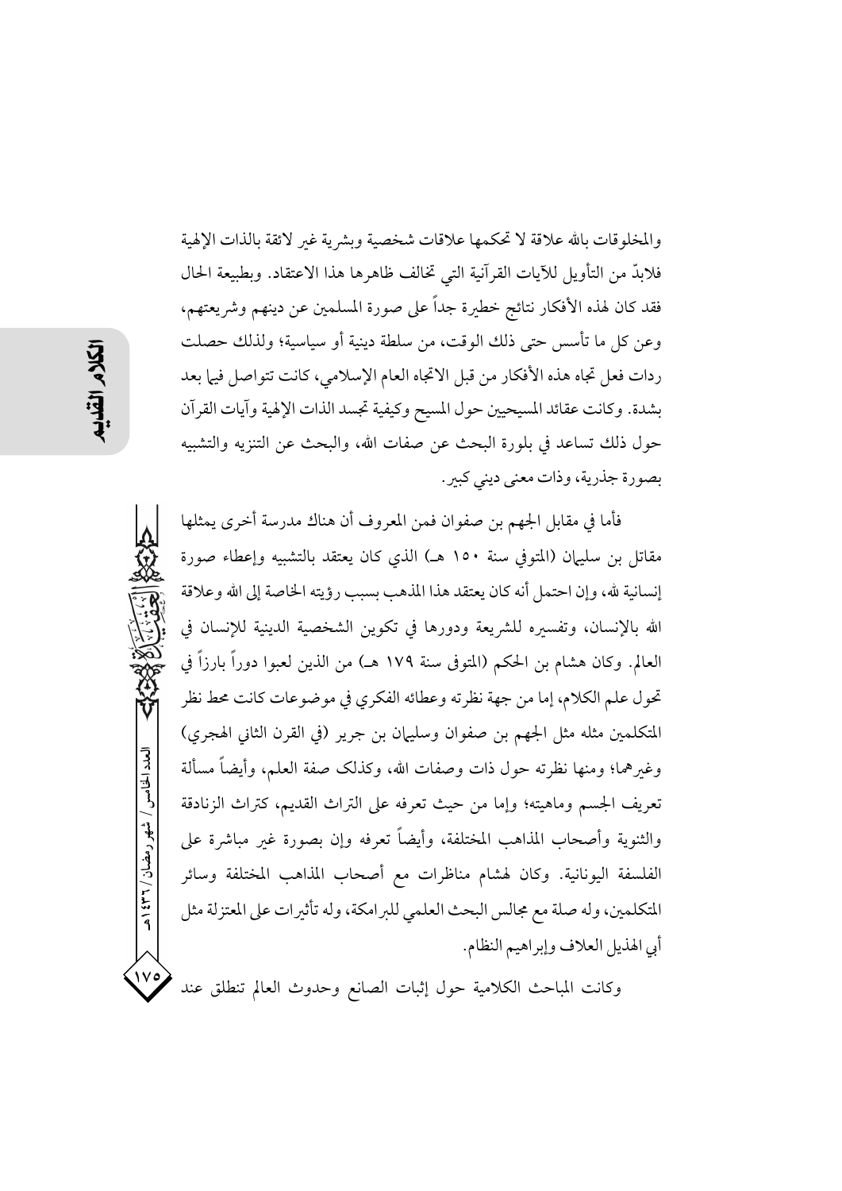والمخلوقات بالله علاقة لا تحكمها علاقات شخصية وبشرية غير لائقة بالذات الإلهية فلابدّ من التأويل للآيات القرآنية التي تخالف ظاهرها هذا الاعتقاد. وبطبيعة الحال فقد كان لهذه الأفكار نتائج خطيرة جداً على صورة المسلمين عن دينهم وشريعتهم، وعن كل ما تأسس حتى ذلك الوقت، من سلطة دينية أو سياسية؛ ولذلك حصلت ردات فعل تجاه هذه الأفكار من قبل الاتجاه العام الإسلامي، كانت تتواصل فيما بعد بشدة. وكانت عقائد المسيحيين حول المسيح وكيفية تجسد الذات الإلهية وآيات القرآن حول ذلك تساعد في بلورة البحث عن صفات الله، والبحث عن التنزيه والتشبيه بصورة جذرية، وذات معنى ديني كبير.

فأما في مقابل الجهم بن صفوان فمن المعروف أن هناك مدرسة أخرى يمثلها مقاتل بن سليمان (المتوفى سنة ١٥٠ هـ) الذي كان يعتقد بالتشبيه وإعطاء صورة إنسانية لله، وإن احتمل أنه كان يعتقد هذا المذهب بسبب رؤيته الخاصة إلى الله وعلاقة الله بالإنسان، وتفسيره للشريعة ودورها في تكوين الشخصية الدينية للإنسان في العالم. وكان هشام بن الحكم (المتوفى سنة ١٧٩ هـ) من الذين لعبوا دوراً بارزاً في تحول علم الكلام، إما من جهة نظرته وعطائه الفكري في موضوعات كانت محط نظر المتكلمين مثله مثل الجهم بن صفوان وسليمان بن جرير (في القرن الثاني الهجري) وغيرهما؛ ومنها نظرته حول ذات وصفات الله، وكذلك صفة العلم، وأيضاً مسألة تعريف الجسم وماهيته؛ وإما من حيث تعرفه على التراث القديم، كتراث الزنادقة والثنوية وأصحاب المذاهب المختلفة، وأيضاً تعرفه وإن بصورة غير مباشرة على الفلسفة اليونانية. وكان لهشام مناظرات مع أصحاب المذاهب المختلفة وسائر المتكلمين، وله صلة مع مجالس البحث العلمي للبرامكة، وله تأثيرات على المعتزلة مثل أبي الهذيل العلاف وإبراهيم النظام.

وكانت المباحث الكلامية حول إثبات الصانع وحدوث العالم تنطلق عند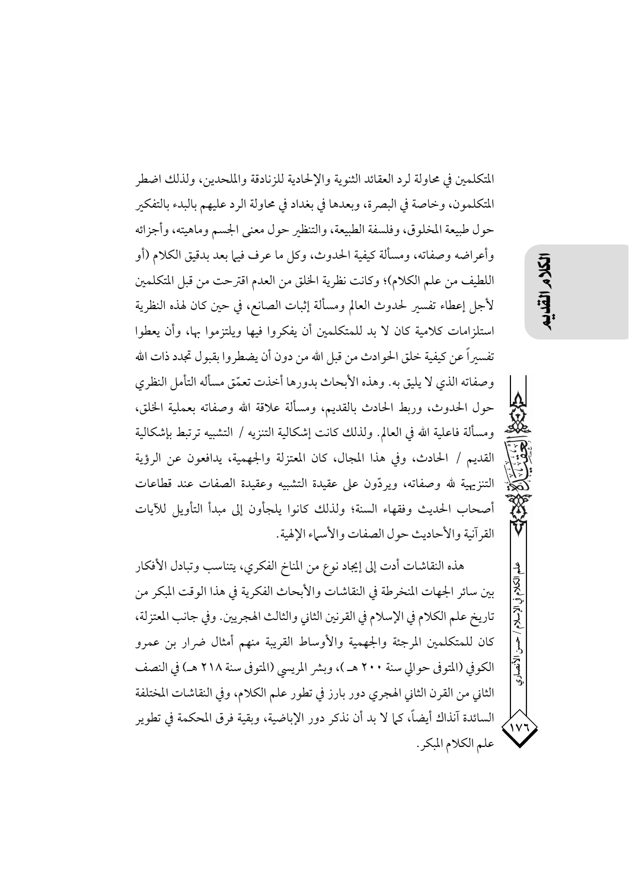المتكلمين في محاولة لرد العقائد الثنوية والإلحادية للزنادقة والملحدين، ولذلك اضطر المتكلمون، وخاصة في البصرة، وبعدها في بغداد في محاولة الرد عليهم بالبدء بالتفكير حول طبيعة المخلوق، وفلسفة الطبيعة، والتنظير حول معنى الجسم وماهيته، وأجزائه وأعراضه وصفاته، ومسألة كيفية الحدوث، وكل ما عرف فيما بعد بدقيق الكلام (أو اللطيف من علم الكلام)؛ وكانت نظرية الخلق من العدم اقترحت من قبل المتكلمين لأجل إعطاء تفسير لحدوث العالم ومسألة إثبات الصانع، في حين كان لهذه النظرية استلزامات كلامية كان لا بد للمتكلمين أن يفكروا فيها ويلتزموا بها، وأن يعطوا تفسيراً عن كيفية خلق الحوادث من قبل الله من دون أن يضطروا بقبول تجدد ذات الله وصفاته الذي لا يليق به. وهذه الأبحاث بدورها أخذت تعمّق مسأله التأمل النظري حول الحدوث، وربط الحادث بالقديم، ومسألة علاقة الله وصفاته بعملية الخلق، ومسألة فاعلية الله في العالم. ولذلك كانت إشكالية التنزيه / التشبيه ترتبط بإشكالية القديم / الحادث، وفي هذا المجال، كان المعتزلة والجهمية، يدافعون عن الرؤية التنزيهية لله وصفاته، ويردّون على عقيدة التشبيه وعقيدة الصفات عند قطاعات أصحاب الحديث وفقهاء السنة؛ ولذلك كانوا يلجأون إلى مبدأ التأويل للآيات القرآنية والأحاديث حول الصفات والأسماء الإلهية.

هذه النقاشات أدت إلى إيجاد نوع من المناخ الفكري، يتناسب وتبادل الأفكار بين سائر الجهات المنخرطة في النقاشات والأبحاث الفكرية في هذا الوقت المبكر من تاريخ علم الكلام في الإسلام في القرنين الثاني والثالث الهجريين. وفي جانب المعتزلة، كان للمتكلمين المرجئة والجهمية والأوساط القريبة منهم أمثال ضرار بن عمرو الكوفي (المتوفى حوالي سنة ٢٠٠ هـ)، وبشر المريسي (المتوفى سنة ٢١٨ هـ) في النصف الثاني من القرن الثاني الهجري دور بارز في تطور علم الكلام، وفي النقاشات المختلفة السائدة آنذاك أيضاً، كما لا بد أن نذكر دور الإباضية، وبقية فرق المحكمة في تطوير علم الكلام المبكر.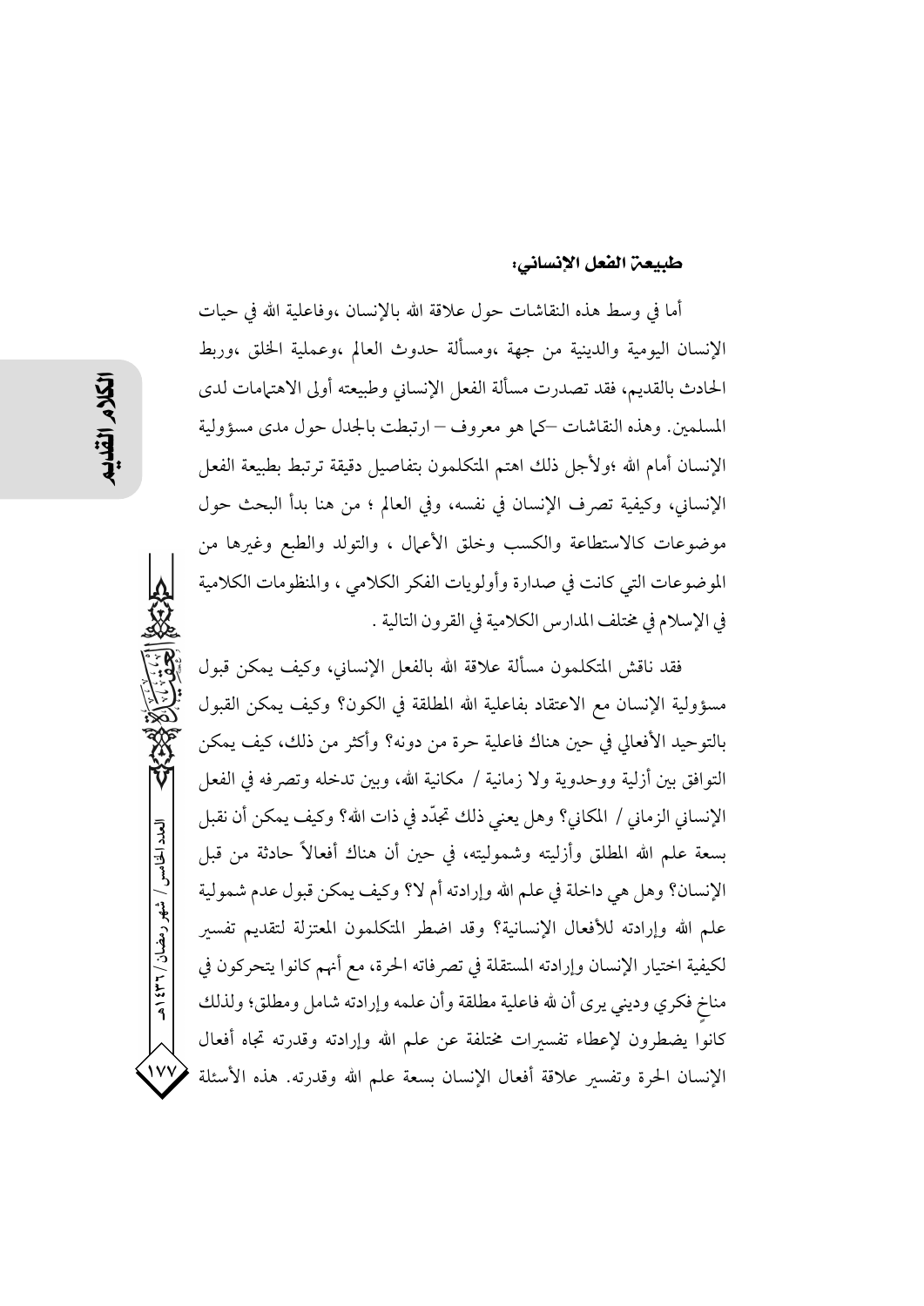### طبيعة الفعل الإنساني:

أما في وسط هذه النقاشات حول علاقة الله بالإنسان ،وفاعلية الله في حيات الإنسان اليومية والدينية من جهة ،ومسألة حدوث العالم ،وعملية الخلق ،وربط الحادث بالقديم، فقد تصدرت مسألة الفعل الإنساني وطبيعته أولى الاهتمامات لدى المسلمين. وهذه النقاشات –كما هو معروف – ارتبطت بالجدل حول مدى مسؤولية الإنسان أمام الله ؛ولأجل ذلك اهتم المتكلمون بتفاصيل دقيقة ترتبط بطبيعة الفعل الإنساني، وكيفية تصرف الإنسان في نفسه، وفي العالم ؛ من هنا بدأ البحث حول موضوعات كالاستطاعة والكسب وخلق الأعمال ، والتولد والطبع وغيرها من الموضوعات التي كانت في صدارة وأولويات الفكر الكلامي ، والمنظومات الكلامية في الإسلام في مختلف المدارس الكلامية في القرون التالية .

فقد ناقش المتكلمون مسألة علاقة الله بالفعل الإنساني، وكيف يمكن قبول مسؤولية الإنسان مع الاعتقاد بفاعلية الله المطلقة في الكون؟ وكيف يمكن القبول بالتوحيد الأفعالي في حين هناك فاعلية حرة من دونه؟ وأكثر من ذلك، كيف يمكن التوافق بين أزلية ووحدوية ولا زمانية / مكانية الله، وبين تدخله وتصرفه في الفعل الإنساني الزماني / المكاني؟ وهل يعني ذلك تجدّد في ذات الله؟ وكيف يمكن أن نقبل بسعة علم الله المطلق وأزليته وشموليته، في حين أن هناك أفعالاً حادثة من قبل الإنسان؟ وهل هي داخلة في علم الله وإرادته أم لا؟ وكيف يمكن قبول عدم شمولية علم الله وإرادته للأفعال الإنسانية؟ وقد اضطر المتكلمون المعتزلة لتقديم تفسير لكيفية اختيار الإنسان وإرادته المستقلة في تصرفاته الحرة، مع أنهم كانوا يتحركون في مناخٍ فكري وديني يرى أن لله فاعلية مطلقة وأن علمه وإرادته شامل ومطلق؛ ولذلك كانوا يضطرون لإعطاء تفسيرات مختلفة عن علم الله وإرادته وقدرته تجاه أفعال الإنسان الحرة وتفسير علاقة أفعال الإنسان بسعة علم الله وقدرته. هذه الأسئلة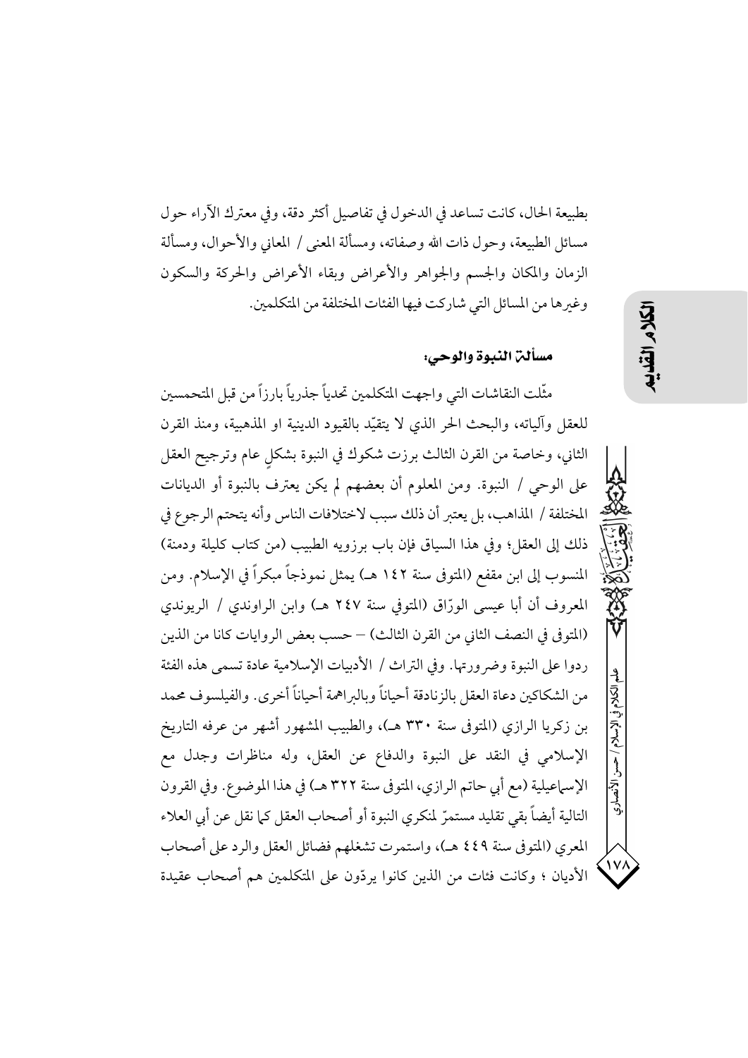بطبيعة الحال، كانت تساعد في الدخول في تفاصيل أكثر دقة، وفي معترك الآراء حول مسائل الطبيعة، وحول ذات الله وصفاته، ومسألة المعنى / المعاني والأحوال، ومسألة الزمان والمكان والجسم والجواهر والأعراض وبقاء الأعراض والحركة والسكون وغيرها من المسائل التي شاركت فيها الفئات المختلفة من المتكلمين.

### مسألة النبوة والوحي:

مثّلت النقاشات التي واجهت المتكلمين تحدياً جذرياً بارزاً من قبل المتحمسين للعقل وآلياته، والبحث الحر الذي لا يتقيّد بالقيود الدينية او المذهبية، ومنذ القرن الثاني، وخاصة من القرن الثالث برزت شكوك في النبوة بشكلٍ عام وترجيح العقل على الوحي / النبوة. ومن المعلوم أن بعضهم لم يكن يعترف بالنبوة أو الديانات المختلفة / المذاهب، بل يعتبر أن ذلك سبب لاختلافات الناس وأنه يتحتم الرجوع في ذلك إلى العقل؛ وفي هذا السياق فإن باب برزويه الطبيب (من كتاب كليلة ودمنة) المنسوب إلى ابن مقفع (المتوفى سنة ١٤٢ هـ) يمثل نموذجاً مبكراً في الإسلام. ومن المعروف أن أبا عيسى الورّاق (المتوفي سنة ٢٤٧ هـ) وابن الراوندي / الريوندي (المتوفى في النصف الثاني من القرن الثالث) – حسب بعض الروايات كانا من الذين ردوا على النبوة وضرورتها. وفي التراث / الأدبيات الإسلامية عادة تسمى هذه الفئة من الشكاكين دعاة العقل بالزنادقة أحياناً وبالبراهمة أحياناً أخرى. والفيلسوف محمد بن زكريا الرازي (المتوفى سنة ٣٣٠ هـ)، والطبيب المشهور أشهر من عرفه التاريخ الإسلامي في النقد على النبوة والدفاع عن العقل، وله مناظرات وجدل مع الإسماعيلية (مع أبي حاتم الرازي، المتوفى سنة ٣٢٢ هـ) في هذا الموضوع. وفي القرون التالية أيضاً بقي تقليد مستمرّ لمنكري النبوة أو أصحاب العقل كما نقل عن أبي العلاء المعري (المتوفى سنة ٤٤٩ هـ)، واستمرت تشغلهم فضائل العقل والرد على أصحاب الأديان ؛ وكانت فئات من الذين كانوا يردّون على المتكلمين هم أصحاب عقيدة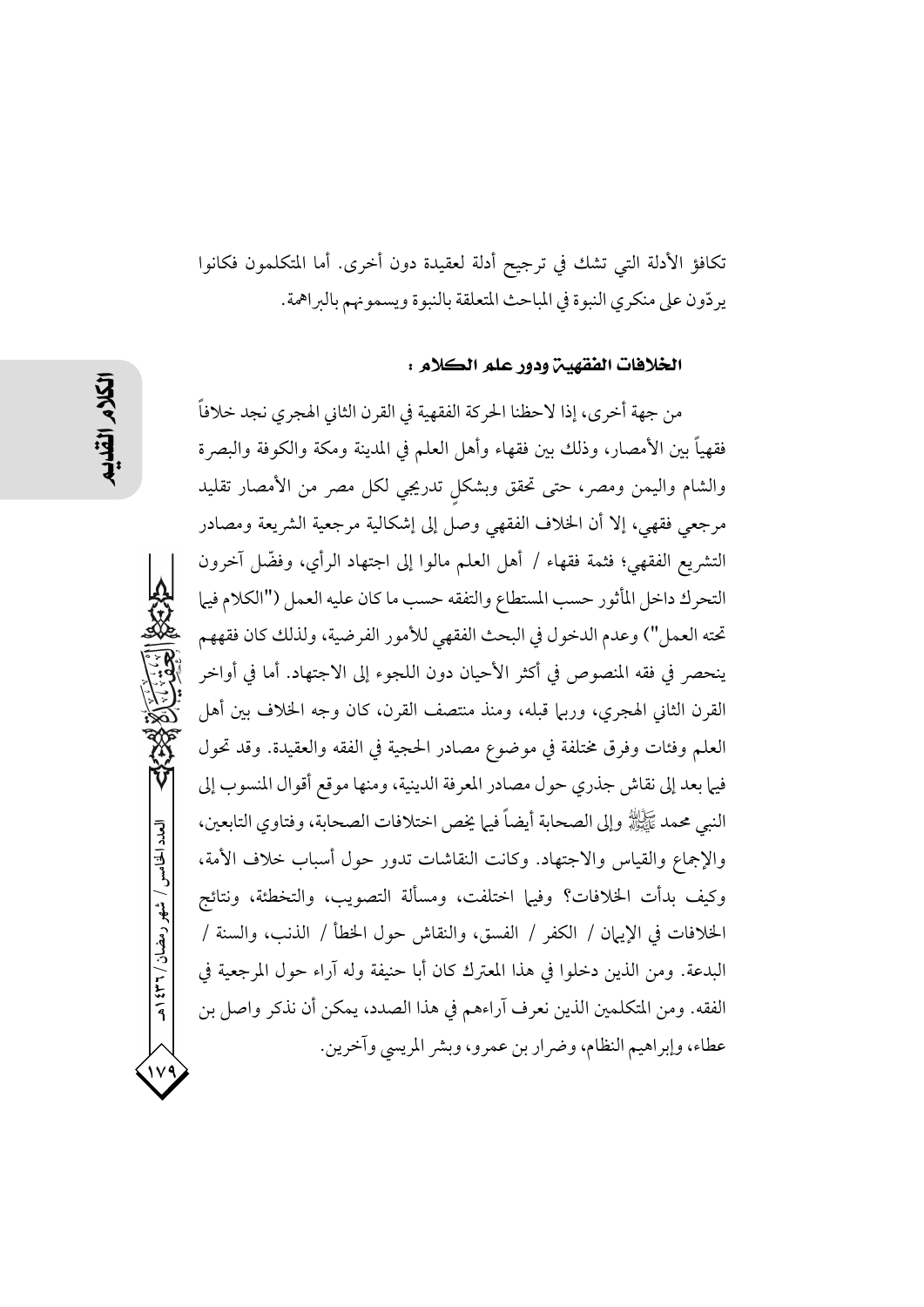تكافؤ الأدلة التي تشك في ترجيح أدلة لعقيدة دون أخرى. أما المتكلمون فكانوا يردّون على منكري النبوة في المباحث المتعلقة بالنبوة ويسمونهم بالبراهمة.

### الخلافات الفقهية ودور علم الكلام :

من جهة أخرى، إذا لاحظنا الحركة الفقهية في القرن الثاني الهجري نجد خلافاً فقهياً بين الأمصار، وذلك بين فقهاء وأهل العلم في المدينة ومكة والكوفة والبصرة والشام واليمن ومصر، حتى تحقق وبشكلٍ تدريجي لكل مصر من الأمصار تقليد مرجعي فقهي، إلا أن الخلاف الفقهي وصل إلى إشكالية مرجعية الشريعة ومصادر التشريع الفقهي؛ فثمة فقهاء / أهل العلم مالوا إلى اجتهاد الرأي، وفضّل آخرون التحرك داخل المأثور حسب المستطاع والتفقه حسب ما كان عليه العمل ("الكلام فيما تحته العمل") وعدم الدخول في البحث الفقهي للأمور الفرضية، ولذلك كان فقههم ينحصر في فقه المنصوص في أكثر الأحيان دون اللجوء إلى الاجتهاد. أما في أواخر القرن الثاني الهجري، وربما قبله، ومنذ منتصف القرن، كان وجه الخلاف بين أهل العلم وفئات وفرق مختلفة في موضوع مصادر الحجية في الفقه والعقيدة. وقد تحول فيما بعد إلى نقاش جذري حول مصادر المعرفة الدينية، ومنها موقع أقوال المنسوب إلى النبي محمد ﷺ وإلى الصحابة أيضاً فيما يخص اختلافات الصحابة، وفتاوي التابعين، والإجماع والقياس والاجتهاد. وكانت النقاشات تدور حول أسباب خلاف الأمة، وكيف بدأت الخلافات؟ وفيما اختلفت، ومسألة التصويب، والتخطئة، ونتائج الخلافات في الإيمان / الكفر / الفسق، والنقاش حول الخطأ / الذنب، والسنة / البدعة. ومن الذين دخلوا في هذا المعترك كان أبا حنيفة وله آراء حول المرجعية في الفقه. ومن المتكلمين الذين نعرف آراءهم في هذا الصدد، يمكن أن نذكر واصل بن عطاء، وإبراهيم النظام، وضرار بن عمرو، وبشر المريسي وآخرين.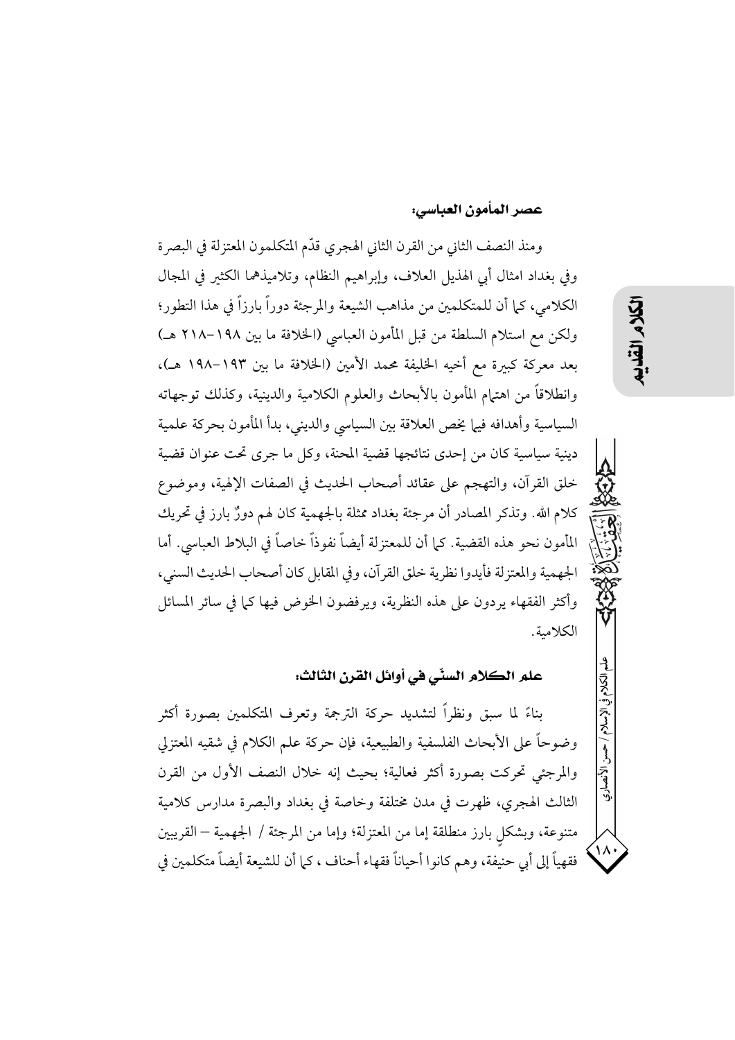### عصر المأمون العباسي:

ومنذ النصف الثاني من القرن الثاني الهجري قدّم المتكلمون المعتزلة في البصرة وفي بغداد امثال أبي الهذيل العلاف، وإبراهيم النظام، وتلاميذهما الكثير في المجال الكلامي، كما أن للمتكلمين من مذاهب الشيعة والمرجئة دوراً بارزاً في هذا التطور؛ ولكن مع استلام السلطة من قبل المأمون العباسي (الخلافة ما بين ١٩٨-٢١٨ هـ) بعد معركة كبيرة مع أخيه الخليفة محمد الأمين (الخلافة ما بين ١٩٣-١٩٨ هـ)، وانطلاقاً من اهتمام المأمون بالأبحاث والعلوم الكلامية والدينية، وكذلك توجهاته السياسية وأهدافه فيما يخص العلاقة بين السياسي والديني، بدأ المأمون بحركة علمية دينية سياسية كان من إحدى نتائجها قضية المحنة، وكل ما جرى تحت عنوان قضية خلق القرآن، والتهجم على عقائد أصحاب الحديث في الصفات الإلهية، وموضوع كلام الله. وتذكر المصادر أن مرجئة بغداد ممثلة بالجهمية كان لهم دورٌ بارز في تحريك المأمون نحو هذه القضية. كما أن للمعتزلة أيضاً نفوذاً خاصاً في البلاط العباسي. أما الجهمية والمعتزلة فأيدوا نظرية خلق القرآن، وفي المقابل كان أصحاب الحديث السني، وأكثر الفقهاء يردون على هذه النظرية، ويرفضون الخوض فيها كما في سائر المسائل الكلامية.

### علم الكلام السنّي في أوائل القرن الثالث:

بناءً لما سبق ونظراً لتشديد حركة الترجمة وتعرف المتكلمين بصورة أكثر وضوحاً على الأبحاث الفلسفية والطبيعية، فإن حركة علم الكلام في شقيه المعتزلي والمرجئي تحركت بصورة أكثر فعالية؛ بحيث إنه خلال النصف الأول من القرن الثالث الهجري، ظهرت في مدن مختلفة وخاصة في بغداد والبصرة مدارس كلامية متنوعة، وبشكلٍ بارز منطلقة إما من المعتزلة؛ وإما من المرجئة / الجهمية – القريبين فقهياً إلى أبي حنيفة، وهم كانوا أحياناً فقهاء أحناف ، كما أن للشيعة أيضاً متكلمين في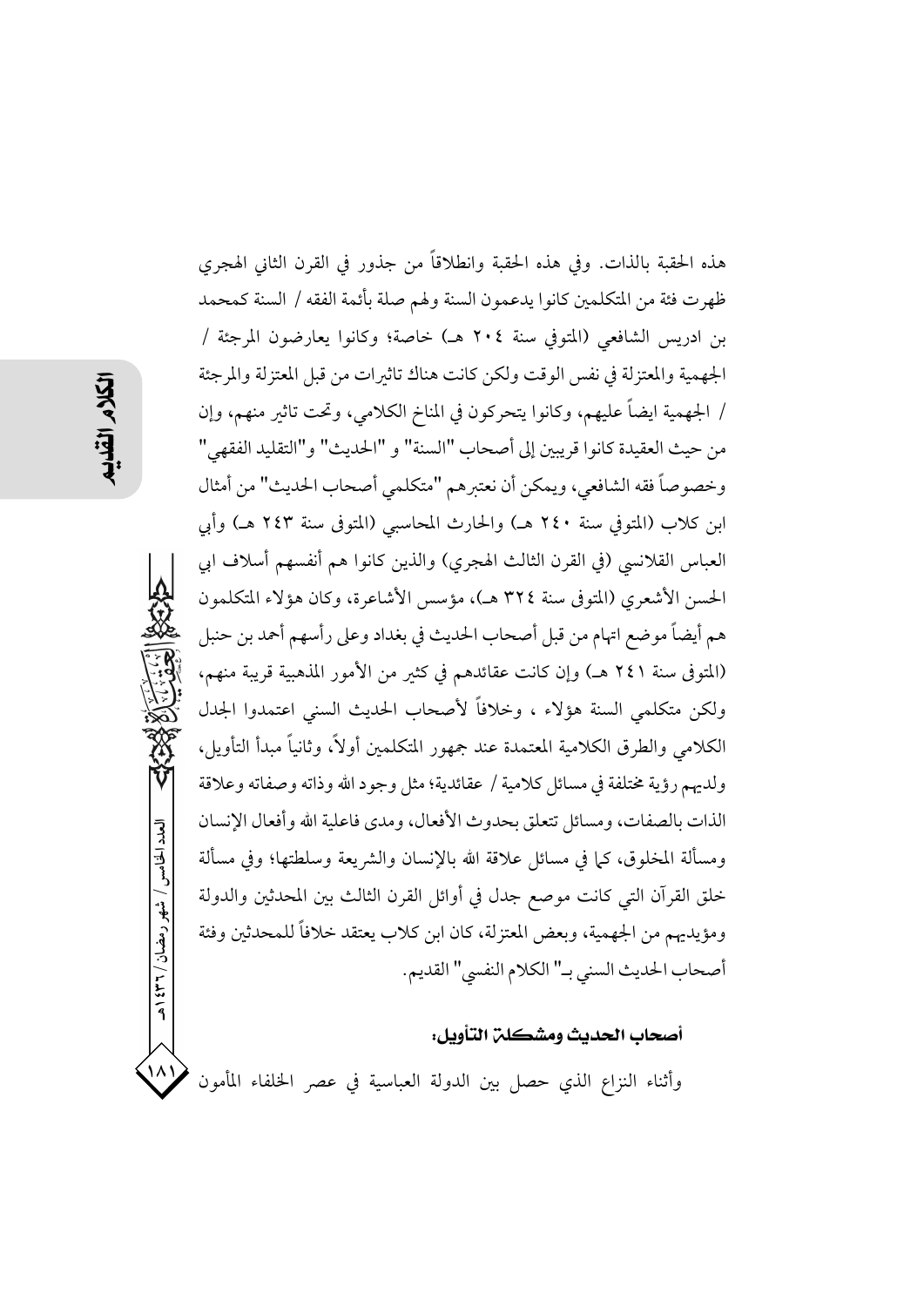هذه الحقبة بالذات. وفي هذه الحقبة وانطلاقاً من جذور في القرن الثاني الهجري ظهرت فئة من المتكلمين كانوا يدعمون السنة ولهم صلة بأئمة الفقه / السنة كمحمد بن ادريس الشافعي (المتوفى سنة ٢٠٤ هـ) خاصة؛ وكانوا يعارضون المرجئة / الجهمية والمعتزلة في نفس الوقت ولكن كانت هناك تاثيرات من قبل المعتزلة والمرجئة / الجهمية ايضاً عليهم، وكانوا يتحركون في المناخ الكلامي، وتحت تاثير منهم، وإن من حيث العقيدة كانوا قريبين إلى أصحاب "السنة" و "الحديث" و"التقليد الفقهي" وخصوصاً فقه الشافعي، ويمكن أن نعتبرهم "متكلمي أصحاب الحديث" من أمثال ابن كلاب (المتوفى سنة ٢٤٠ هـ) والحارث المحاسبي (المتوفى سنة ٢٤٣ هـ) وأبي العباس القلانسي (في القرن الثالث الهجري) والذين كانوا هم أنفسهم أسلاف ابي الحسن الأشعري (المتوفى سنة ٣٢٤ هـ)، مؤسس الأشاعرة، وكان هؤلاء المتكلمون هم أيضاً موضع اتهام من قبل أصحاب الحديث في بغداد وعلى رأسهم أحمد بن حنبل (المتوفى سنة ٢٤١ هـ) وإن كانت عقائدهم في كثير من الأمور المذهبية قريبة منهم، ولكن متكلمي السنة هؤلاء ، وخلافاً لأصحاب الحديث السني اعتمدوا الجدل الكلامي والطرق الكلامية المعتمدة عند جمهور المتكلمين أولاً، وثانياً مبدأ التأويل، ولديهم رؤية مختلفة في مسائل كلامية / عقائدية؛ مثل وجود الله وذاته وصفاته وعلاقة الذات بالصفات، ومسائل تتعلق بحدوث الأفعال، ومدى فاعلية الله وأفعال الإنسان ومسألة المخلوق، كما في مسائل علاقة الله بالإنسان والشريعة وسلطتها؛ وفي مسألة خلق القرآن التي كانت موضع جدل في أوائل القرن الثالث بين المحدثين والدولة ومؤيديهم من الجهمية، وبعض المعتزلة، كان ابن كلاب يعتقد خلافاً للمحدثين وفئة أصحاب الحديث السني بـ" الكلام النفسي" القديم.

### أصحاب الحديث ومشكلة التأويل:

وأثناء النزاع الذي حصل بين الدولة العباسية في عصر الخلفاء المأمون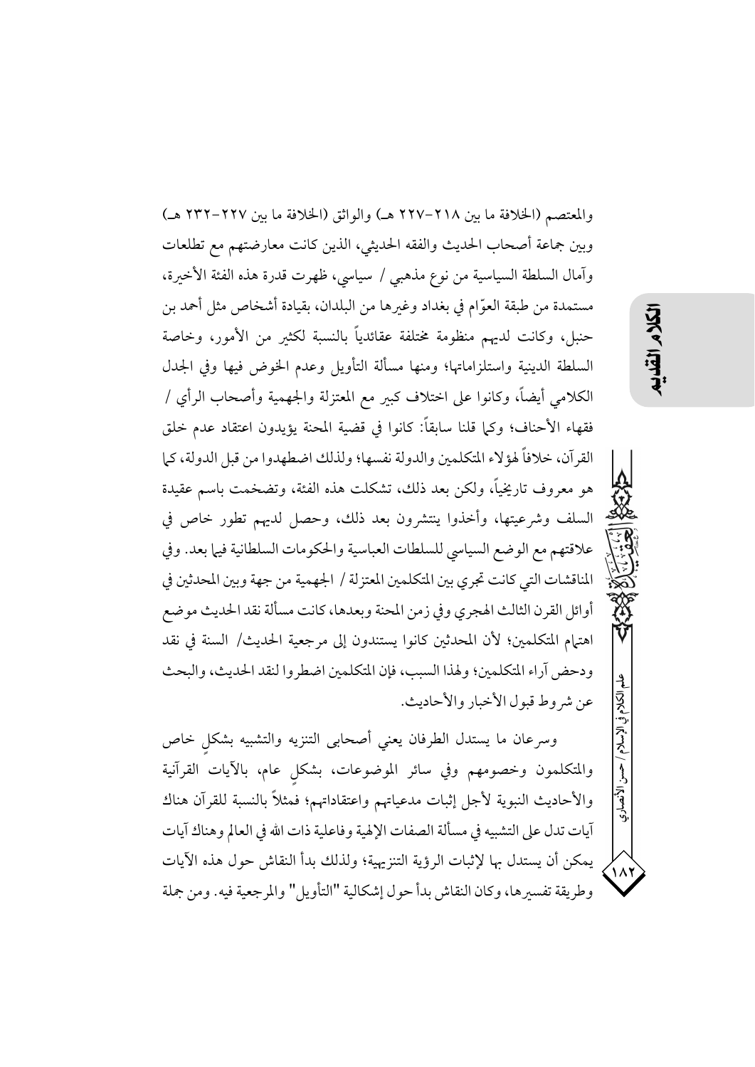والمعتصم (الخلافة ما بين ٢١٨-٢٢٧ هـ) والواثق (الخلافة ما بين ٢٢٧-٢٣٢ هـ) وبين جماعة أصحاب الحديث والفقه الحديثي، الذين كانت معارضتهم مع تطلعات وآمال السلطة السياسية من نوع مذهبي / سياسي، ظهرت قدرة هذه الفئة الأخيرة، مستمدة من طبقة العوّام في بغداد وغيرها من البلدان، بقيادة أشخاص مثل أحمد بن حنبل، وكانت لديهم منظومة مختلفة عقائدياً بالنسبة لكثير من الأمور، وخاصة السلطة الدينية واستلزاماتها؛ ومنها مسألة التأويل وعدم الخوض فيها وفي الجدل الكلامي أيضاً، وكانوا على اختلاف كبير مع المعتزلة والجهمية وأصحاب الرأي / فقهاء الأحناف؛ وكما قلنا سابقاً: كانوا في قضية المحنة يؤيدون اعتقاد عدم خلق القرآن، خلافاً لهؤلاء المتكلمين والدولة نفسها؛ ولذلك اضطهدوا من قبل الدولة، كما هو معروف تاريخياً، ولكن بعد ذلك، تشكلت هذه الفئة، وتضخمت باسم عقيدة السلف وشرعيتها، وأخذوا ينتشرون بعد ذلك، وحصل لديهم تطور خاص في علاقتهم مع الوضع السياسي للسلطات العباسية والحكومات السلطانية فيما بعد. وفي المناقشات التي كانت تجري بين المتكلمين المعتزلة / الجهمية من جهة وبين المحدثين في أوائل القرن الثالث الهجري وفي زمن المحنة وبعدها، كانت مسألة نقد الحديث موضع اهتمام المتكلمين؛ لأن المحدثين كانوا يستندون إلى مرجعية الحديث/ السنة في نقد ودحض آراء المتكلمين؛ ولهذا السبب، فإن المتكلمين اضطروا لنقد الحديث، والبحث عن شروط قبول الأخبار والأحاديث.

وسرعان ما يستدل الطرفان يعني أصحابي التنزيه والتشبيه بشكلٍ خاص والمتكلمون وخصومهم وفي سائر الموضوعات، بشكلٍ عام، بالآيات القرآنية والأحاديث النبوية لأجل إثبات مدعياتهم واعتقاداتهم؛ فمثلاً بالنسبة للقرآن هناك آيات تدل على التشبيه في مسألة الصفات الإلهية وفاعلية ذات الله في العالم وهناك آيات يمكن أن يستدل بها لإثبات الرؤية التنزيهية؛ ولذلك بدأ النقاش حول هذه الآيات وطريقة تفسيرها، وكان النقاش بدأ حول إشكالية "التأويل" والمرجعية فيه. ومن جملة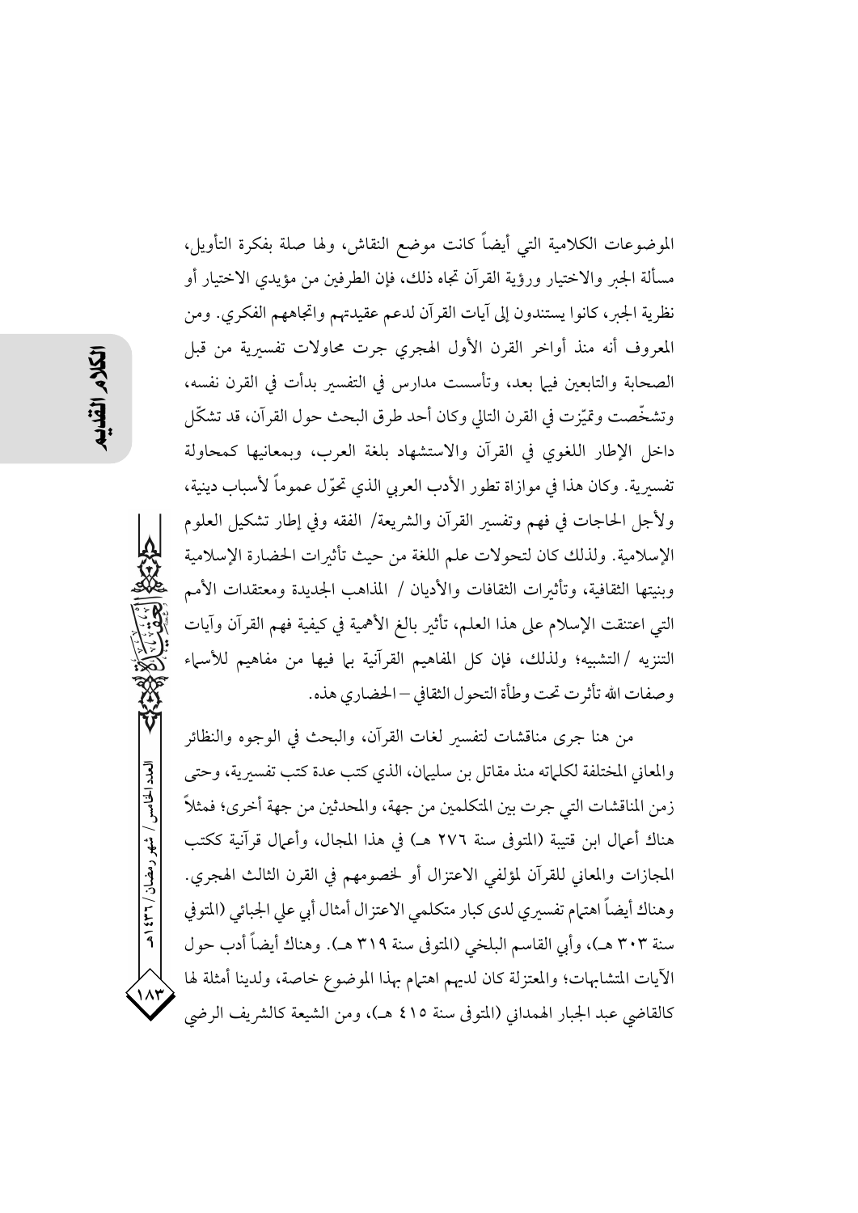الموضوعات الكلامية التي أيضاً كانت موضع النقاش، ولها صلة بفكرة التأويل، مسألة الجبر والاختيار ورؤية القرآن تجاه ذلك، فإن الطرفين من مؤيدي الاختيار أو نظرية الجبر، كانوا يستندون إلى آيات القرآن لدعم عقيدتهم واتجاههم الفكري. ومن المعروف أنه منذ أواخر القرن الأول الهجري جرت محاولات تفسيرية من قبل الصحابة والتابعين فيما بعد، وتأسست مدارس في التفسير بدأت في القرن نفسه، وتشخّصت وتميّزت في القرن التالي وكان أحد طرق البحث حول القرآن، قد تشكّل داخل الإطار اللغوي في القرآن والاستشهاد بلغة العرب، وبمعانيها كمحاولة تفسيرية. وكان هذا في موازاة تطور الأدب العربي الذي تحوّل عموماً لأسباب دينية، ولأجل الحاجات في فهم وتفسير القرآن والشريعة/ الفقه وفي إطار تشكيل العلوم الإسلامية. ولذلك كان لتحولات علم اللغة من حيث تأثيرات الحضارة الإسلامية وبنيتها الثقافية، وتأثيرات الثقافات والأديان / المذاهب الجديدة ومعتقدات الأمم التي اعتنقت الإسلام على هذا العلم، تأثير بالغ الأهمية في كيفية فهم القرآن وآيات التنزيه /التشبيه؛ ولذلك، فإن كل المفاهيم القرآنية بما فيها من مفاهيم للأسماء وصفات الله تأثرت تحت وطأة التحول الثقافي – الحضاري هذه.

من هنا جرى مناقشات لتفسير لغات القرآن، والبحث في الوجوه والنظائر والمعاني المختلفة لكلماته منذ مقاتل بن سليمان، الذي كتب عدة كتب تفسيرية، وحتى زمن المناقشات التي جرت بين المتكلمين من جهة، والمحدثين من جهة أخرى؛ فمثلاً هناك أعمال ابن قتيبة (المتوفى سنة ٢٧٦ هـ) في هذا المجال، وأعمال قرآنية ككتب المجازات والمعاني للقرآن لمؤلفي الاعتزال أو لخصومهم في القرن الثالث الهجري. وهناك أيضاً اهتمام تفسيري لدى كبار متكلمي الاعتزال أمثال أبي علي الجبائي (المتوفى سنة ٣٠٣ هـ)، وأبي القاسم البلخي (المتوفى سنة ٣١٩ هـ). وهناك أيضاً أدب حول الآيات المتشابهات؛ والمعتزلة كان لديهم اهتمام بهذا الموضوع خاصة، ولدينا أمثلة لها كالقاضي عبد الجبار الهمداني (المتوفى سنة ٤١٥ هـ)، ومن الشيعة كالشريف الرضي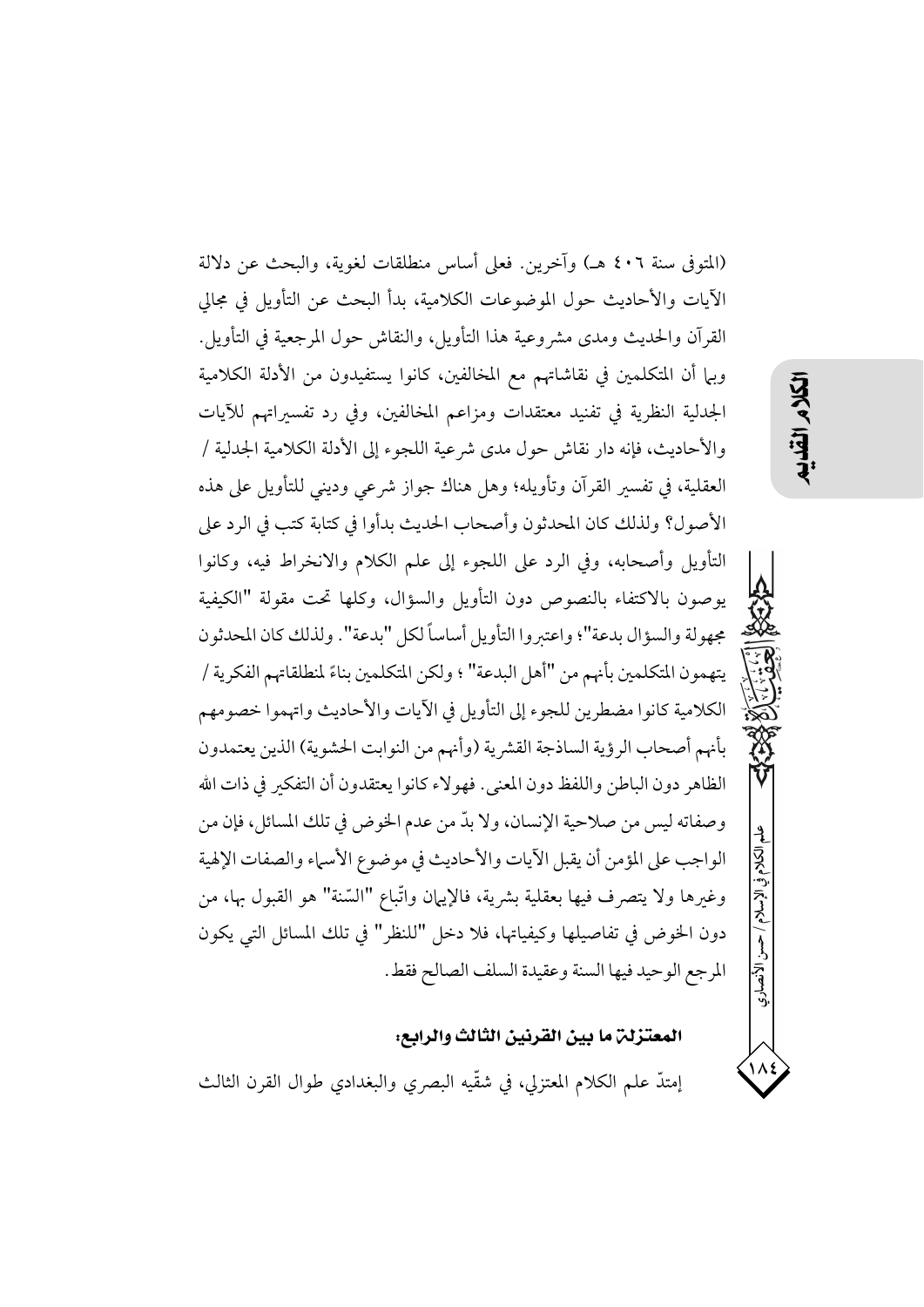(المتوفى سنة ٤٠٦ هـ) وآخرين. فعلى أساس منطلقات لغوية، والبحث عن دلالة الآيات والأحاديث حول الموضوعات الكلامية، بدأ البحث عن التأويل في مجالي القرآن والحديث ومدى مشروعية هذا التأويل، والنقاش حول المرجعية في التأويل. وبما أن المتكلمين في نقاشاتهم مع المخالفين، كانوا يستفيدون من الأدلة الكلامية الجدلية النظرية في تفنيد معتقدات ومزاعم المخالفين، وفي رد تفسيراتهم للآيات والأحاديث، فإنه دار نقاش حول مدى شرعية اللجوء إلى الأدلة الكلامية الجدلية / العقلية، في تفسير القرآن وتأويله؛ وهل هناك جواز شرعي وديني للتأويل على هذه الأصول؟ ولذلك كان المحدثون وأصحاب الحديث بدأوا في كتابة كتب في الرد على التأويل وأصحابه، وفي الرد على اللجوء إلى علم الكلام والانخراط فيه، وكانوا يوصون بالاكتفاء بالنصوص دون التأويل والسؤال، وكلها تحت مقولة "الكيفية مجهولة والسؤال بدعة"؛ واعتبروا التأويل أساساً لكل "بدعة". ولذلك كان المحدثون يتهمون المتكلمين بأنهم من "أهل البدعة" ؛ ولكن المتكلمين بناءً لمنطلقاتهم الفكرية / الكلامية كانوا مضطرين للجوء إلى التأويل في الآيات والأحاديث واتهموا خصومهم بأنهم أصحاب الرؤية الساذجة القشرية (وأنهم من النوابت الحشوية) الذين يعتمدون الظاهر دون الباطن واللفظ دون المعنى. فهؤلاء كانوا يعتقدون أن التفكير في ذات الله وصفاته ليس من صلاحية الإنسان، ولا بدّ من عدم الخوض في تلك المسائل، فإن من الواجب على المؤمن أن يقبل الآيات والأحاديث في موضوع الأسماء والصفات الإلهية وغيرها ولا يتصرف فيها بعقلية بشرية، فالإيمان واتّباع "السّنة" هو القبول بها، من دون الخوض في تفاصيلها وكيفياتها، فلا دخل "للنظر" في تلك المسائل التي يكون المرجع الوحيد فيها السنة وعقيدة السلف الصالح فقط.

### المعتزلة ما بين القرنين الثالث والرابع:

إمتدّ علم الكلام المعتزلي، في شقّيه البصري والبغدادي طوال القرن الثالث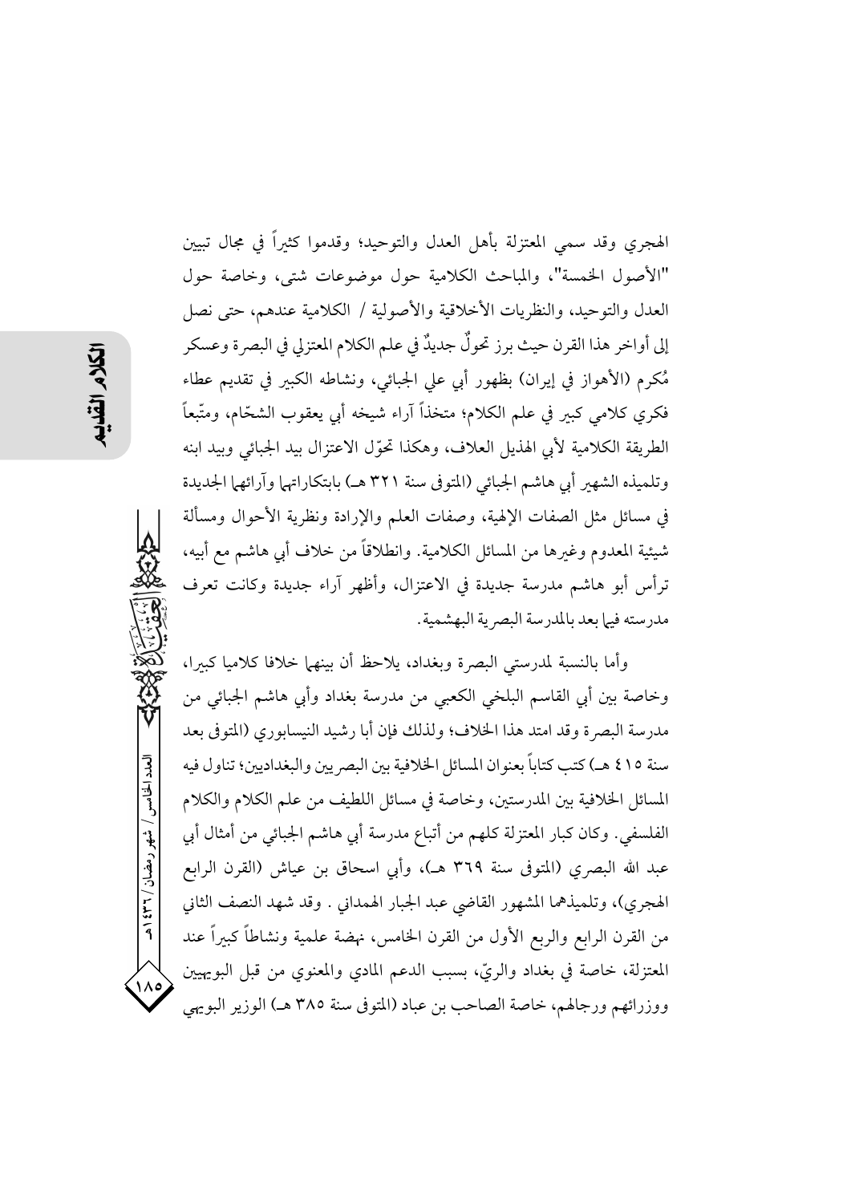الهجري وقد سمي المعتزلة بأهل العدل والتوحيد؛ وقدموا كثيراً في مجال تبيين "الأصول الخمسة"، والمباحث الكلامية حول موضوعات شتى، وخاصة حول العدل والتوحيد، والنظريات الأخلاقية والأصولية / الكلامية عندهم، حتى نصل إلى أواخر هذا القرن حيث برز تحولٌ جديدٌ في علم الكلام المعتزلي في البصرة وعسكر مُكرم (الأهواز في إيران) بظهور أبي علي الجبائي، ونشاطه الكبير في تقديم عطاء فكري كلامي كبير في علم الكلام؛ متخذاً آراء شيخه أبي يعقوب الشحّام، ومتّبعاً الطريقة الكلامية لأبي الهذيل العلاف، وهكذا تحوّل الاعتزال بيد الجبائي وبيد ابنه وتلميذه الشهير أبي هاشم الجبائي (المتوفى سنة ٣٢١ هـ) بابتكاراتها وآرائها الجديدة في مسائل مثل الصفات الإلهية، وصفات العلم والإرادة ونظرية الأحوال ومسألة شيئية المعدوم وغيرها من المسائل الكلامية. وانطلاقاً من خلاف أبي هاشم مع أبيه، ترأس أبو هاشم مدرسة جديدة في الاعتزال، وأظهر آراء جديدة وكانت تعرف مدرسته فيما بعد بالمدرسة البصرية البهشمية.

وأما بالنسبة لمدرستي البصرة وبغداد، يلاحظ أن بينهما خلافا كلاميا كبيرا، وخاصة بين أبي القاسم البلخي الكعبي من مدرسة بغداد وأبي هاشم الجبائي من مدرسة البصرة وقد امتد هذا الخلاف؛ ولذلك فإن أبا رشيد النيسابوري (المتوفى بعد سنة ٤١٥ هـ) كتب كتاباً بعنوان المسائل الخلافية بين البصريين والبغداديين؛ تناول فيه المسائل الخلافية بين المدرستين، وخاصة في مسائل اللطيف من علم الكلام والكلام الفلسفي. وكان كبار المعتزلة كلهم من أتباع مدرسة أبي هاشم الجبائي من أمثال أبي عبد الله البصري (المتوفى سنة ٣٦٩ هـ)، وأبي اسحاق بن عياش (القرن الرابع الهجري)، وتلميذهما المشهور القاضي عبد الجبار الهمداني . وقد شهد النصف الثاني من القرن الرابع والربع الأول من القرن الخامس، نهضة علمية ونشاطاً كبيراً عند المعتزلة، خاصة في بغداد والريّ، بسبب الدعم المادي والمعنوي من قبل البويهيين ووزرائهم ورجالهم، خاصة الصاحب بن عباد (المتوفى سنة ٣٨٥ هـ) الوزير البويهي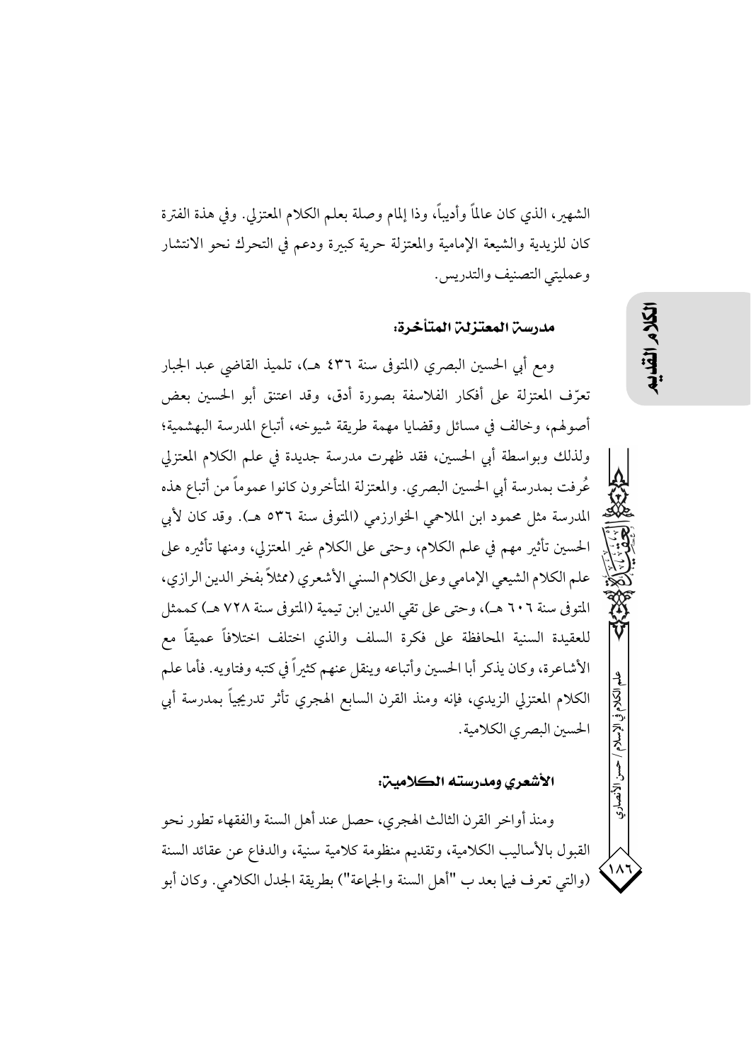الشهير، الذي كان عالماً وأديباً، وذا إلمام وصلة بعلم الكلام المعتزلي. وفي هذة الفترة كان للزيدية والشيعة الإمامية والمعتزلة حرية كبيرة ودعم في التحرك نحو الانتشار وعمليتي التصنيف والتدريس.

### مدرسة المعتزلة المتأخرة:

ومع أبي الحسين البصري (المتوفى سنة ٤٣٦ هـ)، تلميذ القاضي عبد الجبار تعرّف المعتزلة على أفكار الفلاسفة بصورة أدق، وقد اعتنق أبو الحسين بعض أصولهم، وخالف في مسائل وقضايا مهمة طريقة شيوخه، أتباع المدرسة البهشمية؛ ولذلك وبواسطة أبي الحسين، فقد ظهرت مدرسة جديدة في علم الكلام المعتزلي عُرفت بمدرسة أبي الحسين البصري. والمعتزلة المتأخرون كانوا عموماً من أتباع هذه المدرسة مثل محمود ابن الملاحمي الخوارزمي (المتوفى سنة ٥٣٦ هـ). وقد كان لأبي الحسين تأثير مهم في علم الكلام، وحتى على الكلام غير المعتزلي، ومنها تأثيره على علم الكلام الشيعي الإمامي وعلى الكلام السني الأشعري (ممثلاً بفخر الدين الرازي، المتوفى سنة ٦٠٦ هـ)، وحتى على تقي الدين ابن تيمية (المتوفى سنة ٧٢٨ هـ) كممثل للعقيدة السنية المحافظة على فكرة السلف والذي اختلف اختلافاً عميقاً مع الأشاعرة، وكان يذكر أبا الحسين وأتباعه وينقل عنهم كثيراً في كتبه وفتاويه. فأما علم الكلام المعتزلي الزيدي، فإنه ومنذ القرن السابع الهجري تأثر تدريجياً بمدرسة أبي الحسين البصري الكلامية.

### الأشعري ومدرسته الكلامية:

ومنذ أواخر القرن الثالث الهجري، حصل عند أهل السنة والفقهاء تطور نحو القبول بالأساليب الكلامية، وتقديم منظومة كلامية سنية، والدفاع عن عقائد السنة (والتي تعرف فيها بعد ب "أهل السنة والجماعة") بطريقة الجدل الكلامي. وكان أبو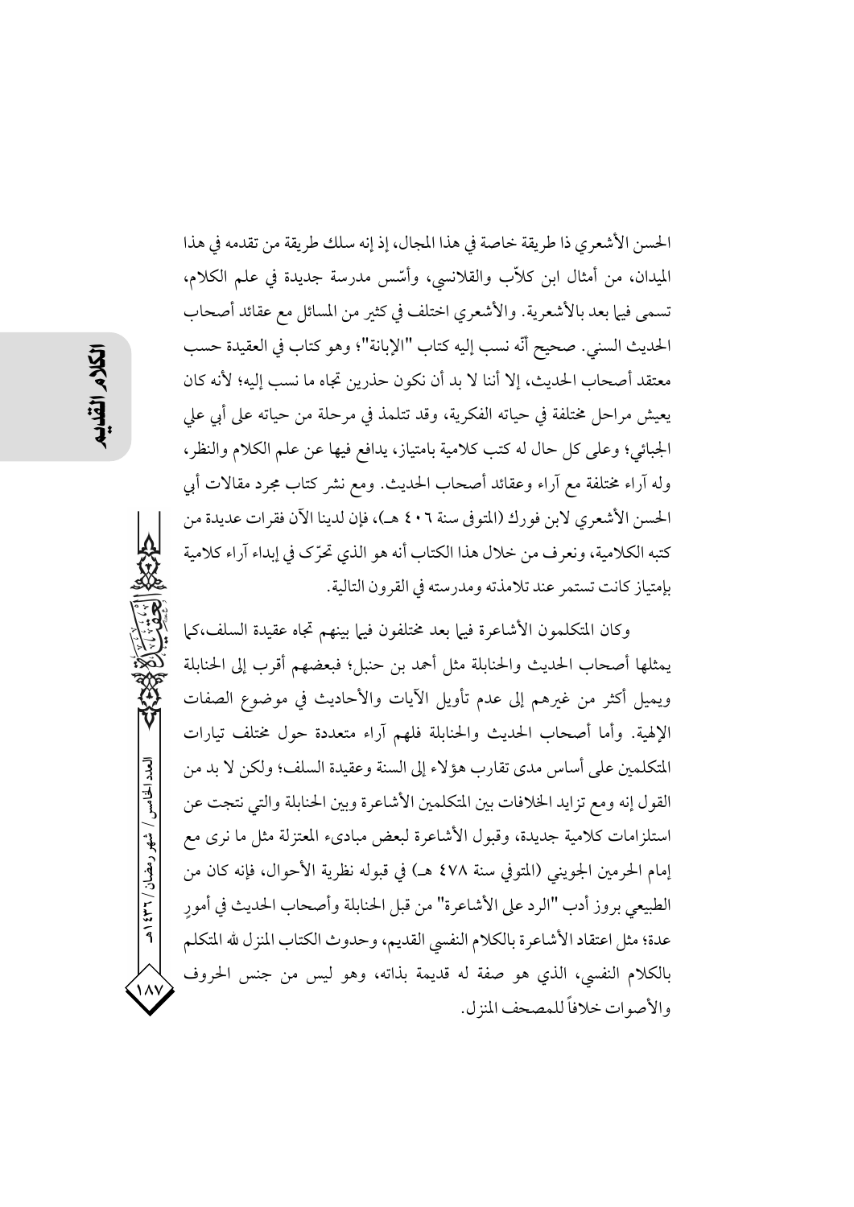الحسن الأشعري ذا طريقة خاصة في هذا المجال، إذ إنه سلك طريقة من تقدمه في هذا الميدان، من أمثال ابن كلاّب والقلانسي، وأسّس مدرسة جديدة في علم الكلام، تسمى فيما بعد بالأشعرية. والأشعري اختلف في كثير من المسائل مع عقائد أصحاب الحديث السني. صحيح أنّه نسب إليه كتاب "الإبانة"؛ وهو كتاب في العقيدة حسب معتقد أصحاب الحديث، إلا أننا لا بد أن نكون حذرين تجاه ما نسب إليه؛ لأنه كان يعيش مراحل مختلفة في حياته الفكرية، وقد تتلمذ في مرحلة من حياته على أبي علي الجبائي؛ وعلى كل حال له كتب كلامية بامتياز، يدافع فيها عن علم الكلام والنظر، وله آراء مختلفة مع آراء وعقائد أصحاب الحديث. ومع نشر كتاب مجرد مقالات أبي الحسن الأشعري لابن فورك (المتوفى سنة ٤٠٦ هـ)، فإن لدينا الآن فقرات عديدة من كتبه الكلامية، ونعرف من خلال هذا الكتاب أنه هو الذي تحرّك في إبداء آراء كلامية بإمتياز كانت تستمر عند تلامذته ومدرسته في القرون التالية.

وكان المتكلمون الأشاعرة فيما بعد مختلفون فيما بينهم تجاه عقيدة السلف،كما يمثلها أصحاب الحديث والحنابلة مثل أحمد بن حنبل؛ فبعضهم أقرب إلى الحنابلة ويميل أكثر من غيرهم إلى عدم تأويل الآيات والأحاديث في موضوع الصفات الإلهية. وأما أصحاب الحديث والحنابلة فلهم آراء متعددة حول مختلف تيارات المتكلمين على أساس مدى تقارب هؤلاء إلى السنة وعقيدة السلف؛ ولكن لا بد من القول إنه ومع تزايد الخلافات بين المتكلمين الأشاعرة وبين الحنابلة والتي نتجت عن استلزامات كلامية جديدة، وقبول الأشاعرة لبعض مبادىء المعتزلة مثل ما نرى مع إمام الحرمين الجويني (المتوفي سنة ٤٧٨ هـ) في قبوله نظرية الأحوال، فإنه كان من الطبيعي بروز أدب "الرد على الأشاعرة" من قبل الحنابلة وأصحاب الحديث في أمورٍ عدة؛ مثل اعتقاد الأشاعرة بالكلام النفسي القديم، وحدوث الكتاب المنزل لله المتكلم بالكلام النفسي، الذي هو صفة له قديمة بذاته، وهو ليس من جنس الحروف والأصوات خلافاً للمصحف المنزل.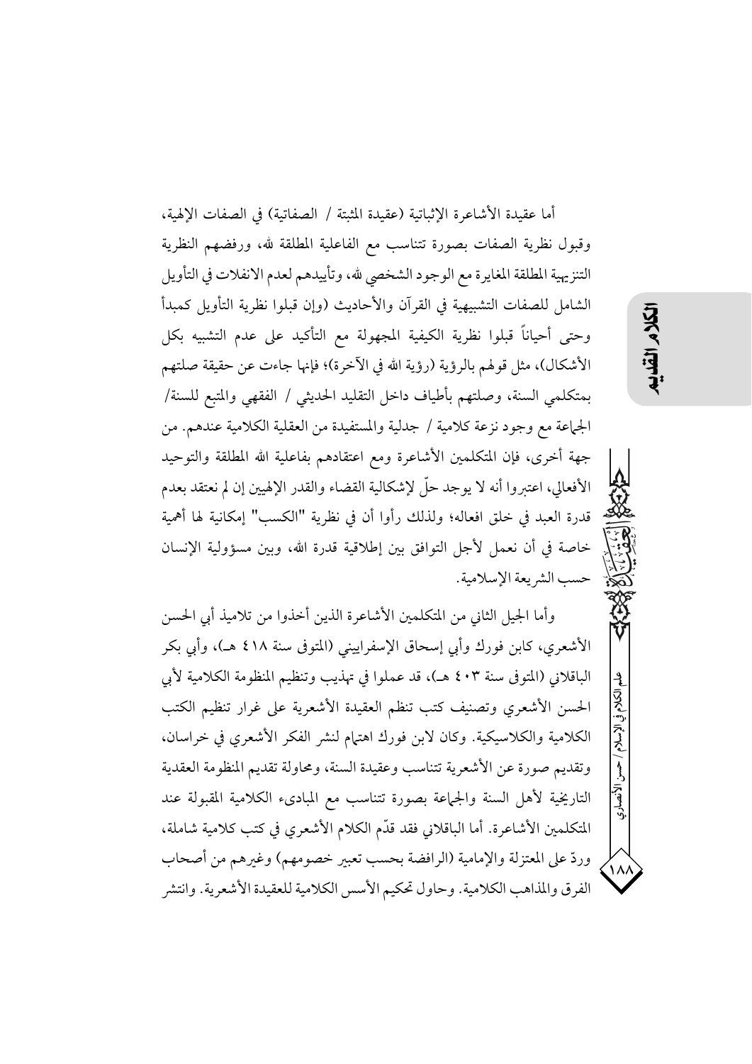أما عقيدة الأشاعرة الإثباتية (عقيدة المثبتة / الصفاتية) في الصفات الإلهية، وقبول نظرية الصفات بصورة تتناسب مع الفاعلية المطلقة لله، ورفضهم النظرية التنزيهية المطلقة المغايرة مع الوجود الشخصي لله، وتأييدهم لعدم الانفلات في التأويل الشامل للصفات التشبيهية في القرآن والأحاديث (وإن قبلوا نظرية التأويل كمبدأ وحتى أحياناً قبلوا نظرية الكيفية المجهولة مع التأكيد على عدم التشبيه بكل الأشكال)، مثل قولهم بالرؤية (رؤية الله في الآخرة)؛ فإنها جاءت عن حقيقة صلتهم بمتكلمي السنة، وصلتهم بأطياف داخل التقليد الحديثي / الفقهي والمتبع للسنة/ الجماعة مع وجود نزعة كلامية / جدلية والمستفيدة من العقلية الكلامية عندهم. من جهة أخرى، فإن المتكلمين الأشاعرة ومع اعتقادهم بفاعلية الله المطلقة والتوحيد الأفعالي، اعتبروا أنه لا يوجد حلّ لإشكالية القضاء والقدر الإلهيين إن لم نعتقد بعدم قدرة العبد في خلق افعاله؛ ولذلك رأوا أن في نظرية "الكسب" إمكانية لها أهمية خاصة في أن نعمل لأجل التوافق بين إطلاقية قدرة الله، وبين مسؤولية الإنسان حسب الشريعة الإسلامية.

وأما الجيل الثاني من المتكلمين الأشاعرة الذين أخذوا من تلاميذ أبي الحسن الأشعري، كابن فورك وأبي إسحاق الإسفراييني (المتوفى سنة ٤١٨ هـ)، وأبي بكر الباقلاني (المتوفى سنة ٤٠٣ هـ)، قد عملوا في تهذيب وتنظيم المنظومة الكلامية لأبي الحسن الأشعري وتصنيف كتب تنظم العقيدة الأشعرية على غرار تنظيم الكتب الكلامية والكلاسيكية. وكان لابن فورك اهتمام لنشر الفكر الأشعري في خراسان، وتقديم صورة عن الأشعرية تتناسب وعقيدة السنة، ومحاولة تقديم المنظومة العقدية التاريخية لأهل السنة والجماعة بصورة تتناسب مع المبادىء الكلامية المقبولة عند المتكلمين الأشاعرة. أما الباقلاني فقد قدّم الكلام الأشعري في كتب كلامية شاملة، وردّ على المعتزلة والإمامية (الرافضة بحسب تعبير خصومهم) وغيرهم من أصحاب الفرق والمذاهب الكلامية. وحاول تحكيم الأسس الكلامية للعقيدة الأشعرية. وانتشر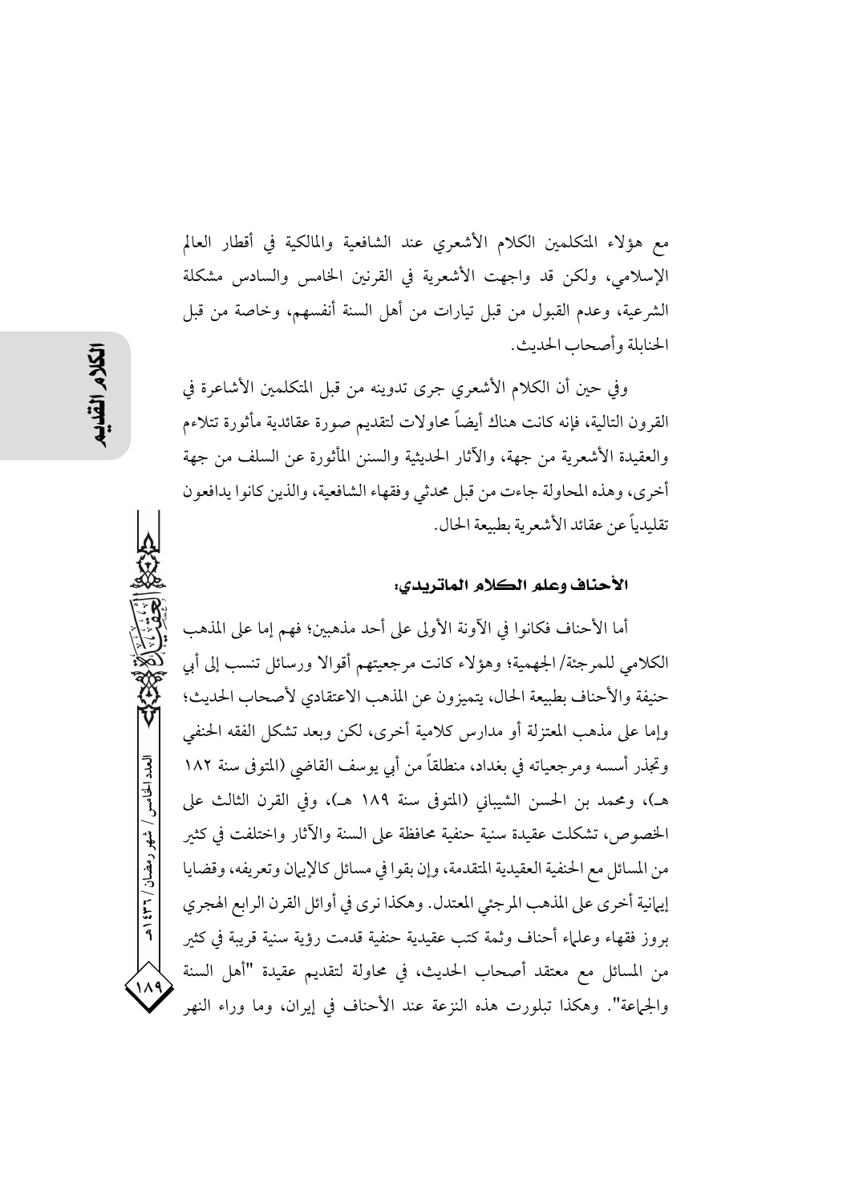مع هؤلاء المتكلمين الكلام الأشعري عند الشافعية والمالكية في أقطار العالم الإسلامي، ولكن قد واجهت الأشعرية في القرنين الخامس والسادس مشكلة الشرعية، وعدم القبول من قبل تيارات من أهل السنة أنفسهم، وخاصة من قبل الحنابلة وأصحاب الحديث.

وفي حين أن الكلام الأشعري جرى تدوينه من قبل المتكلمين الأشاعرة في القرون التالية، فإنه كانت هناك أيضاً محاولات لتقديم صورة عقائدية مأثورة تتلاءم والعقيدة الأشعرية من جهة، والآثار الحديثية والسنن المأثورة عن السلف من جهة أخرى، وهذه المحاولة جاءت من قبل محدثي وفقهاء الشافعية، والذين كانوا يدافعون تقليدياً عن عقائد الأشعرية بطبيعة الحال.

### الأحناف وعلم الكلام الماتريدي:

أما الأحناف فكانوا في الآونة الأولى على أحد مذهبين؛ فهم إما على المذهب الكلامي للمرجئة/ الجهمية؛ وهؤلاء كانت مرجعيتهم أقوالا ورسائل تنسب إلى أبي حنيفة والأحناف بطبيعة الحال، يتميزون عن المذهب الاعتقادي لأصحاب الحديث؛ وإما على مذهب المعتزلة أو مدارس كلامية أخرى، لكن وبعد تشكل الفقه الحنفي وتجذر أسسه ومرجعياته في بغداد، منطلقاً من أبي يوسف القاضي (المتوفى سنة ١٨٢ هـ)، ومحمد بن الحسن الشيباني (المتوفى سنة ١٨٩ هـ)، وفي القرن الثالث على الخصوص، تشكلت عقيدة سنية حنفية محافظة على السنة والآثار واختلفت في كثير من المسائل مع الحنفية العقيدية المتقدمة، وإن بقوا في مسائل كالإيمان وتعريفه، وقضايا إيمانية أخرى على المذهب المرجئي المعتدل. وهكذا نرى في أوائل القرن الرابع الهجري بروز فقهاء وعلماء أحناف وثمة كتب عقيدية حنفية قدمت رؤية سنية قريبة في كثير من المسائل مع معتقد أصحاب الحديث، في محاولة لتقديم عقيدة "أهل السنة والجماعة". وهكذا تبلورت هذه النزعة عند الأحناف في إيران، وما وراء النهر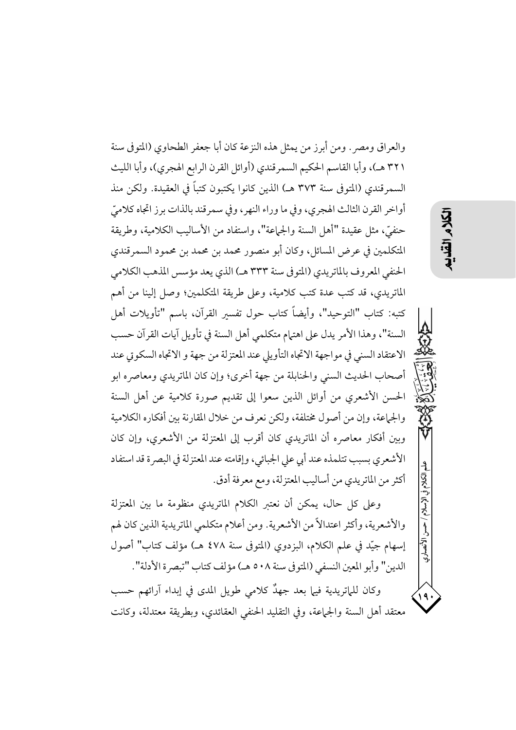والعراق ومصر. ومن أبرز من يمثل هذه النزعة كان أبا جعفر الطحاوي (المتوفى سنة ٣٢١ هـ)، وأبا القاسم الحكيم السمرقندي (أوائل القرن الرابع الهجري)، وأبا الليث السمرقندي (المتوفى سنة ٣٧٣ هـ) الذين كانوا يكتبون كتباً في العقيدة. ولكن منذ أواخر القرن الثالث الهجري، وفي ما وراء النهر، وفي سمرقند بالذات برز اتجاه كلاميّ حنفيّ، مثل عقيدة "أهل السنة والجماعة"، واستفاد من الأساليب الكلامية، وطريقة المتكلمين في عرض المسائل، وكان أبو منصور محمد بن محمد بن محمود السمرقندي الحنفي المعروف بالماتريدي (المتوفى سنة ٣٣٣ هـ) الذي يعد مؤسس المذهب الكلامي الماتريدي، قد كتب عدة كتب كلامية، وعلى طريقة المتكلمين؛ وصل إلينا من أهم كتبه: كتاب "التوحيد"، وأيضاً كتاب حول تفسير القرآن، باسم "تأويلات أهل السنة"، وهذا الأمر يدل على اهتمام متكلمي أهل السنة في تأويل آيات القرآن حسب الاعتقاد السني في مواجهة الاتجاه التأويلي عند المعتزلة من جهة و الاتجاه السكوتي عند أصحاب الحديث السني والحنابلة من جهة أخرى؛ وإن كان الماتريدي ومعاصره ابو الحسن الأشعري من أوائل الذين سعوا إلى تقديم صورة كلامية عن أهل السنة والجماعة، وإن من أصول مختلفة، ولكن نعرف من خلال المقارنة بين أفكاره الكلامية وبين أفكار معاصره أن الماتريدي كان أقرب إلى المعتزلة من الأشعري، وإن كان الأشعري بسبب تتلمذه عند أبي علي الجبائي، وإقامته عند المعتزلة في البصرة قد استفاد أكثر من الماتريدي من أساليب المعتزلة، ومع معرفة أدق.

وعلى كل حال، يمكن أن نعتبر الكلام الماتريدي منظومة ما بين المعتزلة والأشعرية، وأكثر اعتدالاً من الأشعرية. ومن أعلام متكلمي الماتريدية الذين كان لهم إسهام جيّد في علم الكلام، البزدوي (المتوفى سنة ٤٧٨ هـ) مؤلف كتاب" أصول الدين" وأبو المعين النسفي (المتوفى سنة ٥٠٨ هـ) مؤلف كتاب "تبصرة الأدلة".

وكان للماتريدية فيما بعد جهدٌ كلامي طويل المدى في إبداء آرائهم حسب معتقد أهل السنة والجماعة، وفي التقليد الحنفي العقائدي، وبطريقة معتدلة، وكانت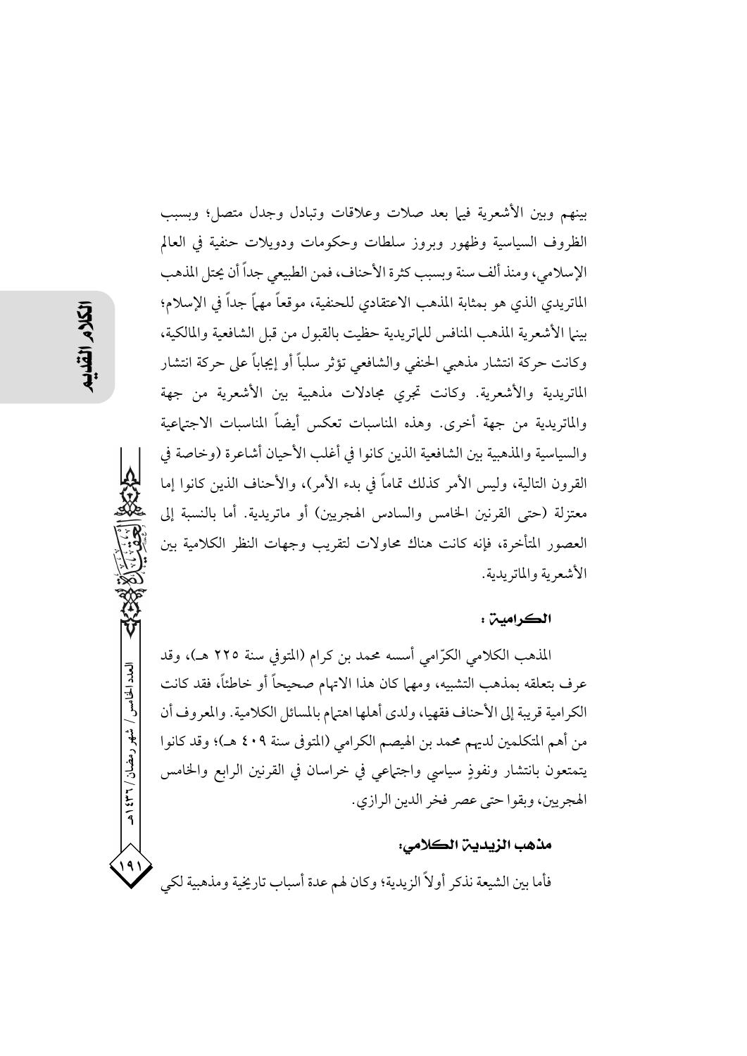بينهم وبين الأشعرية فيما بعد صلات وعلاقات وتبادل وجدل متصل؛ وبسبب الظروف السياسية وظهور وبروز سلطات وحكومات ودويلات حنفية في العالم الإسلامي، ومنذ ألف سنة وبسبب كثرة الأحناف، فمن الطبيعي جداً أن يحتل المذهب الماتريدي الذي هو بمثابة المذهب الاعتقادي للحنفية، موقعاً مهماً جداً في الإسلام؛ بينما الأشعرية المذهب المنافس للماتريدية حظيت بالقبول من قبل الشافعية والمالكية، وكانت حركة انتشار مذهبي الحنفي والشافعي تؤثر سلباً أو إيجاباً على حركة انتشار الماتريدية والأشعرية. وكانت تجري مجادلات مذهبية بين الأشعرية من جهة والماتريدية من جهة أخرى. وهذه المناسبات تعكس أيضاً المناسبات الاجتماعية والسياسية والمذهبية بين الشافعية الذين كانوا في أغلب الأحيان أشاعرة (وخاصة في القرون التالية، وليس الأمر كذلك تماماً في بدء الأمر)، والأحناف الذين كانوا إما معتزلة (حتى القرنين الخامس والسادس الهجريين) أو ماتريدية. أما بالنسبة إلى العصور المتأخرة، فإنه كانت هناك محاولات لتقريب وجهات النظر الكلامية بين الأشعرية والماتريدية.

### الكرامية :

المذهب الكلامي الكرّامي أسسه محمد بن كرام (المتوفى سنة ٢٢٥ هـ)، وقد عرف بتعلقه بمذهب التشبيه، ومهما كان هذا الاتهام صحيحاً أو خاطئاً، فقد كانت الكرامية قريبة إلى الأحناف فقهيا، ولدى أهلها اهتمام بالمسائل الكلامية. والمعروف أن من أهم المتكلمين لديهم محمد بن الهيصم الكرامي (المتوفى سنة ٤٠٩ هـ)؛ وقد كانوا يتمتعون بانتشار ونفوذٍ سياسي واجتماعي في خراسان في القرنين الرابع والخامس الهجريين، وبقوا حتى عصر فخر الدين الرازي.

### مذهب الزيدية الكلامي:

فأما بين الشيعة نذكر أولاً الزيدية؛ وكان لهم عدة أسباب تاريخية ومذهبية لكي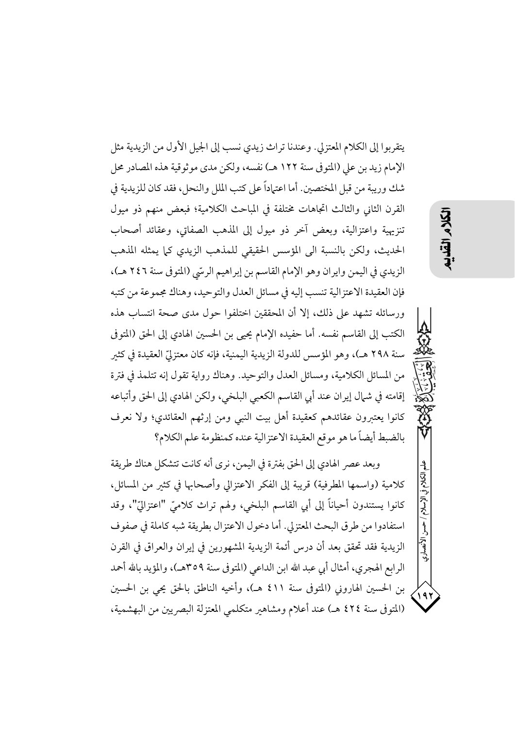يتقربوا إلى الكلام المعتزلي. وعندنا تراث زيدي نسب إلى الجيل الأول من الزيدية مثل الإمام زيد بن علي (المتوفى سنة ١٢٢ هـ) نفسه، ولكن مدى موثوقية هذه المصادر محل شك وريبة من قبل المختصين. أما اعتماداً على كتب الملل والنحل، فقد كان للزيدية في القرن الثاني والثالث اتجاهات مختلفة في المباحث الكلامية؛ فبعض منهم ذو ميول تنزيهية واعتزالية، وبعض آخر ذو ميول إلى المذهب الصفاتي، وعقائد أصحاب الحديث، ولكن بالنسبة الى المؤسس الحقيقي للمذهب الزيدي كما يمثله المذهب الزيدي في اليمن وايران وهو الإمام القاسم بن إبراهيم الرسّي (المتوفى سنة ٢٤٦ هـ)، فإن العقيدة الاعتزالية تنسب إليه في مسائل العدل والتوحيد، وهناك مجموعة من كتبه ورسائله تشهد على ذلك، إلا أن المحققين اختلفوا حول مدى صحة انتساب هذه الكتب إلى القاسم نفسه. أما حفيده الإمام يحيى بن الحسين الهادي إلى الحق (المتوفى سنة ٢٩٨ هـ)، وهو المؤسس للدولة الزيدية اليمنية، فإنه كان معتزليّ العقيدة في كثير من المسائل الكلامية، ومسائل العدل والتوحيد. وهناك رواية تقول إنه تتلمذ في فترة إقامته في شمال إيران عند أبي القاسم الكعبي البلخي، ولكن الهادي إلى الحق وأتباعه كانوا يعتبرون عقائدهم كعقيدة أهل بيت النبي ومن إرثهم العقائدي؛ ولا نعرف بالضبط أيضاً ما هو موقع العقيدة الاعتزالية عنده كمنظومة علم الكلام؟

وبعد عصر الهادي إلى الحق بفترة في اليمن، نرى أنه كانت تتشكل هناك طريقة كلامية (واسمها المطرفية) قريبة إلى الفكر الاعتزالي وأصحابها في كثير من المسائل، كانوا يستندون أحياناً إلى أبي القاسم البلخي، ولهم تراث كلاميّ "اعتزاليّ"، وقد استفادوا من طرق البحث المعتزلي. أما دخول الاعتزال بطريقة شبه كاملة في صفوف الزيدية فقد تحقق بعد أن درس أئمة الزيدية المشهورين في إيران والعراق في القرن الرابع الهجري، أمثال أبي عبد الله ابن الداعي (المتوفى سنة ٣٥٩هـ)، والمؤيد بالله أحمد بن الحسين الهاروني (المتوفى سنة ٤١١ هـ)، وأخيه الناطق بالحق يحي بن الحسين (المتوفى سنة ٤٢٤ هـ) عند أعلام ومشاهير متكلمي المعتزلة البصريين من البهشمية،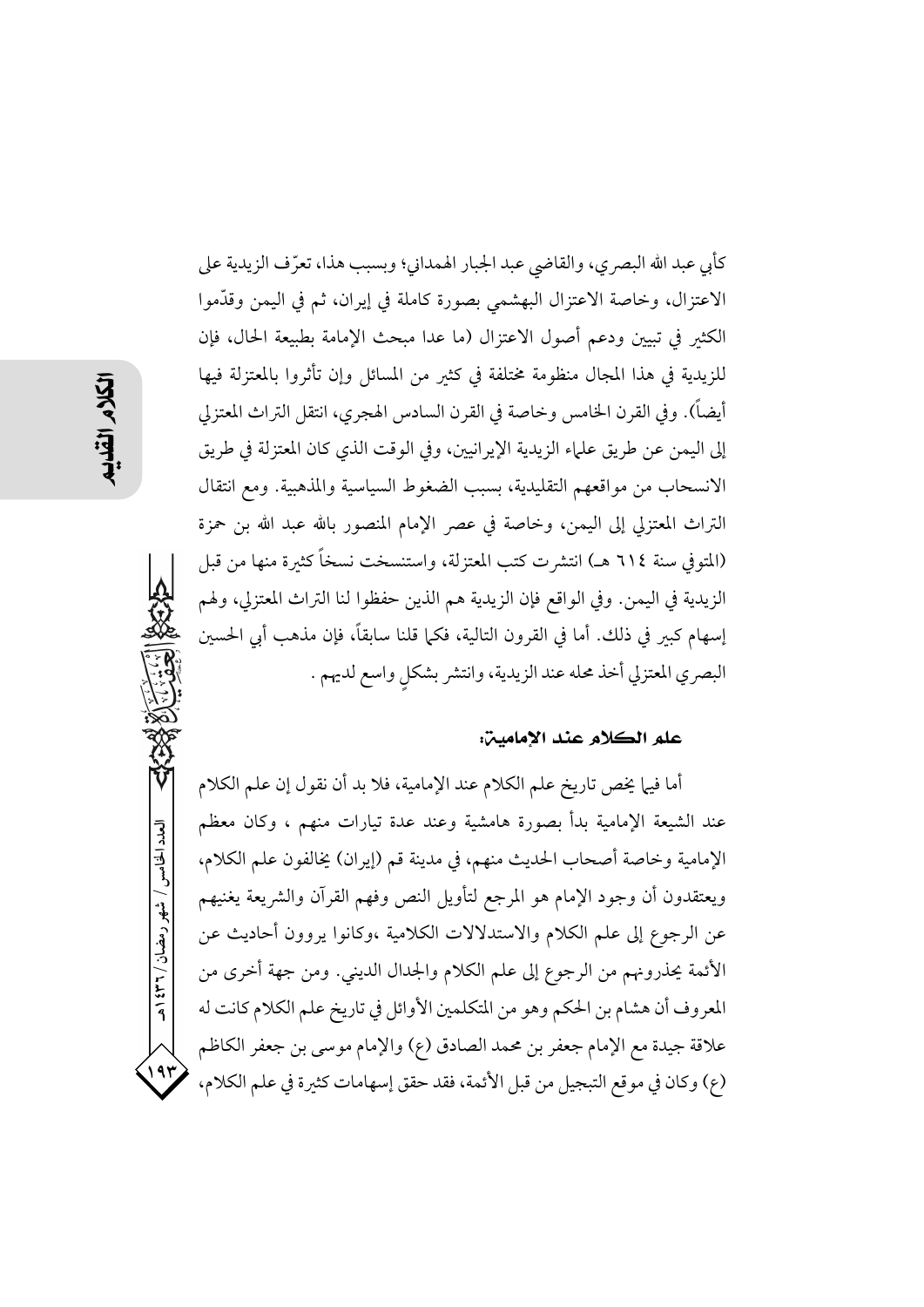كأبي عبد الله البصري، والقاضي عبد الجبار الهمداني؛ وبسبب هذا، تعرّف الزيدية على الاعتزال، وخاصة الاعتزال البهشمي بصورة كاملة في إيران، ثم في اليمن وقدّموا الكثير في تبيين ودعم أصول الاعتزال (ما عدا مبحث الإمامة بطبيعة الحال، فإن للزيدية في هذا المجال منظومة مختلفة في كثير من المسائل وإن تأثروا بالمعتزلة فيها أيضاً). وفي القرن الخامس وخاصة في القرن السادس الهجري، انتقل التراث المعتزلي إلى اليمن عن طريق علماء الزيدية الإيرانيين، وفي الوقت الذي كان المعتزلة في طريق الانسحاب من مواقعهم التقليدية، بسبب الضغوط السياسية والمذهبية. ومع انتقال التراث المعتزلي إلى اليمن، وخاصة في عصر الإمام المنصور بالله عبد الله بن حمزة (المتوفى سنة ٦١٤ هـ) انتشرت كتب المعتزلة، واستنسخت نسخاً كثيرة منها من قبل الزيدية في اليمن. وفي الواقع فإن الزيدية هم الذين حفظوا لنا التراث المعتزلي، ولهم إسهام كبير في ذلك. أما في القرون التالية، فكما قلنا سابقاً، فإن مذهب أبي الحسين البصري المعتزلي أخذ محله عند الزيدية، وانتشر بشكلٍ واسع لديهم .

### علم الكلام عند الإمامية:

أما فيما يخص تاريخ علم الكلام عند الإمامية، فلا بد أن نقول إن علم الكلام عند الشيعة الإمامية بدأ بصورة هامشية وعند عدة تيارات منهم ، وكان معظم الإمامية وخاصة أصحاب الحديث منهم، في مدينة قم (إيران) يخالفون علم الكلام، ويعتقدون أن وجود الإمام هو المرجع لتأويل النص وفهم القرآن والشريعة يغنيهم عن الرجوع إلى علم الكلام والاستدلالات الكلامية ،وكانوا يروون أحاديث عن الأئمة يحذرونهم من الرجوع إلى علم الكلام والجدال الديني. ومن جهة أخرى من المعروف أن هشام بن الحكم وهو من المتكلمين الأوائل في تاريخ علم الكلام كانت له علاقة جيدة مع الإمام جعفر بن محمد الصادق (ع) والإمام موسى بن جعفر الكاظم (ع) وكان في موقع التبجيل من قبل الأئمة، فقد حقق إسهامات كثيرة في علم الكلام،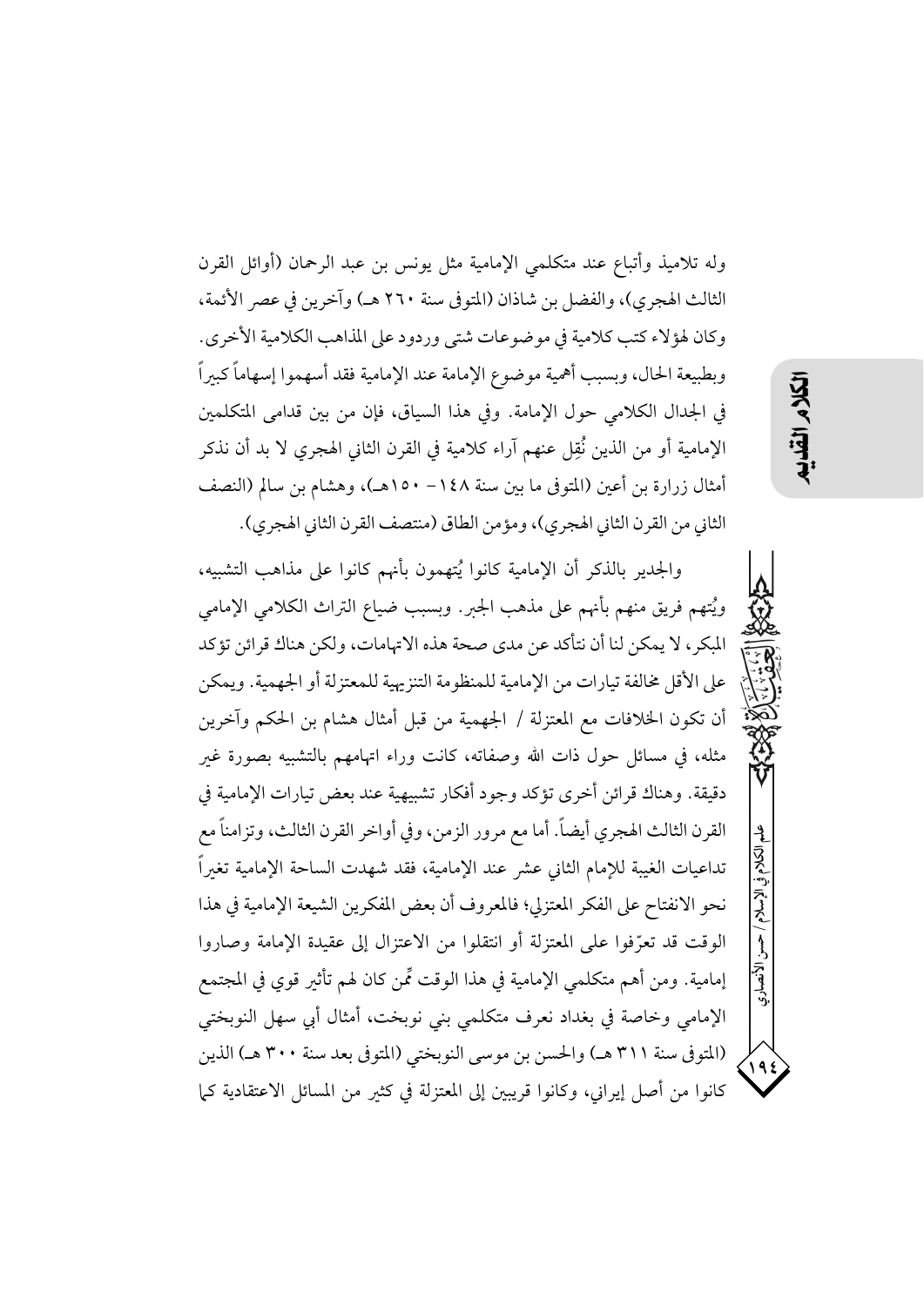وله تلاميذ وأتباع عند متكلمي الإمامية مثل يونس بن عبد الرحمان (أوائل القرن الثالث الهجري)، والفضل بن شاذان (المتوفى سنة ٢٦٠ هـ) وآخرين في عصر الأئمة، وكان لهؤلاء كتب كلامية في موضوعات شتى وردود على المذاهب الكلامية الأخرى. وبطبيعة الحال، وبسبب أهمية موضوع الإمامة عند الإمامية فقد أسهموا إسهاماً كبيراً في الجدال الكلامي حول الإمامة. وفي هذا السياق، فإن من بين قدامى المتكلمين الإمامية أو من الذين نُقِل عنهم آراء كلامية في القرن الثاني الهجري لا بد أن نذكر أمثال زرارة بن أعين (المتوفى ما بين سنة ١٤٨ - ١٥٠هـ)، وهشام بن سالم (النصف الثاني من القرن الثاني الهجري)، ومؤمن الطاق (منتصف القرن الثاني الهجري).

والجدير بالذكر أن الإمامية كانوا يُتهمون بأنهم كانوا على مذاهب التشبيه، ويُتهم فريق منهم بأنهم على مذهب الجبر. وبسبب ضياع التراث الكلامي الإمامي المبكر، لا يمكن لنا أن نتأكد عن مدى صحة هذه الاتهامات، ولكن هناك قرائن تؤكد على الأقل مخالفة تيارات من الإمامية للمنظومة التنزيهية للمعتزلة أو الجهمية. ويمكن أن تكون الخلافات مع المعتزلة / الجهمية من قبل أمثال هشام بن الحكم وآخرين مثله، في مسائل حول ذات الله وصفاته، كانت وراء اتهامهم بالتشبيه بصورة غير دقيقة. وهناك قرائن أخرى تؤكد وجود أفكار تشبيهية عند بعض تيارات الإمامية في القرن الثالث الهجري أيضاً. أما مع مرور الزمن، وفي أواخر القرن الثالث، وتزامناً مع تداعيات الغيبة للإمام الثاني عشر عند الإمامية، فقد شهدت الساحة الإمامية تغيراً نحو الانفتاح على الفكر المعتزلي؛ فالمعروف أن بعض المفكرين الشيعة الإمامية في هذا الوقت قد تعرّفوا على المعتزلة أو انتقلوا من الاعتزال إلى عقيدة الإمامة وصاروا إمامية. ومن أهم متكلمي الإمامية في هذا الوقت ممّن كان لهم تأثير قوي في المجتمع الإمامي وخاصة في بغداد نعرف متكلمي بني نوبخت، أمثال أبي سهل النوبختي (المتوفى سنة ٣١١ هـ) والحسن بن موسى النوبختي (المتوفى بعد سنة ٣٠٠ هـ) الذين كانوا من أصل إيراني، وكانوا قريبين إلى المعتزلة في كثير من المسائل الاعتقادية كما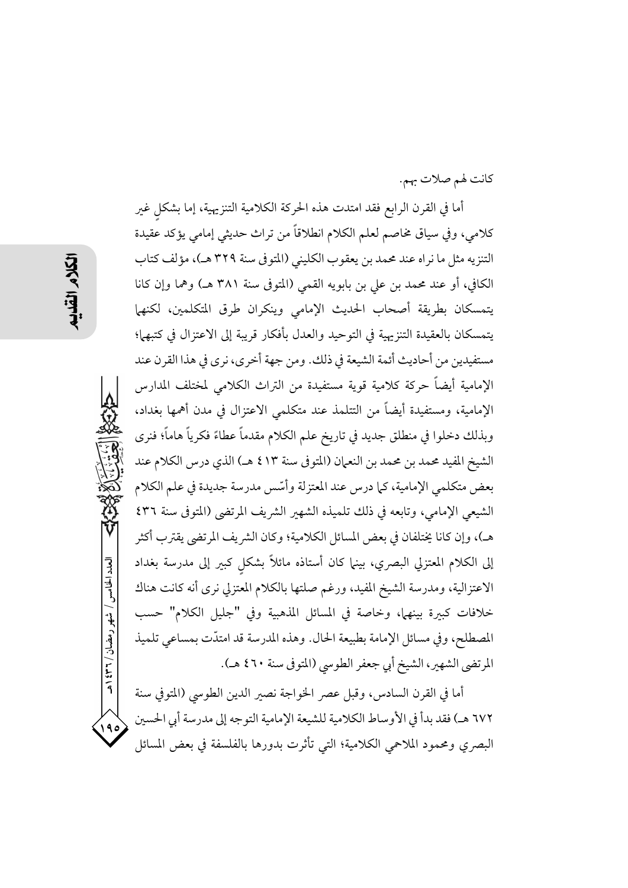كانت لهم صلات بهم.

أما في القرن الرابع فقد امتدت هذه الحركة الكلامية التنزيهية، إما بشكلٍ غير كلامي، وفي سياق مخاصم لعلم الكلام انطلاقاً من تراث حديثي إمامي يؤكد عقيدة التنزيه مثل ما نراه عند محمد بن يعقوب الكليني (المتوفى سنة ٣٢٩ هـ)، مؤلف كتاب الكافي، أو عند محمد بن علي بن بابويه القمي (المتوفى سنة ٣٨١ هـ) وهما وإن كانا يتمسكان بطريقة أصحاب الحديث الإمامي وينكران طرق المتكلمين، لكنهما يتمسكان بالعقيدة التنزيهية في التوحيد والعدل بأفكار قريبة إلى الاعتزال في كتبهما؛ مستفيدين من أحاديث أئمة الشيعة في ذلك. ومن جهة أخرى، نرى في هذا القرن عند الإمامية أيضاً حركة كلامية قوية مستفيدة من التراث الكلامي لمختلف المدارس الإمامية، ومستفيدة أيضاً من التتلمذ عند متكلمي الاعتزال في مدن أهمها بغداد، وبذلك دخلوا في منطلق جديد في تاريخ علم الكلام مقدماً عطاءً فكرياً هاماً؛ فنرى الشيخ المفيد محمد بن محمد بن النعمان (المتوفى سنة ٤١٣ هـ) الذي درس الكلام عند بعض متكلمي الإمامية، كما درس عند المعتزلة وأسّس مدرسة جديدة في علم الكلام الشيعي الإمامي، وتابعه في ذلك تلميذه الشهير الشريف المرتضى (المتوفى سنة ٤٣٦ هـ)، وإن كانا يختلفان في بعض المسائل الكلامية؛ وكان الشريف المرتضى يقترب أكثر إلى الكلام المعتزلي البصري، بينما كان أستاذه مائلاً بشكلٍ كبير إلى مدرسة بغداد الاعتزالية، ومدرسة الشيخ المفيد، ورغم صلتها بالكلام المعتزلي نرى أنه كانت هناك خلافات كبيرة بينهما، وخاصة في المسائل المذهبية وفي "جليل الكلام" حسب المصطلح، وفي مسائل الإمامة بطبيعة الحال. وهذه المدرسة قد امتدّت بمساعي تلميذ المرتضى الشهير، الشيخ أبي جعفر الطوسي (المتوفى سنة ٤٦٠ هـ).

أما في القرن السادس، وقبل عصر الخواجة نصير الدين الطوسي (المتوفى سنة ٦٧٢ هـ) فقد بدأ في الأوساط الكلامية للشيعة الإمامية التوجه إلى مدرسة أبي الحسين البصري ومحمود الملاحمي الكلامية؛ التي تأثرت بدورها بالفلسفة في بعض المسائل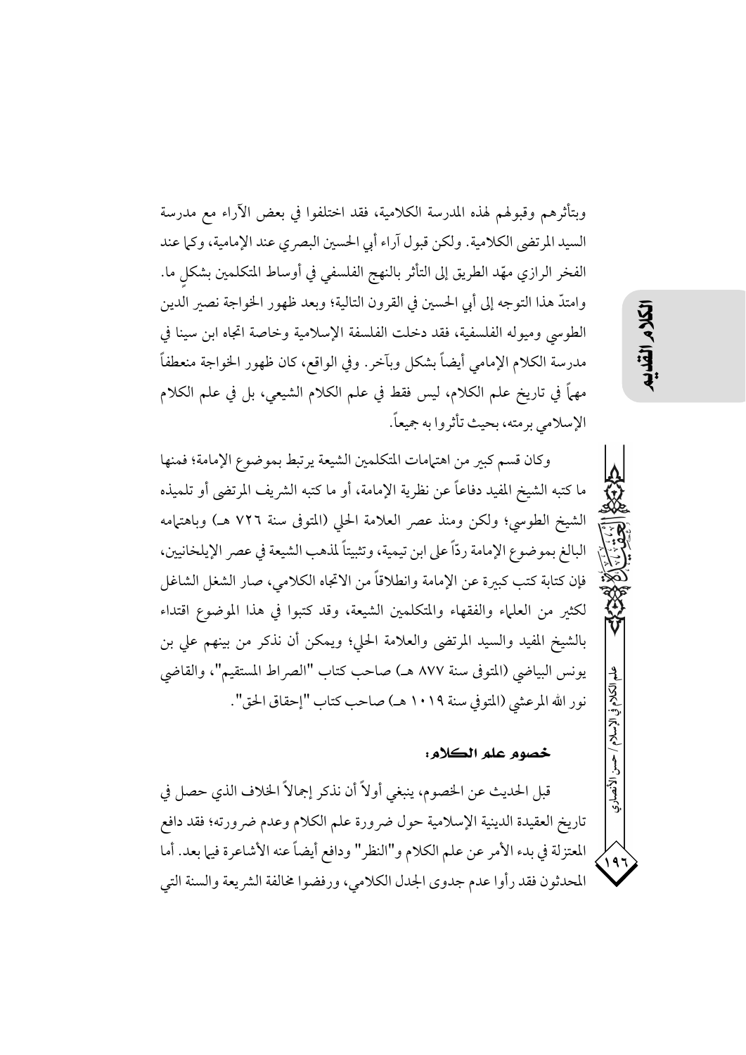وبتأثرهم وقبولهم لهذه المدرسة الكلامية، فقد اختلفوا في بعض الآراء مع مدرسة السيد المرتضى الكلامية. ولكن قبول آراء أبي الحسين البصري عند الإمامية، وكما عند الفخر الرازي مهّد الطريق إلى التأثر بالنهج الفلسفي في أوساط المتكلمين بشكلٍ ما. وامتدّ هذا التوجه إلى أبي الحسين في القرون التالية؛ وبعد ظهور الخواجة نصير الدين الطوسي وميوله الفلسفية، فقد دخلت الفلسفة الإسلامية وخاصة اتجاه ابن سينا في مدرسة الكلام الإمامي أيضاً بشكل وبآخر. وفي الواقع، كان ظهور الخواجة منعطفاً مهماً في تاريخ علم الكلام، ليس فقط في علم الكلام الشيعي، بل في علم الكلام الإسلامي برمته، بحيث تأثروا به جميعاً.

وكان قسم كبير من اهتمامات المتكلمين الشيعة يرتبط بموضوع الإمامة؛ فمنها ما كتبه الشيخ المفيد دفاعاً عن نظرية الإمامة، أو ما كتبه الشريف المرتضى أو تلميذه الشيخ الطوسي؛ ولكن ومنذ عصر العلامة الحلي (المتوفى سنة ٧٢٦ هـ) وباهتمامه البالغ بموضوع الإمامة ردّاً على ابن تيمية، وتثبيتاً لمذهب الشيعة في عصر الإيلخانيين، فإن كتابة كتب كبيرة عن الإمامة وانطلاقاً من الاتجاه الكلامي، صار الشغل الشاغل لكثير من العلماء والفقهاء والمتكلمين الشيعة، وقد كتبوا في هذا الموضوع اقتداء بالشيخ المفيد والسيد المرتضى والعلامة الحلي؛ ويمكن أن نذكر من بينهم علي بن يونس البياضي (المتوفى سنة ٨٧٧ هـ) صاحب كتاب "الصراط المستقيم"، والقاضي نور الله المرعشي (المتوفى سنة ١٠١٩ هـ) صاحب كتاب "إحقاق الحق".

### خصوم علم الكلام:

قبل الحديث عن الخصوم، ينبغي أولاً أن نذكر إجمالاً الخلاف الذي حصل في تاريخ العقيدة الدينية الإسلامية حول ضرورة علم الكلام وعدم ضرورته؛ فقد دافع المعتزلة في بدء الأمر عن علم الكلام و"النظر" ودافع أيضاً عنه الأشاعرة فيما بعد. أما المحدثون فقد رأوا عدم جدوى الجدل الكلامي، ورفضوا مخالفة الشريعة والسنة التي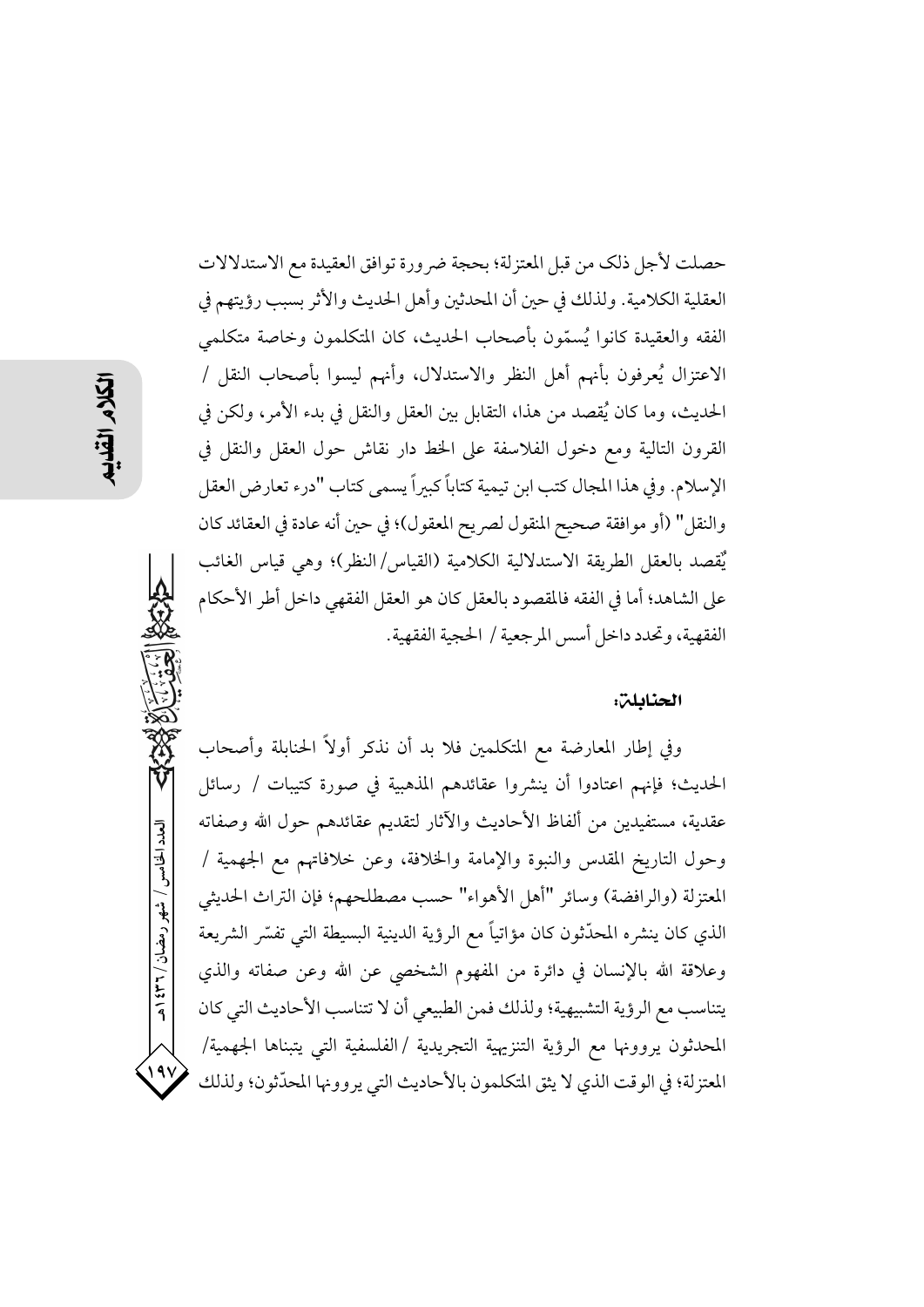حصلت لأجل ذلك من قبل المعتزلة؛ بحجة ضرورة توافق العقيدة مع الاستدلالات العقلية الكلامية. ولذلك في حين أن المحدثين وأهل الحديث والأثر بسبب رؤيتهم في الفقه والعقيدة كانوا يُسمّون بأصحاب الحديث، كان المتكلمون وخاصة متكلمي الاعتزال يُعرفون بأنهم أهل النظر والاستدلال، وأنهم ليسوا بأصحاب النقل / الحديث، وما كان يُقصد من هذا، التقابل بين العقل والنقل في بدء الأمر، ولكن في القرون التالية ومع دخول الفلاسفة على الخط دار نقاش حول العقل والنقل في الإسلام. وفي هذا المجال كتب ابن تيمية كتاباً كبيراً يسمى كتاب "درء تعارض العقل والنقل" (أو موافقة صحيح المنقول لصريح المعقول)؛ في حين أنه عادة في العقائد كان يُقصد بالعقل الطريقة الاستدلالية الكلامية (القياس/ النظر)؛ وهي قياس الغائب على الشاهد؛ أما في الفقه فالمقصود بالعقل كان هو العقل الفقهي داخل أطر الأحكام الفقهية، وتحدد داخل أسس المرجعية / الحجية الفقهية.

### الحنابلة:

وفي إطار المعارضة مع المتكلمين فلا بد أن نذكر أولاً الحنابلة وأصحاب الحديث؛ فإنهم اعتادوا أن ينشروا عقائدهم المذهبية في صورة كتيبات / رسائل عقدية، مستفيدين من ألفاظ الأحاديث والآثار لتقديم عقائدهم حول الله وصفاته وحول التاريخ المقدس والنبوة والإمامة والخلافة، وعن خلافاتهم مع الجهمية / المعتزلة (والرافضة) وسائر "أهل الأهواء" حسب مصطلحهم؛ فإن التراث الحديثي الذي كان ينشره المحدّثون كان مؤاتياً مع الرؤية الدينية البسيطة التي تفسّر الشريعة وعلاقة الله بالإنسان في دائرة من المفهوم الشخصي عن الله وعن صفاته والذي يتناسب مع الرؤية التشبيهية؛ ولذلك فمن الطبيعي أن لا تتناسب الأحاديث التي كان المحدثون يروونها مع الرؤية التنزيهية التجريدية / الفلسفية التي يتبناها الجهمية/ المعتزلة؛ في الوقت الذي لا يثق المتكلمون بالأحاديث التي يرووها المحدّثون؛ ولذلك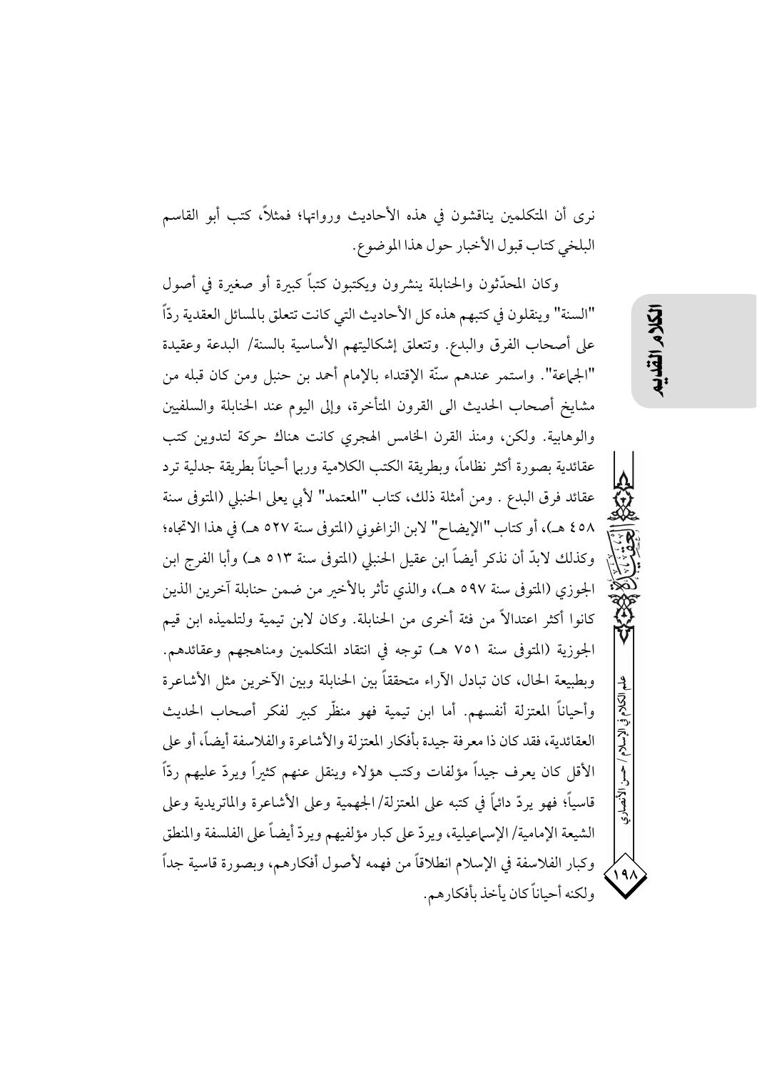نرى أن المتكلمين يناقشون في هذه الأحاديث ورواتها؛ فمثلاً، كتب أبو القاسم البلخي كتاب قبول الأخبار حول هذا الموضوع.

وكان المحدّثون والحنابلة ينشرون ويكتبون كتباً كبيرة أو صغيرة في أصول "السنة" وينقلون في كتبهم هذه كل الأحاديث التي كانت تتعلق بالمسائل العقدية ردّاً على أصحاب الفرق والبدع. وتتعلق إشكاليتهم الأساسية بالسنة/ البدعة وعقيدة "الجماعة". واستمر عندهم سنّة الإقتداء بالإمام أحمد بن حنبل ومن كان قبله من مشايخ أصحاب الحديث الى القرون المتأخرة، وإلى اليوم عند الحنابلة والسلفيين والوهابية. ولكن، ومنذ القرن الخامس الهجري كانت هناك حركة لتدوين كتب عقائدية بصورة أكثر نظاماً، وبطريقة الكتب الكلامية وربما أحياناً بطريقة جدلية ترد عقائد فرق البدع . ومن أمثلة ذلك، كتاب "المعتمد" لأبي يعلى الحنبلي (المتوفى سنة ٤٥٨ هـ)، أو كتاب "الإيضاح" لابن الزاغوني (المتوفى سنة ٥٢٧ هـ) في هذا الاتجاه؛ وكذلك لابدّ أن نذكر أيضاً ابن عقيل الحنبلي (المتوفى سنة ٥١٣ هـ) وأبا الفرج ابن الجوزي (المتوفى سنة ٥٩٧ هـ)، والذي تأثر بالأخير من ضمن حنابلة آخرين الذين كانوا أكثر اعتدالاً من فئة أخرى من الحنابلة. وكان لابن تيمية ولتلميذه ابن قيم الجوزية (المتوفى سنة ٧٥١ هـ) توجه في انتقاد المتكلمين ومناهجهم وعقائدهم. وبطبيعة الحال، كان تبادل الآراء متحققاً بين الحنابلة وبين الآخرين مثل الأشاعرة وأحياناً المعتزلة أنفسهم. أما ابن تيمية فهو منظّر كبير لفكر أصحاب الحديث العقائدية، فقد كان ذا معرفة جيدة بأفكار المعتزلة والأشاعرة والفلاسفة أيضاً، أو على الأقل كان يعرف جيداً مؤلفات وكتب هؤلاء وينقل عنهم كثيراً ويردّ عليهم ردّاً قاسياً؛ فهو يردّ دائماً في كتبه على المعتزلة/ الجهمية وعلى الأشاعرة والماتريدية وعلى الشيعة الإمامية/ الإسماعيلية، ويردّ على كبار مؤلفيهم ويردّ أيضاً على الفلسفة والمنطق وكبار الفلاسفة في الإسلام انطلاقاً من فهمه لأصول أفكارهم، وبصورة قاسية جداً ولكنه أحياناً كان يأخذ بأفكارهم.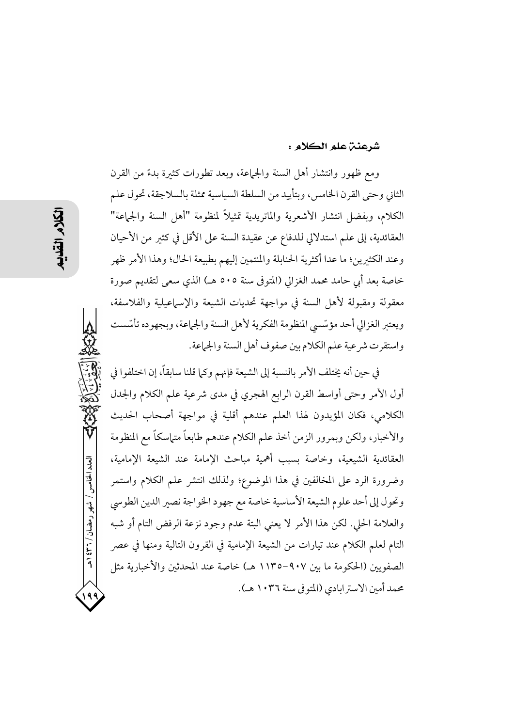### شرعنة علم الكلام :

ومع ظهور وانتشار أهل السنة والجماعة، وبعد تطورات كثيرة بدءً من القرن الثاني وحتى القرن الخامس، وبتأييد من السلطة السياسية ممثلة بالسلاجقة، تحول علم الكلام، وبفضل انتشار الأشعرية والماتريدية تمثيلاً لمنظومة "أهل السنة والجماعة" العقائدية، إلى علم استدلالي للدفاع عن عقيدة السنة على الأقل في كثير من الأحيان وعند الكثيرين؛ ما عدا أكثرية الحنابلة والمنتمين إليهم بطبيعة الحال؛ وهذا الأمر ظهر خاصة بعد أبي حامد محمد الغزالي (المتوفى سنة ٥٠٥ هـ) الذي سعى لتقديم صورة معقولة ومقبولة لأهل السنة في مواجهة تحديات الشيعة والإسماعيلية والفلاسفة، ويعتبر الغزالي أحد مؤسّسي المنظومة الفكرية لأهل السنة والجماعة، وبجهوده تأسّست واستقرت شرعية علم الكلام بين صفوف أهل السنة والجماعة.

في حين أنه يختلف الأمر بالنسبة إلى الشيعة فإنهم وكما قلنا سابقاً، إن اختلفوا في أول الأمر وحتى أواسط القرن الرابع الهجري في مدى شرعية علم الكلام والجدل الكلامي، فكان المؤيدون لهذا العلم عندهم أقلية في مواجهة أصحاب الحديث والأخبار، ولكن وبمرور الزمن أخذ علم الكلام عندهم طابعاً متماسكاً مع المنظومة العقائدية الشيعية، وخاصة بسبب أهمية مباحث الإمامة عند الشيعة الإمامية، وضرورة الرد على المخالفين في هذا الموضوع؛ ولذلك انتشر علم الكلام واستمر وتحول إلى أحد علوم الشيعة الأساسية خاصة مع جهود الخواجة نصير الدين الطوسي والعلامة الحلي. لكن هذا الأمر لا يعني البتة عدم وجود نزعة الرفض التام أو شبه التام لعلم الكلام عند تيارات من الشيعة الإمامية في القرون التالية ومنها في عصر الصفويين (الحكومة ما بين ٩٠٧-١١٣٥ هـ) خاصة عند المحدثين والأخبارية مثل محمد أمين الاسترابادي (المتوفى سنة ١٠٣٦ هـ).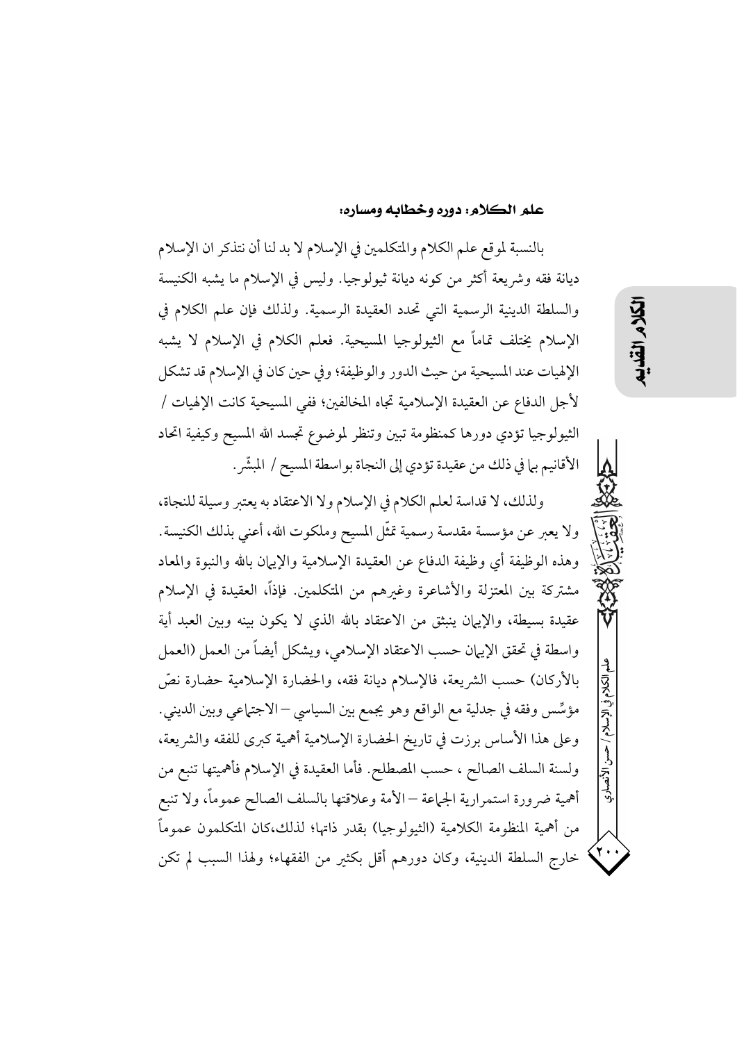### علم الكلام: دوره وخطابه ومساره:

بالنسبة لموقع علم الكلام والمتكلمين في الإسلام لا بد لنا أن نتذكر ان الإسلام ديانة فقه وشريعة أكثر من كونه ديانة ثيولوجيا. وليس في الإسلام ما يشبه الكنيسة والسلطة الدينية الرسمية التي تحدد العقيدة الرسمية. ولذلك فإن علم الكلام في الإسلام يختلف تماماً مع الثيولوجيا المسيحية. فعلم الكلام في الإسلام لا يشبه الإلهيات عند المسيحية من حيث الدور والوظيفة؛ وفي حين كان في الإسلام قد تشكل لأجل الدفاع عن العقيدة الإسلامية تجاه المخالفين؛ ففي المسيحية كانت الإلهيات / الثيولوجيا تؤدي دورها كمنظومة تبين وتنظر لموضوع تجسد الله المسيح وكيفية اتحاد الأقانيم بما في ذلك من عقيدة تؤدي إلى النجاة بواسطة المسيح / المبشّر.

ولذلك، لا قداسة لعلم الكلام في الإسلام ولا الاعتقاد به يعتبر وسيلة للنجاة، ولا يعبر عن مؤسسة مقدسة رسمية تمثّل المسيح وملكوت الله، أعني بذلك الكنيسة. وهذه الوظيفة أي وظيفة الدفاع عن العقيدة الإسلامية والإيمان بالله والنبوة والمعاد مشتركة بين المعتزلة والأشاعرة وغيرهم من المتكلمين. فإذاً، العقيدة في الإسلام عقيدة بسيطة، والإيمان ينبثق من الاعتقاد بالله الذي لا يكون بينه وبين العبد أية واسطة في تحقق الإيمان حسب الاعتقاد الإسلامي، ويشكل أيضاً من العمل (العمل بالأركان) حسب الشريعة، فالإسلام ديانة فقه، والحضارة الإسلامية حضارة نصّ مؤسِّس وفقه في جدلية مع الواقع وهو يجمع بين السياسي – الاجتماعي وبين الديني. وعلى هذا الأساس برزت في تاريخ الحضارة الإسلامية أهمية كبرى للفقه والشريعة، ولسنة السلف الصالح ، حسب المصطلح. فأما العقيدة في الإسلام فأهميتها تنبع من أهمية ضرورة استمرارية الجماعة – الأمة وعلاقتها بالسلف الصالح عموماً، ولا تنبع من أهمية المنظومة الكلامية (الثيولوجيا) بقدر ذاتها؛ لذلك،كان المتكلمون عموماً خارج السلطة الدينية، وكان دورهم أقل بكثير من الفقهاء؛ ولهذا السبب لم تكن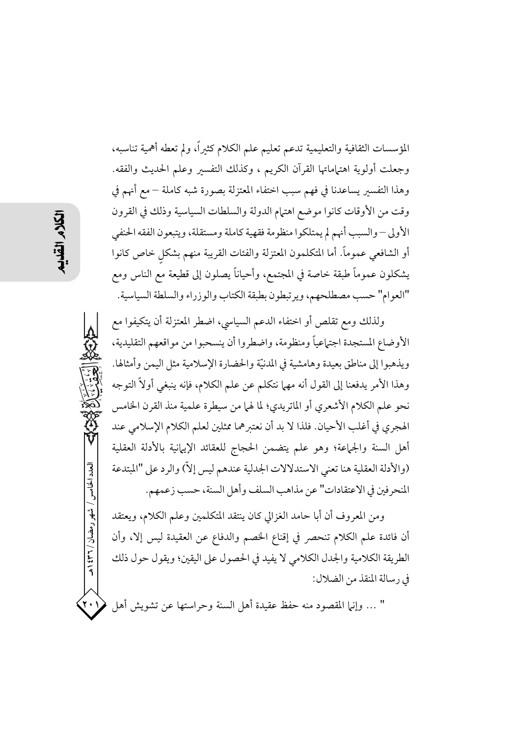المؤسسات الثقافية والتعليمية تدعم تعليم علم الكلام كثيراً، ولم تعطه أهمية تناسبه، وجعلت أولوية اهتماماتها القرآن الكريم ، وكذلك التفسير وعلم الحديث والفقه. وهذا التفسير يساعدنا في فهم سبب اختفاء المعتزلة بصورة شبه كاملة – مع أنهم في وقت من الأوقات كانوا موضع اهتمام الدولة والسلطات السياسية وذلك في القرون الأولى – والسبب أنهم لم يمتلكوا منظومة فقهية كاملة ومستقلة، ويتبعون الفقه الحنفي أو الشافعي عموماً. أما المتكلمون المعتزلة والفئات القريبة منهم بشكلٍ خاص كانوا يشكلون عموماً طبقة خاصة في المجتمع، وأحياناً يصلون إلى قطيعة مع الناس ومع "العوام" حسب مصطلحهم، ويرتبطون بطبقة الكتاب والوزراء والسلطة السياسية.

ولذلك ومع تقلص أو اختفاء الدعم السياسي، اضطر المعتزلة أن يتكيفوا مع الأوضاع المستجدة اجتماعياً ومنظومة، واضطروا أن ينسحبوا من مواقعهم التقليدية، ويذهبوا إلى مناطق بعيدة وهامشية في المدنيّة والحضارة الإسلامية مثل اليمن وأمثالها. وهذا الأمر يدفعنا إلى القول أنه مهما نتكلم عن علم الكلام، فإنه ينبغي أولاً التوجه نحو علم الكلام الأشعري أو الماتريدي؛ لما لهما من سيطرة علمية منذ القرن الخامس الهجري في أغلب الأحيان. فلذا لا بد أن نعتبرهما ممثلين لعلم الكلام الإسلامي عند أهل السنة والجماعة؛ وهو علم يتضمن الحجاج للعقائد الإيمانية بالأدلة العقلية (والأدلة العقلية هنا تعني الاستدلالات الجدلية عندهم ليس إلاّ) والرد على "المبتدعة المنحرفين في الاعتقادات" عن مذاهب السلف وأهل السنة، حسب زعمهم.

ومن المعروف أن أبا حامد الغزالي كان ينتقد المتكلمين وعلم الكلام، ويعتقد أن فائدة علم الكلام تنحصر في إقناع الخصم والدفاع عن العقيدة ليس إلا، وأن الطريقة الكلامية والجدل الكلامي لا يفيد في الحصول على اليقين؛ ويقول حول ذلك في رسالة المنقذ من الضلال:

" ... وإنما المقصود منه حفظ عقيدة أهل السنة وحراستها عن تشويش أهل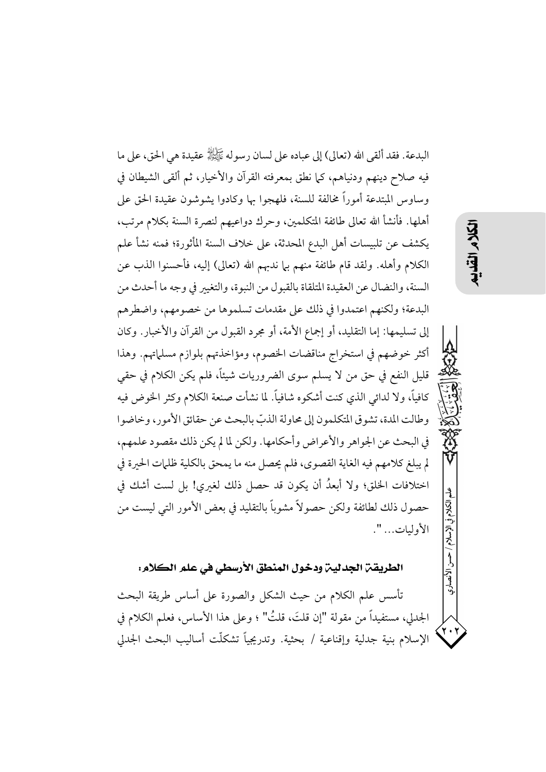البدعة. فقد ألقى الله (تعالى) إلى عباده على لسان رسوله ﷺ عقيدة هي الحق، على ما فيه صلاح دينهم ودنياهم، كما نطق بمعرفته القرآن والأخبار، ثم ألقى الشيطان في وساوس المبتدعة أموراً مخالفة للسنة، فلهجوا بها وكادوا يشوشون عقيدة الحق على أهلها. فأنشأ الله تعالى طائفة المتكلمين، وحرك دواعيهم لنصرة السنة بكلام مرتب، يكشف عن تلبيسات أهل البدع المحدثة، على خلاف السنة المأثورة؛ فمنه نشأ علم الكلام وأهله. ولقد قام طائفة منهم بما ندبهم الله (تعالى) إليه، فأحسنوا الذب عن السنة، والنضال عن العقيدة المتلقاة بالقبول من النبوة، والتغيير في وجه ما أحدث من البدعة؛ ولكنهم اعتمدوا في ذلك على مقدمات تسلموها من خصومهم، واضطرهم إلى تسليمها: إما التقليد، أو إجماع الأمة، أو مجرد القبول من القرآن والأخبار. وكان أكثر خوضهم في استخراج مناقضات الخصوم، ومؤاخذتهم بلوازم مسلماتهم. وهذا قليل النفع في حق من لا يسلم سوى الضروريات شيئاً، فلم يكن الكلام في حقي كافياً، ولا لدائي الذي كنت أشكوه شافياً. لما نشأت صنعة الكلام وكثر الخوض فيه وطالت المدة، تشوق المتكلمون إلى محاولة الذبّ بالبحث عن حقائق الأمور، وخاضوا في البحث عن الجواهر والأعراض وأحكامها. ولكن لما لم يكن ذلك مقصود علمهم، لم يبلغ كلامهم فيه الغاية القصوى، فلم يحصل منه ما يمحق بالكلية ظلمات الحيرة في اختلافات الخلق؛ ولا أبعدُ أن يكون قد حصل ذلك لغيري! بل لست أشك في حصول ذلك لطائفة ولكن حصولاً مشوباً بالتقليد في بعض الأمور التي ليست من الأوليات... ".

## الطريقة الجدلية ودخول المنطق الأرسطي في علم الكلام:

تأسس علم الكلام من حيث الشكل والصورة على أساس طريقة البحث الجدلي، مستفيداً من مقولة "إن قلتَ، قلتُ" ؛ وعلى هذا الأساس، فعلم الكلام في الإسلام بنية جدلية وإقناعية / بحثية. وتدريجياً تشكلّت أساليب البحث الجدلي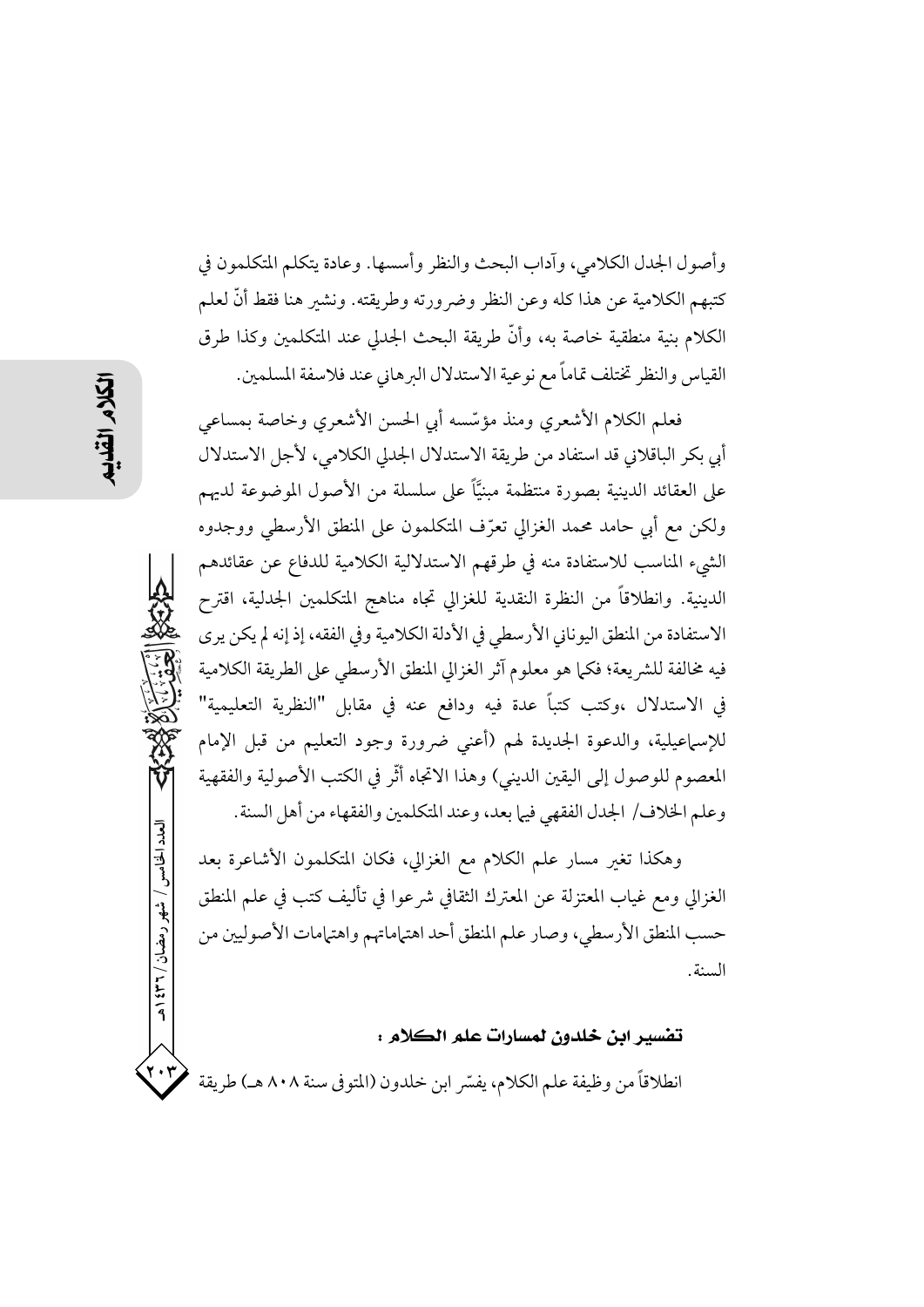وأصول الجدل الكلامي، وآداب البحث والنظر وأسسها. وعادة يتكلم المتكلمون في كتبهم الكلامية عن هذا كله وعن النظر وضرورته وطريقته. ونشير هنا فقط أنّ لعلم الكلام بنية منطقية خاصة به، وأنّ طريقة البحث الجدلي عند المتكلمين وكذا طرق القياس والنظر تختلف تماماً مع نوعية الاستدلال البرهاني عند فلاسفة المسلمين.

فعلم الكلام الأشعري ومنذ مؤسّسه أبي الحسن الأشعري وخاصة بمساعي أبي بكر الباقلاني قد استفاد من طريقة الاستدلال الجدلي الكلامي، لأجل الاستدلال على العقائد الدينية بصورة منتظمة مبنيًّاً على سلسلة من الأصول الموضوعة لديهم ولكن مع أبي حامد محمد الغزالي تعرّف المتكلمون على المنطق الأرسطي ووجدوه الشيء المناسب للاستفادة منه في طرقهم الاستدلالية الكلامية للدفاع عن عقائدهم الدينية. وانطلاقاً من النظرة النقدية للغزالي تجاه مناهج المتكلمين الجدلية، اقترح الاستفادة من المنطق اليوناني الأرسطي في الأدلة الكلامية وفي الفقه، إذ إنه لم يكن يرى فيه مخالفة للشريعة؛ فكما هو معلوم آثر الغزالي المنطق الأرسطي على الطريقة الكلامية في الاستدلال ،وكتب كتباً عدة فيه ودافع عنه في مقابل "النظرية التعليمية" للإسماعيلية، والدعوة الجديدة لهم (أعني ضرورة وجود التعليم من قبل الإمام المعصوم للوصول إلى اليقين الديني) وهذا الاتجاه أثّر في الكتب الأصولية والفقهية وعلم الخلاف/ الجدل الفقهي فيما بعد، وعند المتكلمين والفقهاء من أهل السنة.

وهكذا تغير مسار علم الكلام مع الغزالي، فكان المتكلمون الأشاعرة بعد الغزالي ومع غياب المعتزلة عن المعترك الثقافي شرعوا في تأليف كتب في علم المنطق حسب المنطق الأرسطي، وصار علم المنطق أحد اهتماماتهم واهتمامات الأصوليين من السنة.

### تفسير ابن خلدون لمسارات علم الكلام :

انطلاقاً من وظيفة علم الكلام، يفسّر ابن خلدون (المتوفى سنة ٨٠٨ هـ) طريقة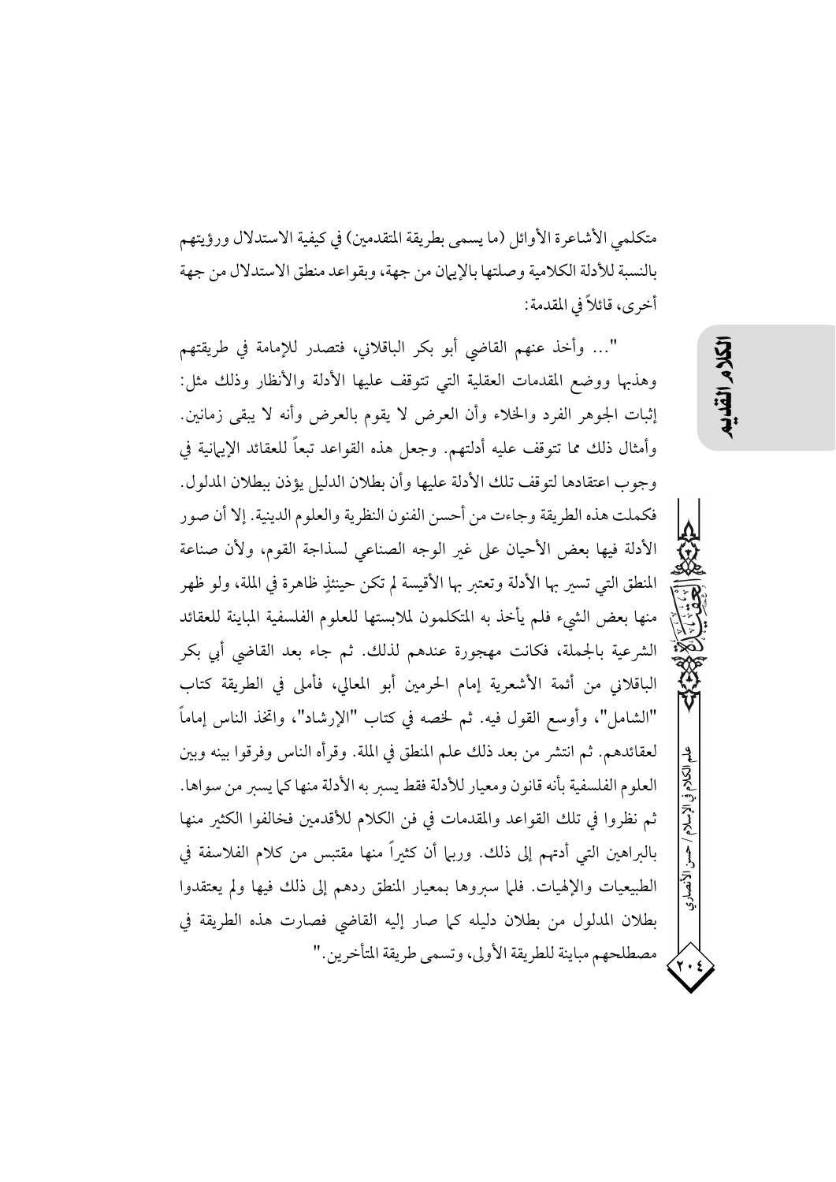متكلمي الأشاعرة الأوائل (ما يسمى بطريقة المتقدمين) في كيفية الاستدلال ورؤيتهم بالنسبة للأدلة الكلامية وصلتها بالإيمان من جهة، وبقواعد منطق الاستدلال من جهة أخرى، قائلاً في المقدمة:

"... وأخذ عنهم القاضي أبو بكر الباقلاني، فتصدر للإمامة في طريقتهم وهذبها ووضع المقدمات العقلية التي تتوقف عليها الأدلة والأنظار وذلك مثل: إثبات الجوهر الفرد والخلاء وأن العرض لا يقوم بالعرض وأنه لا يبقى زمانين. وأمثال ذلك مما تتوقف عليه أدلتهم. وجعل هذه القواعد تبعاً للعقائد الإيمانية في وجوب اعتقادها لتوقف تلك الأدلة عليها وأن بطلان الدليل يؤذن ببطلان المدلول. فكملت هذه الطريقة وجاءت من أحسن الفنون النظرية والعلوم الدينية. إلا أن صور الأدلة فيها بعض الأحيان على غير الوجه الصناعي لسذاجة القوم، ولأن صناعة المنطق التي تسبر بها الأدلة وتعتبر بها الأقيسة لم تكن حينئذٍ ظاهرة في الملة، ولو ظهر منها بعض الشيء فلم يأخذ به المتكلمون لملابستها للعلوم الفلسفية المباينة للعقائد الشرعية بالجملة، فكانت مهجورة عندهم لذلك. ثم جاء بعد القاضي أبي بكر الباقلاني من أئمة الأشعرية إمام الحرمين أبو المعالي، فأملى في الطريقة كتاب "الشامل"، وأوسع القول فيه. ثم لخصه في كتاب "الإرشاد"، واتخذ الناس إماماً لعقائدهم. ثم انتشر من بعد ذلك علم المنطق في الملة. وقرأه الناس وفرقوا بينه وبين العلوم الفلسفية بأنه قانون ومعيار للأدلة فقط يسبر به الأدلة منها كما يسبر من سواها. ثم نظروا في تلك القواعد والمقدمات في فن الكلام للأقدمين فخالفوا الكثير منها بالبراهين التي أدتهم إلى ذلك. وربما أن كثيراً منها مقتبس من كلام الفلاسفة في الطبيعيات والإلهيات. فلما سبروها بمعيار المنطق ردهم إلى ذلك فيها ولم يعتقدوا بطلان المدلول من بطلان دليله كما صار إليه القاضي فصارت هذه الطريقة في مصطلحهم مباينة للطريقة الأولى، وتسمى طريقة المتأخرين."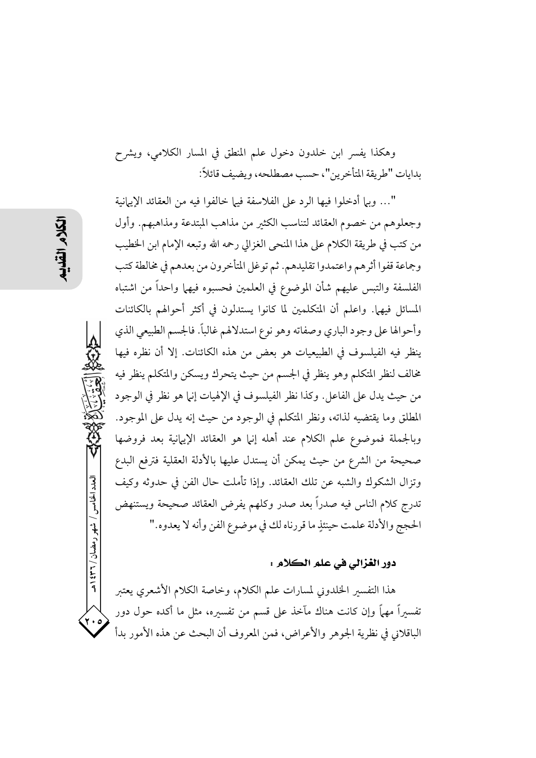وهكذا يفسر ابن خلدون دخول علم المنطق في المسار الكلامي، ويشرح بدايات "طريقة المتأخرين"، حسب مصطلحه، ويضيف قائلاً:

"... وبما أدخلوا فيها الرد على الفلاسفة فيما خالفوا فيه من العقائد الإيمانية وجعلوهم من خصوم العقائد لتناسب الكثير من مذاهب المبتدعة ومذاهبهم. وأول من كتب في طريقة الكلام على هذا المنحى الغزالي رحمه الله وتبعه الإمام ابن الخطيب وجماعة قفوا أثرهم واعتمدوا تقليدهم. ثم توغل المتأخرون من بعدهم في مخالطة كتب الفلسفة والتبس عليهم شأن الموضوع في العلمين فحسبوه فيهما واحداً من اشتباه المسائل فيهما. واعلم أن المتكلمين لما كانوا يستدلون في أكثر أحوالهم بالكائنات وأحوالها على وجود الباري وصفاته وهو نوع استدلالهم غالباً. فالجسم الطبيعي الذي ينظر فيه الفيلسوف في الطبيعيات هو بعض من هذه الكائنات. إلا أن نظره فيها مخالف لنظر المتكلم وهو ينظر في الجسم من حيث يتحرك ويسكن والمتكلم ينظر فيه من حيث يدل على الفاعل. وكذا نظر الفيلسوف في الإلهيات إنما هو نظر في الوجود المطلق وما يقتضيه لذاته، ونظر المتكلم في الوجود من حيث إنه يدل على الموجود. وبالجملة فموضوع علم الكلام عند أهله إنما هو العقائد الإيمانية بعد فروضها صحيحة من الشرع من حيث يمكن أن يستدل عليها بالأدلة العقلية فترفع البدع وتزال الشكوك والشبه عن تلك العقائد. وإذا تأملت حال الفن في حدوثه وكيف تدرج كلام الناس فيه صدراً بعد صدر وكلهم يفرض العقائد صحيحة ويستنهض الحجج والأدلة علمت حينئذٍ ما قررناه لك في موضوع الفن وأنه لا يعدوه."

### دور الغزالي في علم الكلام :

هذا التفسير الخلدوني لمسارات علم الكلام، وخاصة الكلام الأشعري يعتبر تفسيراً مهماً وإن كانت هناك مآخذ على قسم من تفسيره، مثل ما أكده حول دور الباقلاني في نظرية الجوهر والأعراض، فمن المعروف أن البحث عن هذه الأمور بدأ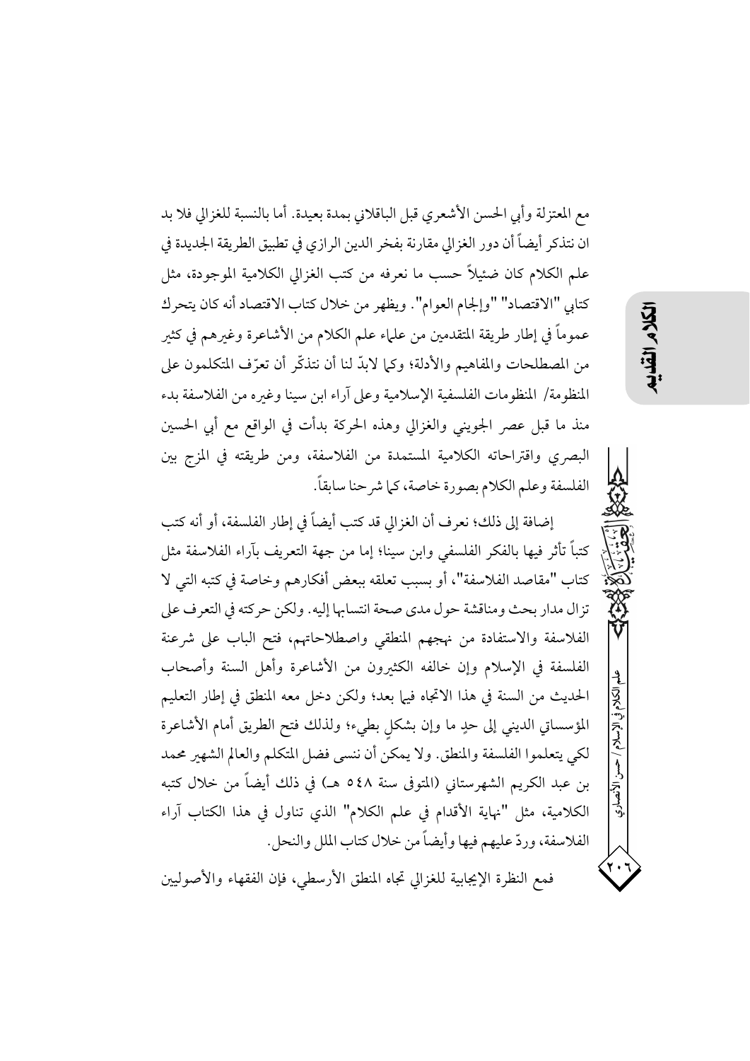مع المعتزلة وأبي الحسن الأشعري قبل الباقلاني بمدة بعيدة. أما بالنسبة للغزالي فلا بد ان نتذكر أيضاً أن دور الغزالي مقارنة بفخر الدين الرازي في تطبيق الطريقة الجديدة في علم الكلام كان ضئيلاً حسب ما نعرفه من كتب الغزالي الكلامية الموجودة، مثل كتابي "الاقتصاد" "وإلجام العوام". ويظهر من خلال كتاب الاقتصاد أنه كان يتحرك عموماً في إطار طريقة المتقدمين من علماء علم الكلام من الأشاعرة وغيرهم في كثير من المصطلحات والمفاهيم والأدلة؛ وكما لابدّ لنا أن نتذكّر أن تعرّف المتكلمون على المنظومة/ المنظومات الفلسفية الإسلامية وعلى آراء ابن سينا وغيره من الفلاسفة بدء منذ ما قبل عصر الجويني والغزالي وهذه الحركة بدأت في الواقع مع أبي الحسين البصري واقتراحاته الكلامية المستمدة من الفلاسفة، ومن طريقته في المزج بين الفلسفة وعلم الكلام بصورة خاصة، كما شرحنا سابقاً.

إضافة إلى ذلك؛ نعرف أن الغزالي قد كتب أيضاً في إطار الفلسفة، أو أنه كتب كتباً تأثر فيها بالفكر الفلسفي وابن سينا؛ إما من جهة التعريف بآراء الفلاسفة مثل كتاب "مقاصد الفلاسفة"، أو بسبب تعلقه ببعض أفكارهم وخاصة في كتبه التي لا تزال مدار بحث ومناقشة حول مدى صحة انتسابها إليه. ولكن حركته في التعرف على الفلاسفة والاستفادة من نهجهم المنطقي واصطلاحاتهم، فتح الباب على شرعنة الفلسفة في الإسلام وإن خالفه الكثيرون من الأشاعرة وأهل السنة وأصحاب الحديث من السنة في هذا الاتجاه فيما بعد؛ ولكن دخل معه المنطق في إطار التعليم المؤسساتي الديني إلى حدٍ ما وإن بشكلٍ بطيء؛ ولذلك فتح الطريق أمام الأشاعرة لكي يتعلموا الفلسفة والمنطق. ولا يمكن أن ننسى فضل المتكلم والعالم الشهير محمد بن عبد الكريم الشهرستاني (المتوفى سنة ٥٤٨ هـ) في ذلك أيضاً من خلال كتبه الكلامية، مثل "نهاية الأقدام في علم الكلام" الذي تناول في هذا الكتاب آراء الفلاسفة، وردّ عليهم فيها وأيضاً من خلال كتاب الملل والنحل.

فمع النظرة الإيجابية للغزالي تجاه المنطق الأرسطي، فإن الفقهاء والأصوليين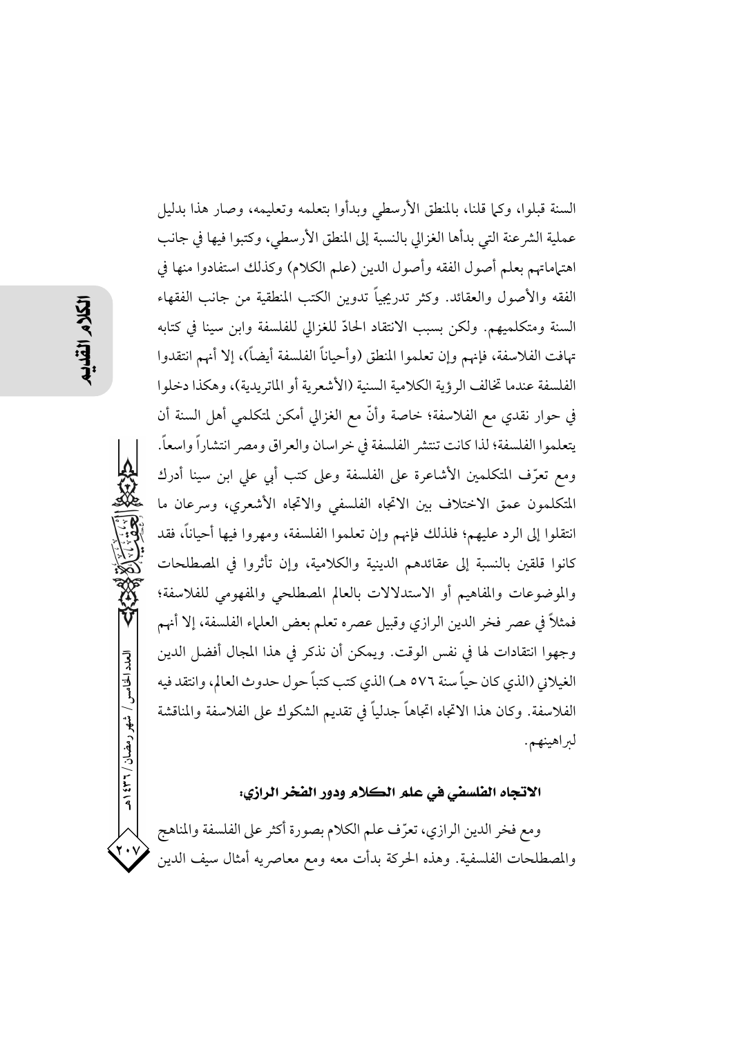السنة قبلوا، وكما قلنا، بالمنطق الأرسطي وبدأوا بتعلمه وتعليمه، وصار هذا بدليل عملية الشرعنة التي بدأها الغزالي بالنسبة إلى المنطق الأرسطي، وكتبوا فيها في جانب اهتماماتهم بعلم أصول الفقه وأصول الدين (علم الكلام) وكذلك استفادوا منها في الفقه والأصول والعقائد. وكثر تدريجياً تدوين الكتب المنطقية من جانب الفقهاء السنة ومتكلميهم. ولكن بسبب الانتقاد الحادّ للغزالي للفلسفة وابن سينا في كتابه تهافت الفلاسفة، فإنهم وإن تعلموا المنطق (وأحياناً الفلسفة أيضاً)، إلا أنهم انتقدوا الفلسفة عندما تخالف الرؤية الكلامية السنية (الأشعرية أو الماتريدية)، وهكذا دخلوا في حوار نقدي مع الفلاسفة؛ خاصة وأنّ مع الغزالي أمكن لمتكلمي أهل السنة أن يتعلموا الفلسفة؛ لذا كانت تنتشر الفلسفة في خراسان والعراق ومصر انتشاراً واسعاً. ومع تعرّف المتكلمين الأشاعرة على الفلسفة وعلى كتب أبي علي ابن سينا أدرك المتكلمون عمق الاختلاف بين الاتجاه الفلسفي والاتجاه الأشعري، وسرعان ما انتقلوا إلى الرد عليهم؛ فلذلك فإنهم وإن تعلموا الفلسفة، ومهروا فيها أحياناً، فقد كانوا قلقين بالنسبة إلى عقائدهم الدينية والكلامية، وإن تأثروا في المصطلحات والموضوعات والمفاهيم أو الاستدلالات بالعالم المصطلحي والمفهومي للفلاسفة؛ فمثلاً في عصر فخر الدين الرازي وقبيل عصره تعلم بعض العلماء الفلسفة، إلا أنهم وجهوا انتقادات لها في نفس الوقت. ويمكن أن نذكر في هذا المجال أفضل الدين الغيلاني (الذي كان حياً سنة ٥٧٦ هـ) الذي كتب كتباً حول حدوث العالم، وانتقد فيه الفلاسفة. وكان هذا الاتجاه اتجاهاً جدلياً في تقديم الشكوك على الفلاسفة والمناقشة لبراهينهم.

### الاتجاه الفلسفي في علم الكلام ودور الفخر الرازي:

ومع فخر الدين الرازي، تعرّف علم الكلام بصورة أكثر على الفلسفة والمناهج والمصطلحات الفلسفية. وهذه الحركة بدأت معه ومع معاصريه أمثال سيف الدين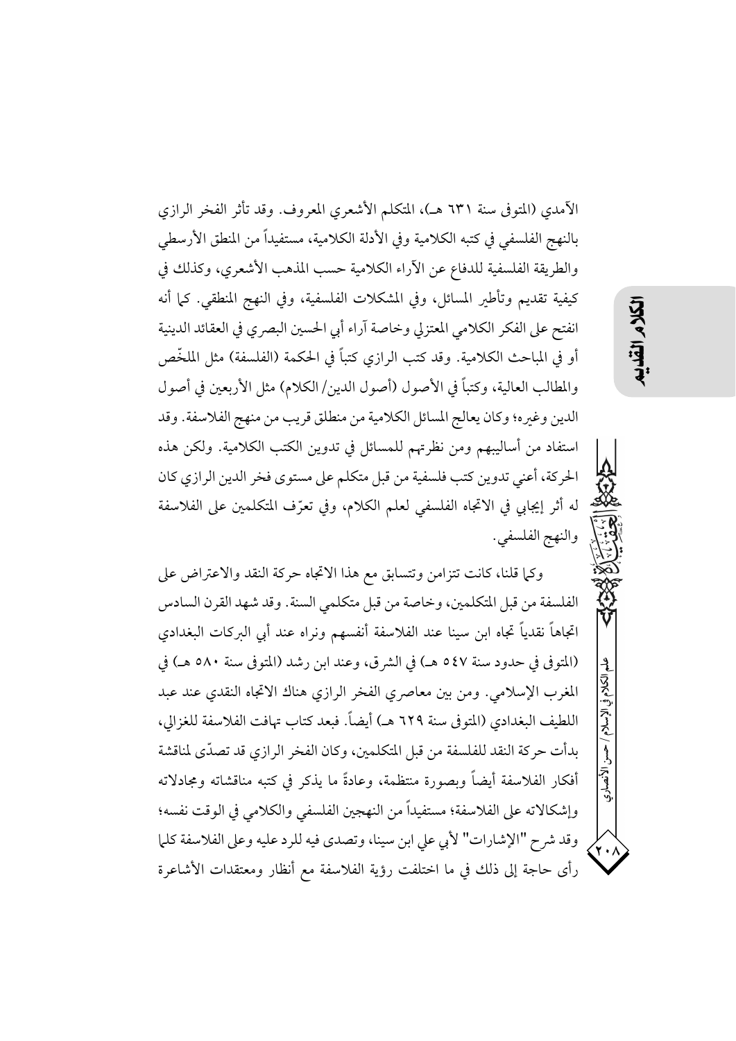الآمدي (المتوفى سنة ٦٣١ هـ)، المتكلم الأشعري المعروف. وقد تأثر الفخر الرازي بالنهج الفلسفي في كتبه الكلامية وفي الأدلة الكلامية، مستفيداً من المنطق الأرسطي والطريقة الفلسفية للدفاع عن الآراء الكلامية حسب المذهب الأشعري، وكذلك في كيفية تقديم وتأطير المسائل، وفي المشكلات الفلسفية، وفي النهج المنطقي. كما أنه انفتح على الفكر الكلامي المعتزلي وخاصة آراء أبي الحسين البصري في العقائد الدينية أو في المباحث الكلامية. وقد كتب الرازي كتباً في الحكمة (الفلسفة) مثل الملخّص والمطالب العالية، وكتباً في الأصول (أصول الدين/ الكلام) مثل الأربعين في أصول الدين وغيره؛ وكان يعالج المسائل الكلامية من منطلق قريب من منهج الفلاسفة. وقد استفاد من أساليبهم ومن نظرتهم للمسائل في تدوين الكتب الكلامية. ولكن هذه الحركة، أعني تدوين كتب فلسفية من قبل متكلم على مستوى فخر الدين الرازي كان له أثر إيجابي في الاتجاه الفلسفي لعلم الكلام، وفي تعرّف المتكلمين على الفلاسفة والنهج الفلسفي.

وكما قلنا، كانت تتزامن وتتسابق مع هذا الاتجاه حركة النقد والاعتراض على الفلسفة من قبل المتكلمين، وخاصة من قبل متكلمي السنة. وقد شهد القرن السادس اتجاهاً نقدياً تجاه ابن سينا عند الفلاسفة أنفسهم ونراه عند أبي البركات البغدادي (المتوفى في حدود سنة ٥٤٧ هـ) في الشرق، وعند ابن رشد (المتوفى سنة ٥٨٠ هـ) في المغرب الإسلامي. ومن بين معاصري الفخر الرازي هناك الاتجاه النقدي عند عبد اللطيف البغدادي (المتوفى سنة ٦٢٩ هـ) أيضاً. فبعد كتاب تهافت الفلاسفة للغزالي، بدأت حركة النقد للفلسفة من قبل المتكلمين، وكان الفخر الرازي قد تصدّى لمناقشة أفكار الفلاسفة أيضاً وبصورة منتظمة، وعادةً ما يذكر في كتبه مناقشاته ومجادلاته وإشكالاته على الفلاسفة؛ مستفيداً من النهجين الفلسفي والكلامي في الوقت نفسه؛ وقد شرح "الإشارات" لأبي علي ابن سينا، وتصدى فيه للرد عليه وعلى الفلاسفة كلما رأى حاجة إلى ذلك في ما اختلفت رؤية الفلاسفة مع أنظار ومعتقدات الأشاعرة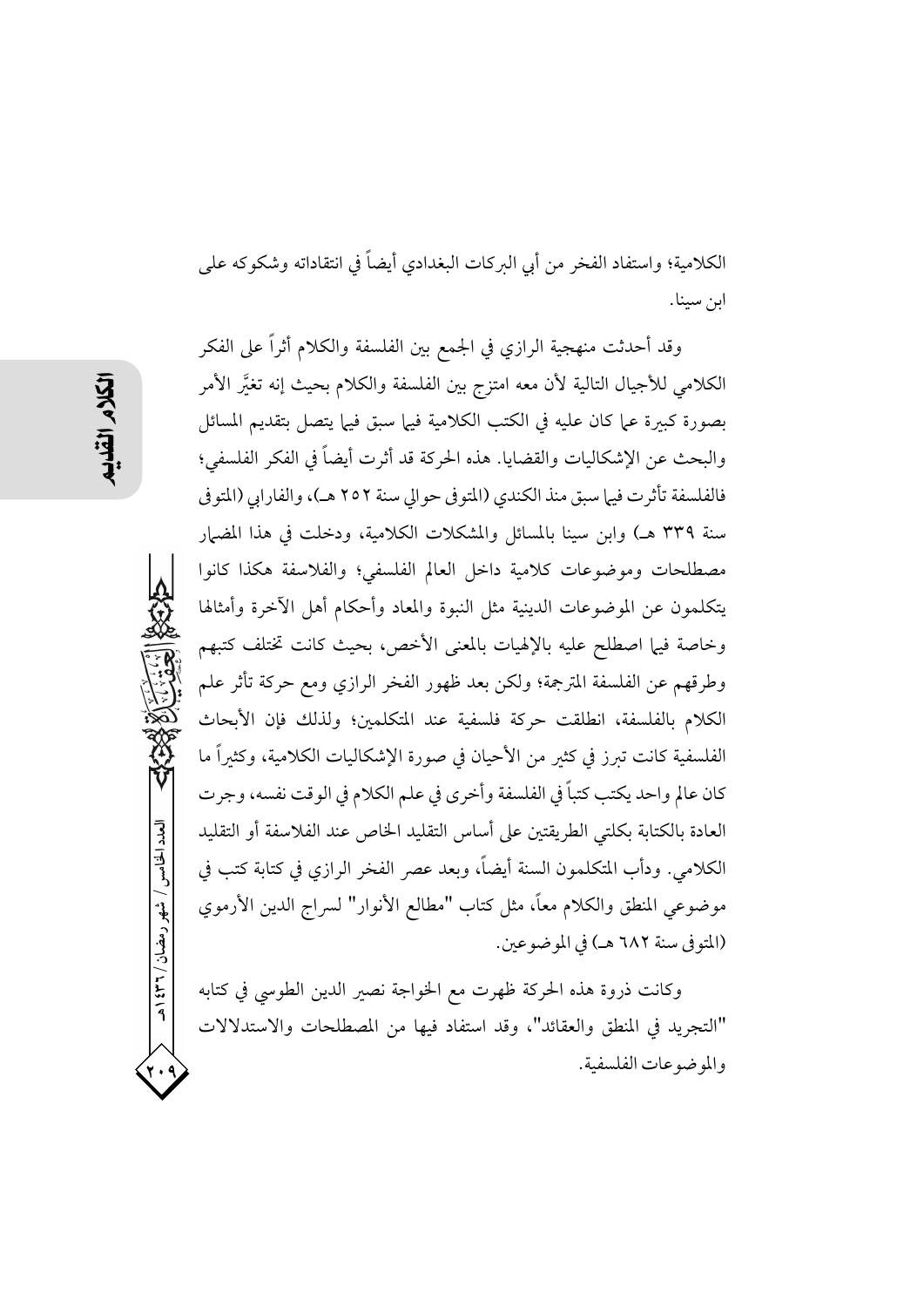الكلامية؛ واستفاد الفخر من أبي البركات البغدادي أيضاً في انتقاداته وشكوكه على ابن سينا.

وقد أحدثت منهجية الرازي في الجمع بين الفلسفة والكلام أثراً على الفكر الكلامي للأجيال التالية لأن معه امتزج بين الفلسفة والكلام بحيث إنه تغيَّر الأمر بصورة كبيرة عما كان عليه في الكتب الكلامية فيما سبق فيما يتصل بتقديم المسائل والبحث عن الإشكاليات والقضايا. هذه الحركة قد أثرت أيضاً في الفكر الفلسفي؛ فالفلسفة تأثرت فيما سبق منذ الكندي (المتوفى حوالي سنة ٢٥٢ هـ)، والفارابي (المتوفى سنة ٣٣٩ هـ) وابن سينا بالمسائل والمشكلات الكلامية، ودخلت في هذا المضمار مصطلحات وموضوعات كلامية داخل العالم الفلسفي؛ والفلاسفة هكذا كانوا يتكلمون عن الموضوعات الدينية مثل النبوة والمعاد وأحكام أهل الآخرة وأمثالها وخاصة فيما اصطلح عليه بالإلهيات بالمعنى الأخص، بحيث كانت تختلف كتبهم وطرقهم عن الفلسفة المترجمة؛ ولكن بعد ظهور الفخر الرازي ومع حركة تأثر علم الكلام بالفلسفة، انطلقت حركة فلسفية عند المتكلمين؛ ولذلك فإن الأبحاث الفلسفية كانت تبرز في كثير من الأحيان في صورة الإشكاليات الكلامية، وكثيراً ما كان عالم واحد يكتب كتباً في الفلسفة وأخرى في علم الكلام في الوقت نفسه، وجرت العادة بالكتابة بكلتي الطريقتين على أساس التقليد الخاص عند الفلاسفة أو التقليد الكلامي. ودأب المتكلمون السنة أيضاً، وبعد عصر الفخر الرازي في كتابة كتب في موضوعي المنطق والكلام معاً، مثل كتاب "مطالع الأنوار" لسراج الدين الأرموي (المتوفى سنة ٦٨٢ هـ) في الموضوعين.

وكانت ذروة هذه الحركة ظهرت مع الخواجة نصير الدين الطوسي في كتابه "التجريد في المنطق والعقائد"، وقد استفاد فيها من المصطلحات والاستدلالات والموضوعات الفلسفية.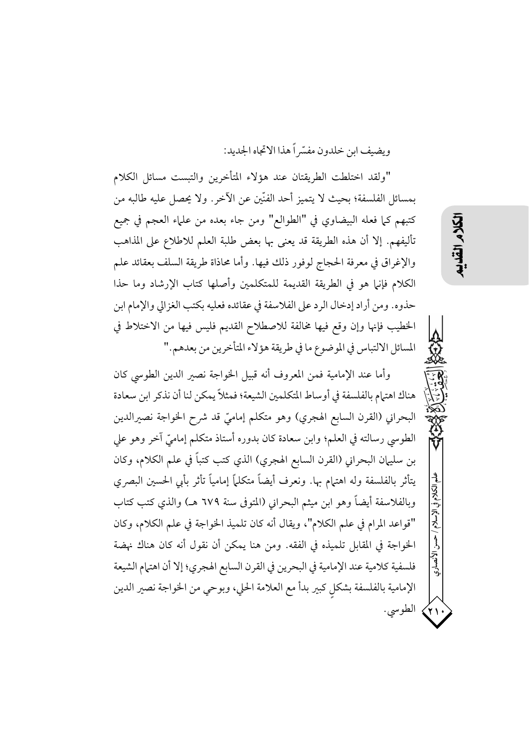ويضيف ابن خلدون مفسّراً هذا الاتجاه الجديد:

"ولقد اختلطت الطريقتان عند هؤلاء المتأخرين والتبست مسائل الكلام بمسائل الفلسفة؛ بحيث لا يتميز أحد الفنّين عن الآخر. ولا يحصل عليه طالبه من كتبهم كما فعله البيضاوي في "الطوالع" ومن جاء بعده من علماء العجم في جميع تأليفهم. إلا أن هذه الطريقة قد يعنى بها بعض طلبة العلم للاطلاع على المذاهب والإغراق في معرفة الحجاج لوفور ذلك فيها. وأما محاذاة طريقة السلف بعقائد علم الكلام فإنما هو في الطريقة القديمة للمتكلمين وأصلها كتاب الإرشاد وما حذا حذوه. ومن أراد إدخال الرد على الفلاسفة في عقائده فعليه بكتب الغزالي والإمام ابن الخطيب فإنها وإن وقع فيها مخالفة للاصطلاح القديم فليس فيها من الاختلاط في المسائل الالتباس في الموضوع ما في طريقة هؤلاء المتأخرين من بعدهم."

وأما عند الإمامية فمن المعروف أنه قبيل الخواجة نصير الدين الطوسي كان هناك اهتمام بالفلسفة في أوساط المتكلمين الشيعة؛ فمثلاً يمكن لنا أن نذكر ابن سعادة البحراني (القرن السابع الهجري) وهو متكلم إماميّ قد شرح الخواجة نصيرالدين الطوسي رسالته في العلم؛ وابن سعادة كان بدوره أستاذ متكلم إماميّ آخر وهو علي بن سليمان البحراني (القرن السابع الهجري) الذي كتب كتباً في علم الكلام، وكان يتأثر بالفلسفة وله اهتمام بها. ونعرف أيضاً متكلماً إمامياً تأثر بأبي الحسين البصري وبالفلاسفة أيضاً وهو ابن ميثم البحراني (المتوفى سنة ٦٧٩ هـ) والذي كتب كتاب "قواعد المرام في علم الكلام"، ويقال أنه كان تلميذ الخواجة في علم الكلام، وكان الخواجة في المقابل تلميذه في الفقه. ومن هنا يمكن أن نقول أنه كان هناك نهضة فلسفية كلامية عند الإمامية في البحرين في القرن السابع الهجري؛ إلا أن اهتمام الشيعة الإمامية بالفلسفة بشكلٍ كبير بدأ مع العلامة الحلي، وبوحي من الخواجة نصير الدين الطوسي.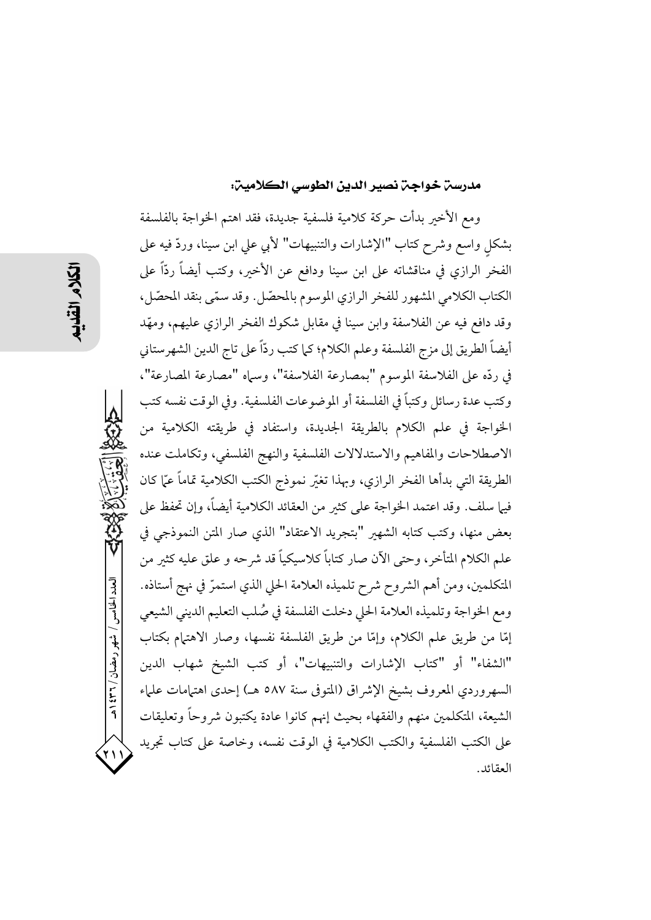### مدرسة خواجة نصير الدين الطوسي الكلامية:

ومع الأخير بدأت حركة كلامية فلسفية جديدة، فقد اهتم الخواجة بالفلسفة بشكلٍ واسع وشرح كتاب "الإشارات والتنبيهات" لأبي علي ابن سينا، وردّ فيه على الفخر الرازي في مناقشاته على ابن سينا ودافع عن الأخير، وكتب أيضاً ردّاً على الكتاب الكلامي المشهور للفخر الرازي الموسوم بالمحصّل. وقد سمّى بنقد المحصّل، وقد دافع فيه عن الفلاسفة وابن سينا في مقابل شكوك الفخر الرازي عليهم، ومهّد أيضاً الطريق إلى مزج الفلسفة وعلم الكلام؛ كما كتب ردّاً على تاج الدين الشهرستاني في ردّه على الفلاسفة الموسوم "بمصارعة الفلاسفة"، وسماه "مصارعة المصارعة"، وكتب عدة رسائل وكتباً في الفلسفة أو الموضوعات الفلسفية. وفي الوقت نفسه كتب الخواجة في علم الكلام بالطريقة الجديدة، واستفاد في طريقته الكلامية من الاصطلاحات والمفاهيم والاستدلالات الفلسفية والنهج الفلسفي، وتكاملت عنده الطريقة التي بدأها الفخر الرازي، وبهذا تغيّر نموذج الكتب الكلامية تماماً عمّا كان فيها سلف. وقد اعتمد الخواجة على كثير من العقائد الكلامية أيضاً، وإن تحفظ على بعض منها، وكتب كتابه الشهير "بتجريد الاعتقاد" الذي صار المتن النموذجي في علم الكلام المتأخر، وحتى الآن صار كتاباً كلاسيكياً قد شرحه و علق عليه كثير من المتكلمين، ومن أهم الشروح شرح تلميذه العلامة الحلي الذي استمرّ في نهج أستاذه. ومع الخواجة وتلميذه العلامة الحلي دخلت الفلسفة في صُلب التعليم الديني الشيعي إمّا من طريق علم الكلام، وإمّا من طريق الفلسفة نفسها، وصار الاهتمام بكتاب "الشفاء" أو "كتاب الإشارات والتنبيهات"، أو كتب الشيخ شهاب الدين السهروردي المعروف بشيخ الإشراق (المتوفى سنة ٥٨٧ هـ) إحدى اهتمامات علماء الشيعة، المتكلمين منهم والفقهاء بحيث إنهم كانوا عادة يكتبون شروحاً وتعليقات على الكتب الفلسفية والكتب الكلامية في الوقت نفسه، وخاصة على كتاب تجريد العقائد.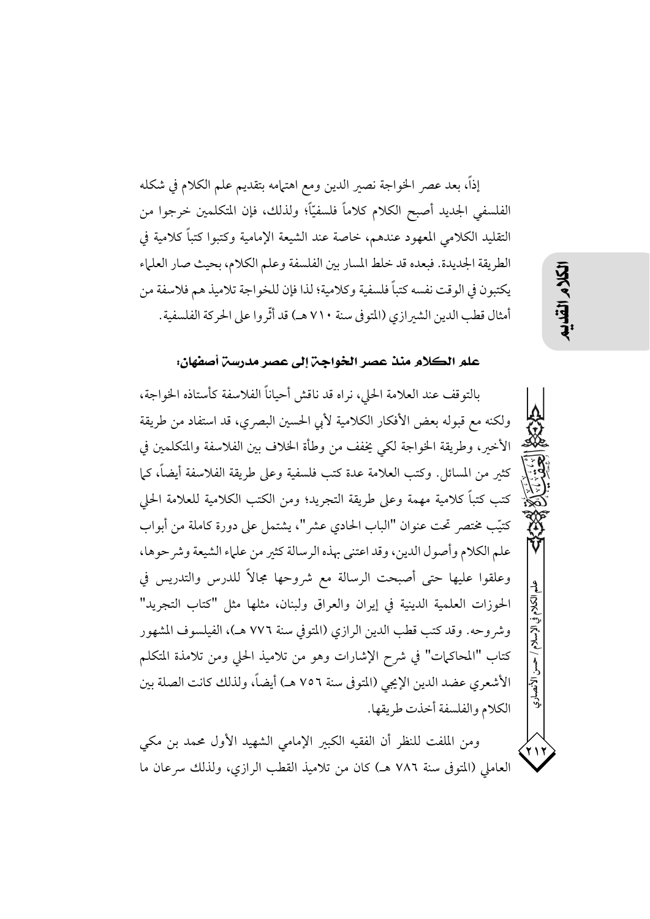إذاً، بعد عصر الخواجة نصير الدين ومع اهتمامه بتقديم علم الكلام في شكله الفلسفي الجديد أصبح الكلام كلاماً فلسفيّاً؛ ولذلك، فإن المتكلمين خرجوا من التقليد الكلامي المعهود عندهم، خاصة عند الشيعة الإمامية وكتبوا كتباً كلامية في الطريقة الجديدة. فبعده قد خلط المسار بين الفلسفة وعلم الكلام، بحيث صار العلماء يكتبون في الوقت نفسه كتباً فلسفية وكلامية؛ لذا فإن للخواجة تلاميذ هم فلاسفة من أمثال قطب الدين الشيرازي (المتوفى سنة ٧١٠ هـ) قد أثّروا على الحركة الفلسفية.

### علم الكلام منذ عصر الخواجة إلى عصر مدرسة أصفهان:

بالتوقف عند العلامة الحلي، نراه قد ناقش أحياناً الفلاسفة كأستاذه الخواجة، ولكنه مع قبوله بعض الأفكار الكلامية لأبي الحسين البصري، قد استفاد من طريقة الأخير، وطريقة الخواجة لكي يخفف من وطأة الخلاف بين الفلاسفة والمتكلمين في كثير من المسائل. وكتب العلامة عدة كتب فلسفية وعلى طريقة الفلاسفة أيضاً، كما كتب كتباً كلامية مهمة وعلى طريقة التجريد؛ ومن الكتب الكلامية للعلامة الحلي كتيّب مختصر تحت عنوان "الباب الحادي عشر"، يشتمل على دورة كاملة من أبواب علم الكلام وأصول الدين، وقد اعتنى بهذه الرسالة كثير من علماء الشيعة وشرحوها، وعلقوا عليها حتى أصبحت الرسالة مع شروحها مجالاً للدرس والتدريس في الحوزات العلمية الدينية في إيران والعراق ولبنان، مثلها مثل "كتاب التجريد" وشروحه. وقد كتب قطب الدين الرازي (المتوفى سنة ٧٧٦ هـ)، الفيلسوف المشهور كتاب "المحاكمات" في شرح الإشارات وهو من تلاميذ الحلي ومن تلامذة المتكلم الأشعري عضد الدين الإيجي (المتوفى سنة ٧٥٦ هـ) أيضاً، ولذلك كانت الصلة بين الكلام والفلسفة أخذت طريقها.

ومن الملفت للنظر أن الفقيه الكبير الإمامي الشهيد الأول محمد بن مكي العاملي (المتوفى سنة ٧٨٦ هـ) كان من تلاميذ القطب الرازي، ولذلك سرعان ما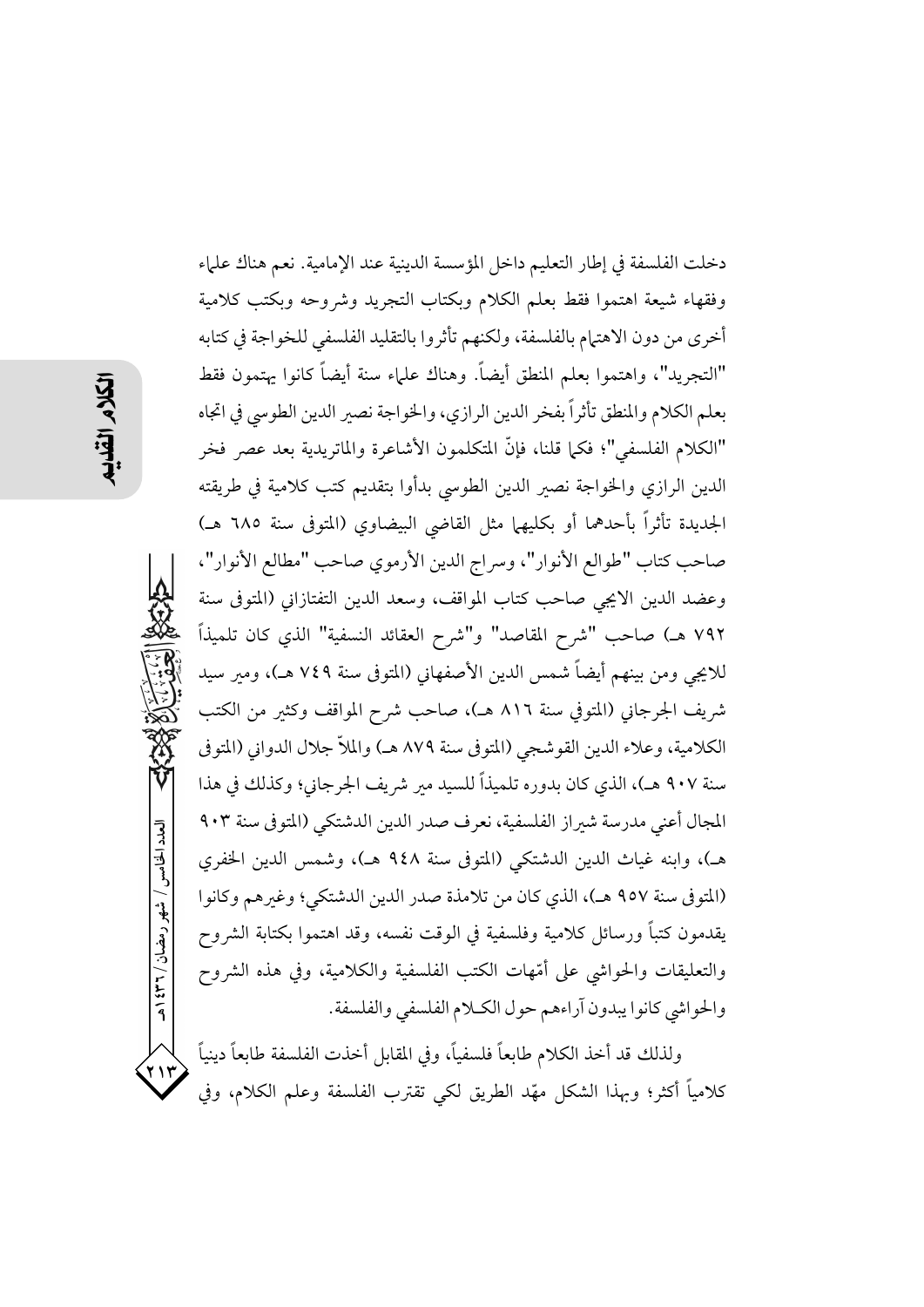دخلت الفلسفة في إطار التعليم داخل المؤسسة الدينية عند الإمامية. نعم هناك علماء وفقهاء شيعة اهتموا فقط بعلم الكلام وبكتاب التجريد وشروحه وبكتب كلامية أخرى من دون الاهتمام بالفلسفة، ولكنهم تأثروا بالتقليد الفلسفي للخواجة في كتابه "التجريد"، واهتموا بعلم المنطق أيضاً. وهناك علماء سنة أيضاً كانوا يهتمون فقط بعلم الكلام والمنطق تأثراً بفخر الدين الرازي، والخواجة نصير الدين الطوسي في اتجاه "الكلام الفلسفي"؛ فكما قلنا، فإنّ المتكلمون الأشاعرة والماتريدية بعد عصر فخر الدين الرازي والخواجة نصير الدين الطوسي بدأوا بتقديم كتب كلامية في طريقته الجديدة تأثراً بأحدهما أو بكليهما مثل القاضي البيضاوي (المتوفى سنة ٦٨٥ هـ) صاحب كتاب "طوالع الأنوار"، وسراج الدين الأرموي صاحب "مطالع الأنوار"، وعضد الدين الايجي صاحب كتاب المواقف، وسعد الدين التفتازاني (المتوفى سنة ٧٩٢ هـ) صاحب "شرح المقاصد" و"شرح العقائد النسفية" الذي كان تلميذاً للايجي ومن بينهم أيضاً شمس الدين الأصفهاني (المتوفى سنة ٧٤٩ هـ)، ومير سيد شريف الجرجاني (المتوفى سنة ٨١٦ هـ)، صاحب شرح المواقف وكثير من الكتب الكلامية، وعلاء الدين القوشجي (المتوفى سنة ٨٧٩ هـ) والملاّ جلال الدواني (المتوفى سنة ٩٠٧ هـ)، الذي كان بدوره تلميذاً للسيد مير شريف الجرجاني؛ وكذلك في هذا المجال أعني مدرسة شيراز الفلسفية، نعرف صدر الدين الدشتكي (المتوفى سنة ٩٠٣ هـ)، وابنه غياث الدين الدشتكي (المتوفى سنة ٩٤٨ هـ)، وشمس الدين الخفري (المتوفى سنة ٩٥٧ هـ)، الذي كان من تلامذة صدر الدين الدشتكي؛ وغيرهم وكانوا يقدمون كتباً ورسائل كلامية وفلسفية في الوقت نفسه، وقد اهتموا بكتابة الشروح والتعليقات والحواشي على أمّهات الكتب الفلسفية والكلامية، وفي هذه الشروح والحواشي كانوا يبدون آراءهم حول الكلام الفلسفي والفلسفة.

ولذلك قد أخذ الكلام طابعاً فلسفياً، وفي المقابل أخذت الفلسفة طابعاً دينياً كلامياً أكثر؛ وبهذا الشكل مهّد الطريق لكي تقترب الفلسفة وعلم الكلام، وفي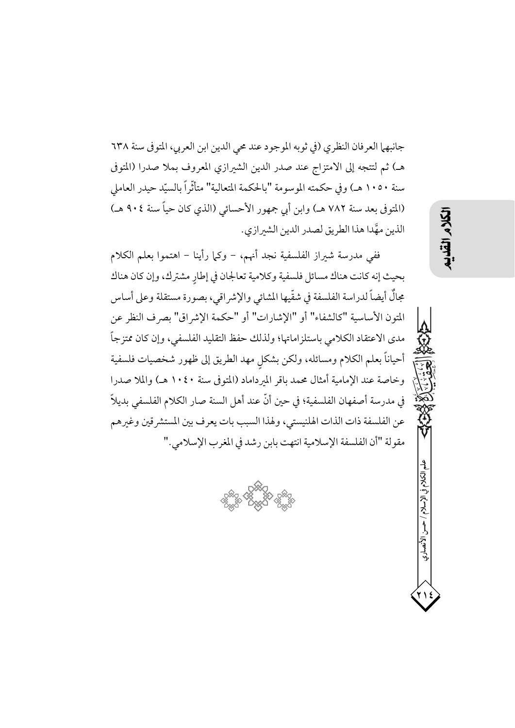جانبها العرفان النظري (في ثوبه الموجود عند محي الدين ابن العربي، المتوفى سنة ٦٣٨ هـ) ثم لتتجه إلى الامتزاج عند صدر الدين الشيرازي المعروف بملا صدرا (المتوفى سنة ١٠٥٠ هـ) وفي حكمته الموسومة "بالحكمة المتعالية" متأثّراً بالسيّد حيدر العاملي (المتوفى بعد سنة ٧٨٢ هـ) وابن أبي جمهور الأحسائي (الذي كان حياً سنة ٩٠٤ هـ) الذين مهَّدا هذا الطريق لصدر الدين الشيرازي.

ففي مدرسة شيراز الفلسفية نجد أنهم، - وكما رأينا - اهتموا بعلم الكلام بحيث إنه كانت هناك مسائل فلسفية وكلامية تعالجان في إطارٍ مشترك، وإن كان هناك مجالٌ أيضاً لدراسة الفلسفة في شقّيها المشائي والإشراقي، بصورة مستقلة وعلى أساس المتون الأساسية "كالشفاء" أو "الإشارات" أو "حكمة الإشراق" بصرف النظر عن مدى الاعتقاد الكلامي باستلزاماتها؛ ولذلك حفظ التقليد الفلسفي، وإن كان ممتزجاً أحياناً بعلم الكلام ومسائله، ولكن بشكلٍ مهد الطريق إلى ظهور شخصيات فلسفية وخاصة عند الإمامية أمثال محمد باقر الميرداماد (المتوفى سنة ١٠٤٠ هـ) والملا صدرا في مدرسة أصفهان الفلسفية؛ في حين أنّ عند أهل السنة صار الكلام الفلسفي بديلاً عن الفلسفة ذات الذات الهلنيستي، ولهذا السبب بات يعرف بين المستشرقين وغيرهم مقولة "أن الفلسفة الإسلامية انتهت بابن رشد في المغرب الإسلامي."